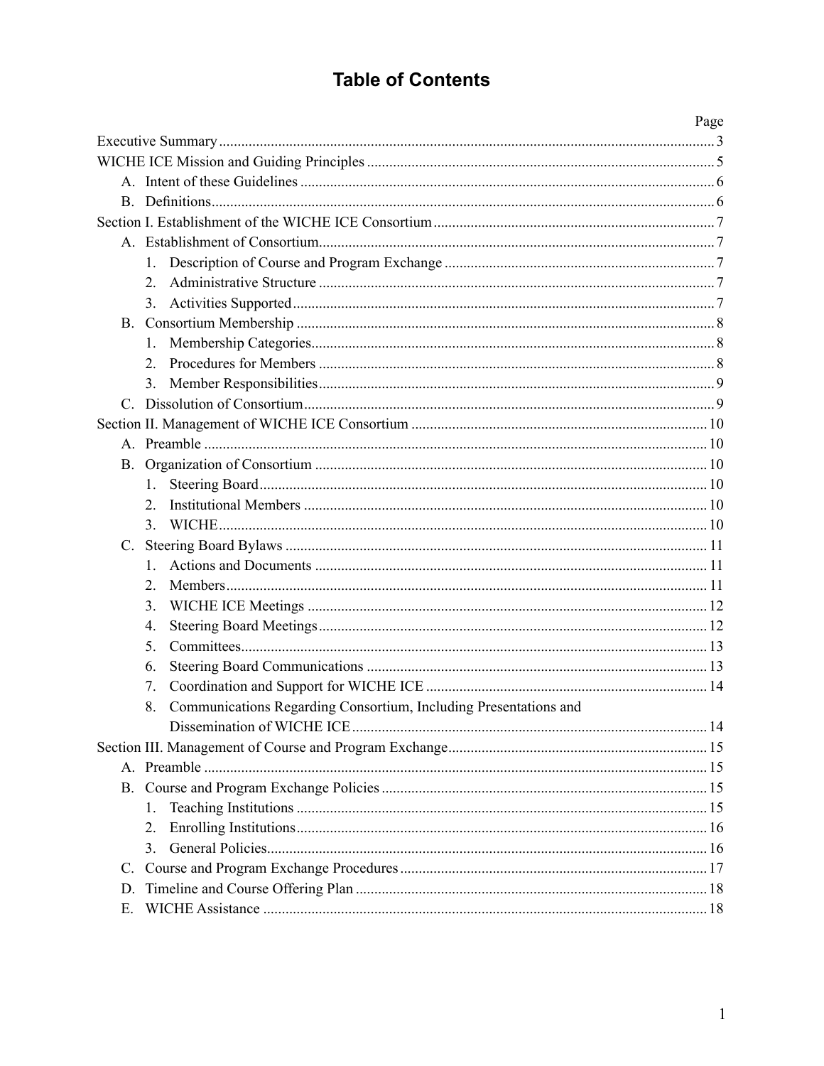# Table of Contents

Page

Executive Summary ..... 3

WICHE ICE Mission and Guiding Principles ..... 5

- A. Intent of these Guidelines ..... 6
- B. Definitions ..... 6

Section I. Establishment of the WICHE ICE Consortium ..... 7

- A. Establishment of Consortium ..... 7
  1. Description of Course and Program Exchange ..... 7
  2. Administrative Structure ..... 7
  3. Activities Supported ..... 7
- B. Consortium Membership ..... 8
  1. Membership Categories ..... 8
  2. Procedures for Members ..... 8
  3. Member Responsibilities ..... 9
- C. Dissolution of Consortium ..... 9

Section II. Management of WICHE ICE Consortium ..... 10

- A. Preamble ..... 10
- B. Organization of Consortium ..... 10
  1. Steering Board ..... 10
  2. Institutional Members ..... 10
  3. WICHE ..... 10
- C. Steering Board Bylaws ..... 11
  1. Actions and Documents ..... 11
  2. Members ..... 11
  3. WICHE ICE Meetings ..... 12
  4. Steering Board Meetings ..... 12
  5. Committees ..... 13
  6. Steering Board Communications ..... 13
  7. Coordination and Support for WICHE ICE ..... 14
  8. Communications Regarding Consortium, Including Presentations and Dissemination of WICHE ICE ..... 14

Section III. Management of Course and Program Exchange ..... 15

- A. Preamble ..... 15
- B. Course and Program Exchange Policies ..... 15
  1. Teaching Institutions ..... 15
  2. Enrolling Institutions ..... 16
  3. General Policies ..... 16
- C. Course and Program Exchange Procedures ..... 17
- D. Timeline and Course Offering Plan ..... 18
- E. WICHE Assistance ..... 18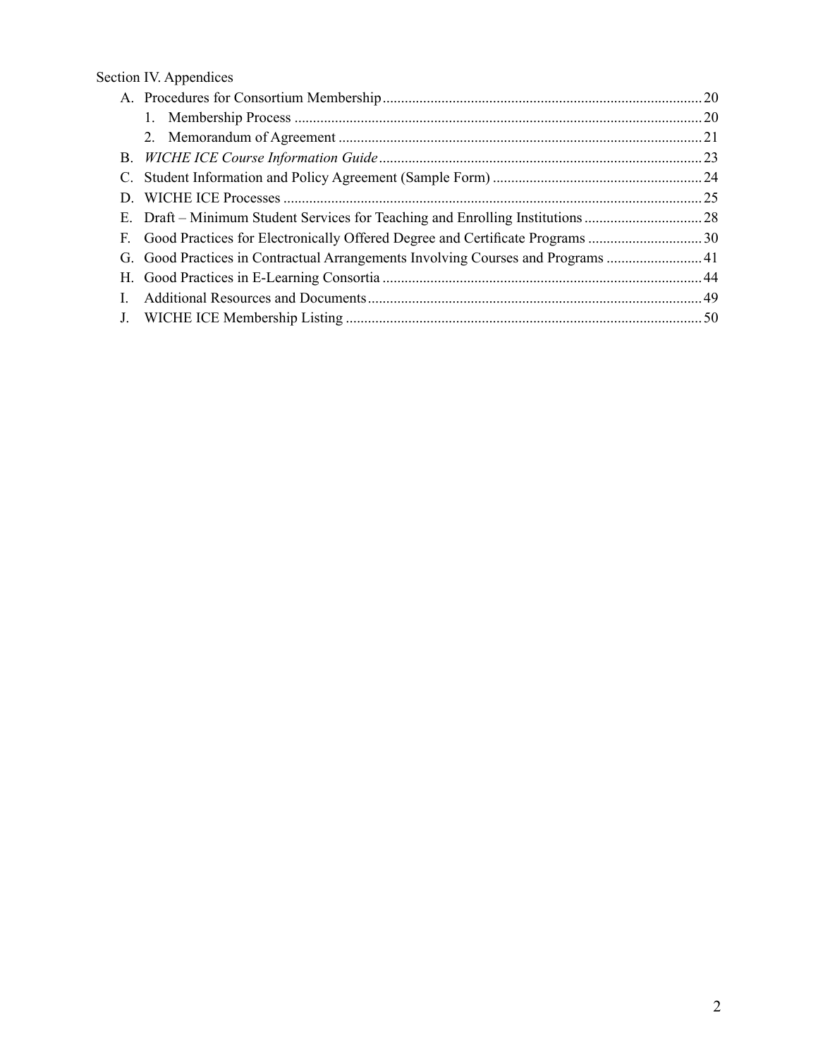Section IV. Appendices

A. Procedures for Consortium Membership ..... 20
   1. Membership Process ..... 20
   2. Memorandum of Agreement ..... 21
B. *WICHE ICE Course Information Guide* ..... 23
C. Student Information and Policy Agreement (Sample Form) ..... 24
D. WICHE ICE Processes ..... 25
E. Draft – Minimum Student Services for Teaching and Enrolling Institutions ..... 28
F. Good Practices for Electronically Offered Degree and Certificate Programs ..... 30
G. Good Practices in Contractual Arrangements Involving Courses and Programs ..... 41
H. Good Practices in E-Learning Consortia ..... 44
I. Additional Resources and Documents ..... 49
J. WICHE ICE Membership Listing ..... 50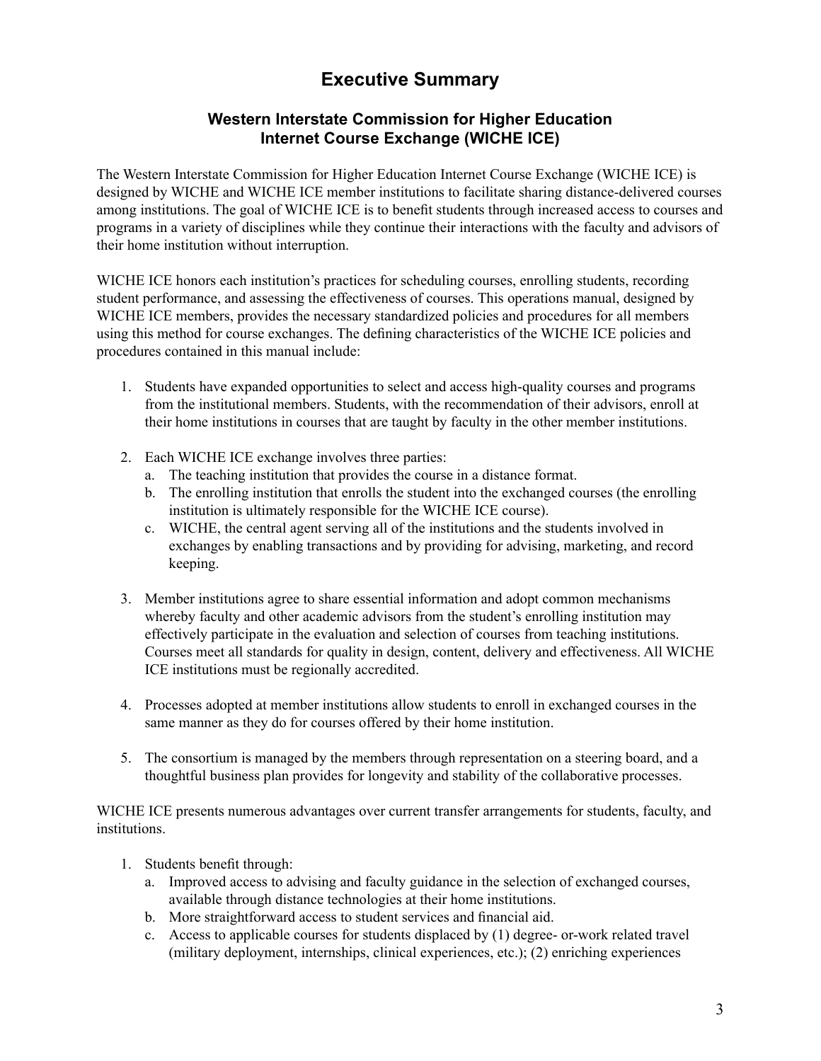# Executive Summary

## Western Interstate Commission for Higher Education Internet Course Exchange (WICHE ICE)

The Western Interstate Commission for Higher Education Internet Course Exchange (WICHE ICE) is designed by WICHE and WICHE ICE member institutions to facilitate sharing distance-delivered courses among institutions. The goal of WICHE ICE is to benefit students through increased access to courses and programs in a variety of disciplines while they continue their interactions with the faculty and advisors of their home institution without interruption.

WICHE ICE honors each institution's practices for scheduling courses, enrolling students, recording student performance, and assessing the effectiveness of courses. This operations manual, designed by WICHE ICE members, provides the necessary standardized policies and procedures for all members using this method for course exchanges. The defining characteristics of the WICHE ICE policies and procedures contained in this manual include:

1. Students have expanded opportunities to select and access high-quality courses and programs from the institutional members. Students, with the recommendation of their advisors, enroll at their home institutions in courses that are taught by faculty in the other member institutions.

2. Each WICHE ICE exchange involves three parties:
   a. The teaching institution that provides the course in a distance format.
   b. The enrolling institution that enrolls the student into the exchanged courses (the enrolling institution is ultimately responsible for the WICHE ICE course).
   c. WICHE, the central agent serving all of the institutions and the students involved in exchanges by enabling transactions and by providing for advising, marketing, and record keeping.

3. Member institutions agree to share essential information and adopt common mechanisms whereby faculty and other academic advisors from the student's enrolling institution may effectively participate in the evaluation and selection of courses from teaching institutions. Courses meet all standards for quality in design, content, delivery and effectiveness. All WICHE ICE institutions must be regionally accredited.

4. Processes adopted at member institutions allow students to enroll in exchanged courses in the same manner as they do for courses offered by their home institution.

5. The consortium is managed by the members through representation on a steering board, and a thoughtful business plan provides for longevity and stability of the collaborative processes.

WICHE ICE presents numerous advantages over current transfer arrangements for students, faculty, and institutions.

1. Students benefit through:
   a. Improved access to advising and faculty guidance in the selection of exchanged courses, available through distance technologies at their home institutions.
   b. More straightforward access to student services and financial aid.
   c. Access to applicable courses for students displaced by (1) degree- or-work related travel (military deployment, internships, clinical experiences, etc.); (2) enriching experiences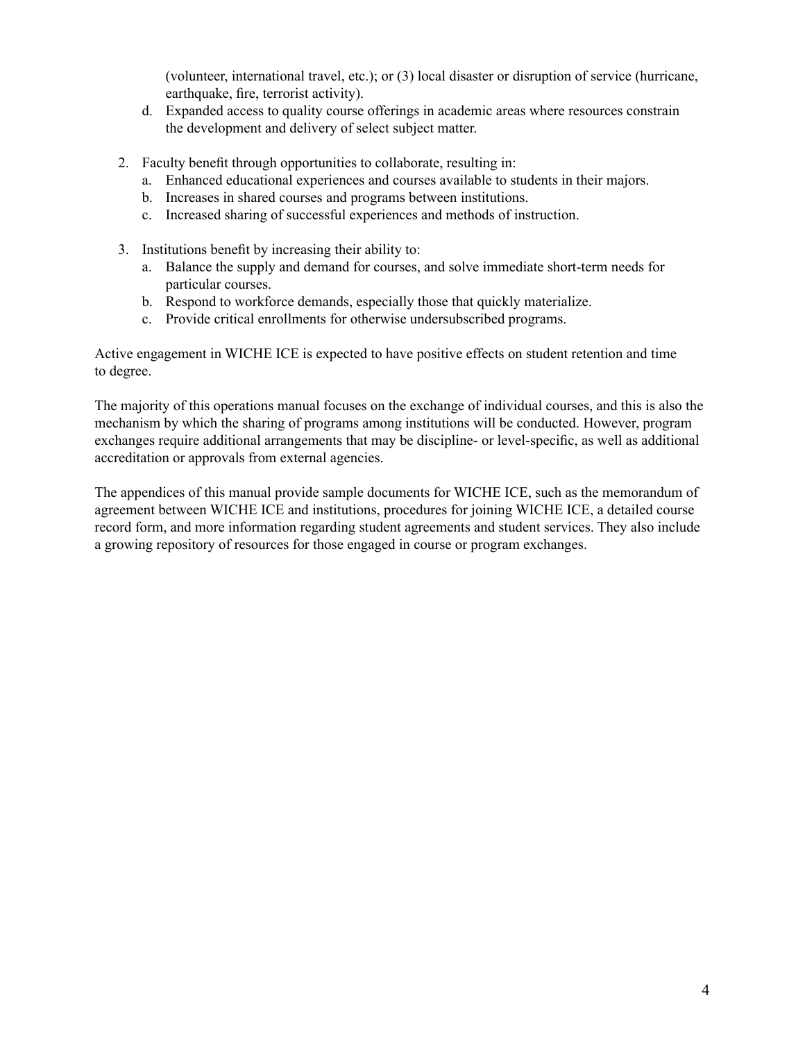(volunteer, international travel, etc.); or (3) local disaster or disruption of service (hurricane, earthquake, fire, terrorist activity).

   d. Expanded access to quality course offerings in academic areas where resources constrain the development and delivery of select subject matter.

2. Faculty benefit through opportunities to collaborate, resulting in:
   a. Enhanced educational experiences and courses available to students in their majors.
   b. Increases in shared courses and programs between institutions.
   c. Increased sharing of successful experiences and methods of instruction.

3. Institutions benefit by increasing their ability to:
   a. Balance the supply and demand for courses, and solve immediate short-term needs for particular courses.
   b. Respond to workforce demands, especially those that quickly materialize.
   c. Provide critical enrollments for otherwise undersubscribed programs.

Active engagement in WICHE ICE is expected to have positive effects on student retention and time to degree.

The majority of this operations manual focuses on the exchange of individual courses, and this is also the mechanism by which the sharing of programs among institutions will be conducted. However, program exchanges require additional arrangements that may be discipline- or level-specific, as well as additional accreditation or approvals from external agencies.

The appendices of this manual provide sample documents for WICHE ICE, such as the memorandum of agreement between WICHE ICE and institutions, procedures for joining WICHE ICE, a detailed course record form, and more information regarding student agreements and student services. They also include a growing repository of resources for those engaged in course or program exchanges.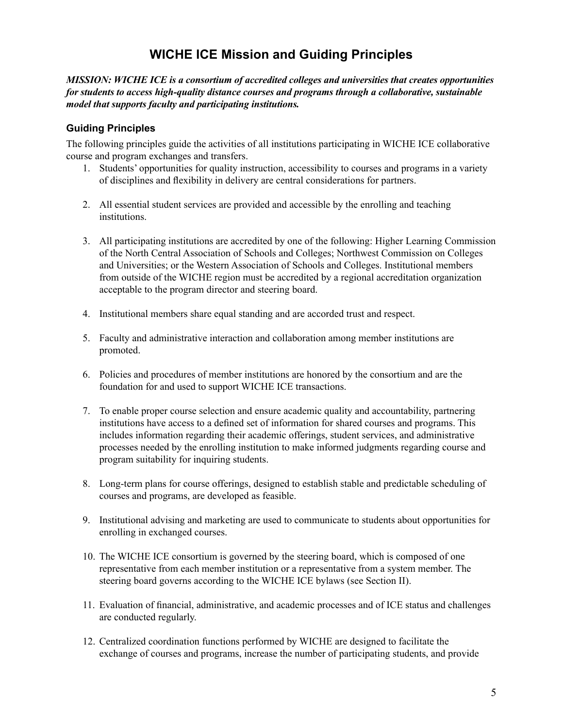# WICHE ICE Mission and Guiding Principles

***MISSION: WICHE ICE is a consortium of accredited colleges and universities that creates opportunities for students to access high-quality distance courses and programs through a collaborative, sustainable model that supports faculty and participating institutions.***

## Guiding Principles

The following principles guide the activities of all institutions participating in WICHE ICE collaborative course and program exchanges and transfers.

1. Students' opportunities for quality instruction, accessibility to courses and programs in a variety of disciplines and flexibility in delivery are central considerations for partners.

2. All essential student services are provided and accessible by the enrolling and teaching institutions.

3. All participating institutions are accredited by one of the following: Higher Learning Commission of the North Central Association of Schools and Colleges; Northwest Commission on Colleges and Universities; or the Western Association of Schools and Colleges. Institutional members from outside of the WICHE region must be accredited by a regional accreditation organization acceptable to the program director and steering board.

4. Institutional members share equal standing and are accorded trust and respect.

5. Faculty and administrative interaction and collaboration among member institutions are promoted.

6. Policies and procedures of member institutions are honored by the consortium and are the foundation for and used to support WICHE ICE transactions.

7. To enable proper course selection and ensure academic quality and accountability, partnering institutions have access to a defined set of information for shared courses and programs. This includes information regarding their academic offerings, student services, and administrative processes needed by the enrolling institution to make informed judgments regarding course and program suitability for inquiring students.

8. Long-term plans for course offerings, designed to establish stable and predictable scheduling of courses and programs, are developed as feasible.

9. Institutional advising and marketing are used to communicate to students about opportunities for enrolling in exchanged courses.

10. The WICHE ICE consortium is governed by the steering board, which is composed of one representative from each member institution or a representative from a system member. The steering board governs according to the WICHE ICE bylaws (see Section II).

11. Evaluation of financial, administrative, and academic processes and of ICE status and challenges are conducted regularly.

12. Centralized coordination functions performed by WICHE are designed to facilitate the exchange of courses and programs, increase the number of participating students, and provide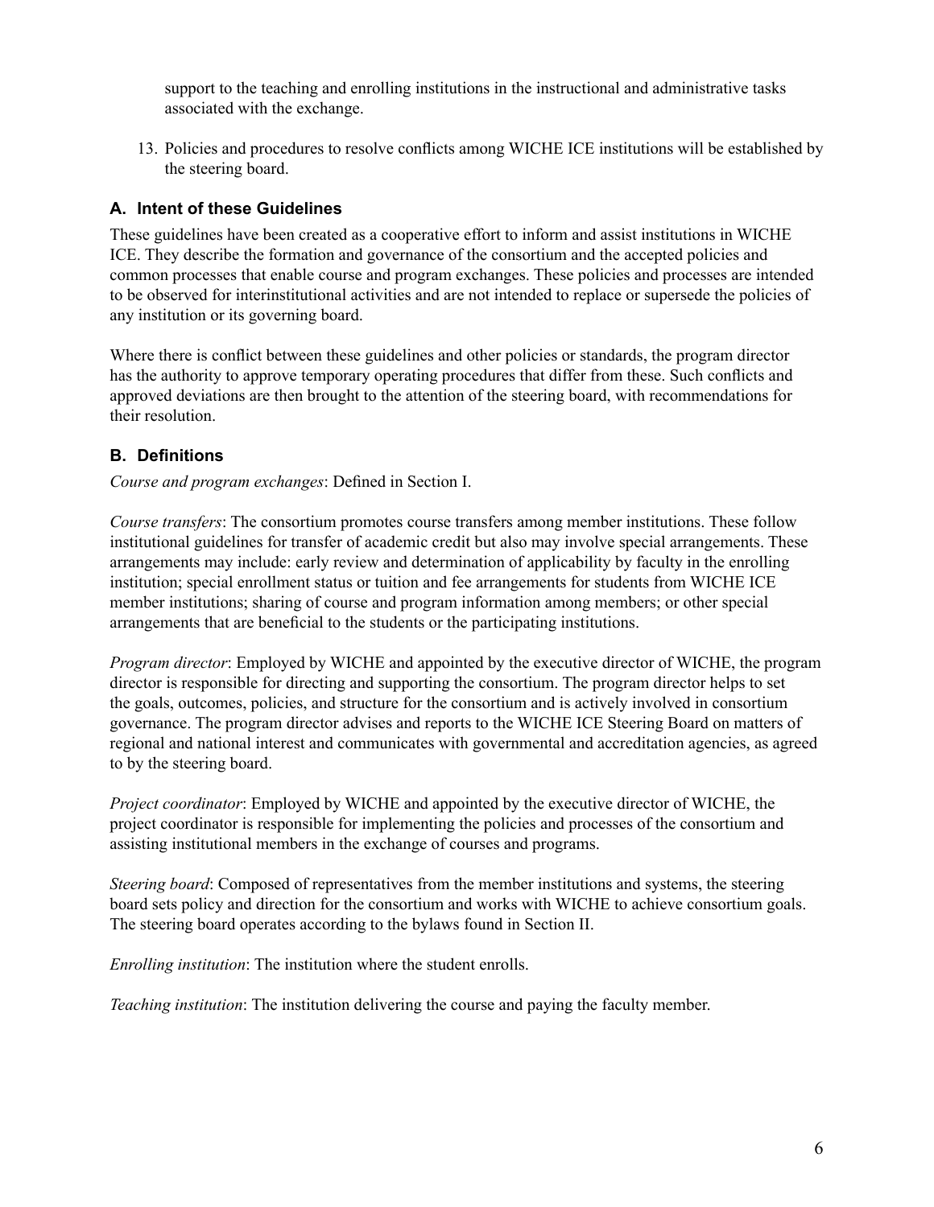support to the teaching and enrolling institutions in the instructional and administrative tasks associated with the exchange.

13. Policies and procedures to resolve conflicts among WICHE ICE institutions will be established by the steering board.

### A. Intent of these Guidelines

These guidelines have been created as a cooperative effort to inform and assist institutions in WICHE ICE. They describe the formation and governance of the consortium and the accepted policies and common processes that enable course and program exchanges. These policies and processes are intended to be observed for interinstitutional activities and are not intended to replace or supersede the policies of any institution or its governing board.

Where there is conflict between these guidelines and other policies or standards, the program director has the authority to approve temporary operating procedures that differ from these. Such conflicts and approved deviations are then brought to the attention of the steering board, with recommendations for their resolution.

### B. Definitions

*Course and program exchanges*: Defined in Section I.

*Course transfers*: The consortium promotes course transfers among member institutions. These follow institutional guidelines for transfer of academic credit but also may involve special arrangements. These arrangements may include: early review and determination of applicability by faculty in the enrolling institution; special enrollment status or tuition and fee arrangements for students from WICHE ICE member institutions; sharing of course and program information among members; or other special arrangements that are beneficial to the students or the participating institutions.

*Program director*: Employed by WICHE and appointed by the executive director of WICHE, the program director is responsible for directing and supporting the consortium. The program director helps to set the goals, outcomes, policies, and structure for the consortium and is actively involved in consortium governance. The program director advises and reports to the WICHE ICE Steering Board on matters of regional and national interest and communicates with governmental and accreditation agencies, as agreed to by the steering board.

*Project coordinator*: Employed by WICHE and appointed by the executive director of WICHE, the project coordinator is responsible for implementing the policies and processes of the consortium and assisting institutional members in the exchange of courses and programs.

*Steering board*: Composed of representatives from the member institutions and systems, the steering board sets policy and direction for the consortium and works with WICHE to achieve consortium goals. The steering board operates according to the bylaws found in Section II.

*Enrolling institution*: The institution where the student enrolls.

*Teaching institution*: The institution delivering the course and paying the faculty member.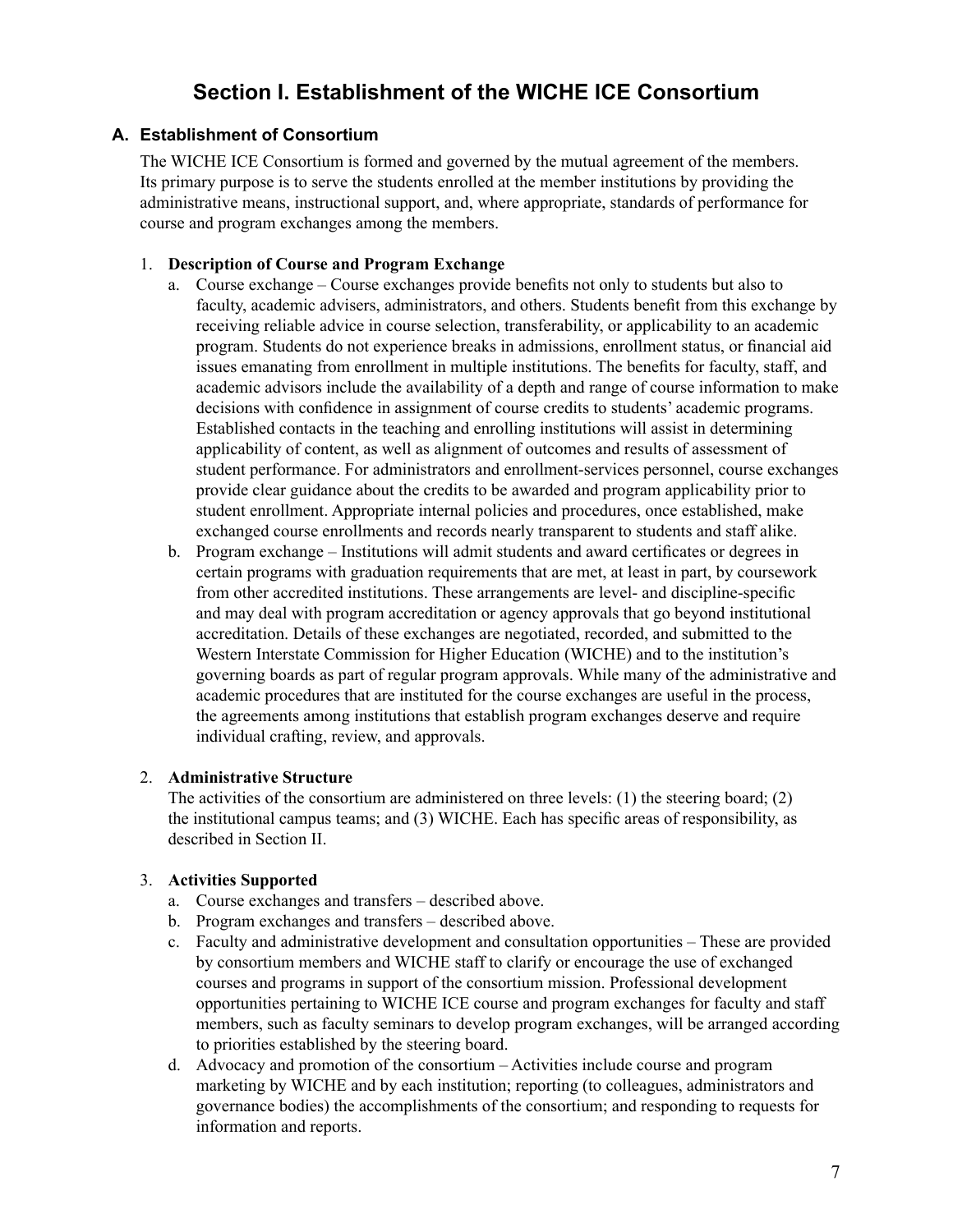# Section I. Establishment of the WICHE ICE Consortium

## A. Establishment of Consortium

The WICHE ICE Consortium is formed and governed by the mutual agreement of the members. Its primary purpose is to serve the students enrolled at the member institutions by providing the administrative means, instructional support, and, where appropriate, standards of performance for course and program exchanges among the members.

1. **Description of Course and Program Exchange**
   a. Course exchange – Course exchanges provide benefits not only to students but also to faculty, academic advisers, administrators, and others. Students benefit from this exchange by receiving reliable advice in course selection, transferability, or applicability to an academic program. Students do not experience breaks in admissions, enrollment status, or financial aid issues emanating from enrollment in multiple institutions. The benefits for faculty, staff, and academic advisors include the availability of a depth and range of course information to make decisions with confidence in assignment of course credits to students' academic programs. Established contacts in the teaching and enrolling institutions will assist in determining applicability of content, as well as alignment of outcomes and results of assessment of student performance. For administrators and enrollment-services personnel, course exchanges provide clear guidance about the credits to be awarded and program applicability prior to student enrollment. Appropriate internal policies and procedures, once established, make exchanged course enrollments and records nearly transparent to students and staff alike.
   b. Program exchange – Institutions will admit students and award certificates or degrees in certain programs with graduation requirements that are met, at least in part, by coursework from other accredited institutions. These arrangements are level- and discipline-specific and may deal with program accreditation or agency approvals that go beyond institutional accreditation. Details of these exchanges are negotiated, recorded, and submitted to the Western Interstate Commission for Higher Education (WICHE) and to the institution's governing boards as part of regular program approvals. While many of the administrative and academic procedures that are instituted for the course exchanges are useful in the process, the agreements among institutions that establish program exchanges deserve and require individual crafting, review, and approvals.

2. **Administrative Structure**
   The activities of the consortium are administered on three levels: (1) the steering board; (2) the institutional campus teams; and (3) WICHE. Each has specific areas of responsibility, as described in Section II.

3. **Activities Supported**
   a. Course exchanges and transfers – described above.
   b. Program exchanges and transfers – described above.
   c. Faculty and administrative development and consultation opportunities – These are provided by consortium members and WICHE staff to clarify or encourage the use of exchanged courses and programs in support of the consortium mission. Professional development opportunities pertaining to WICHE ICE course and program exchanges for faculty and staff members, such as faculty seminars to develop program exchanges, will be arranged according to priorities established by the steering board.
   d. Advocacy and promotion of the consortium – Activities include course and program marketing by WICHE and by each institution; reporting (to colleagues, administrators and governance bodies) the accomplishments of the consortium; and responding to requests for information and reports.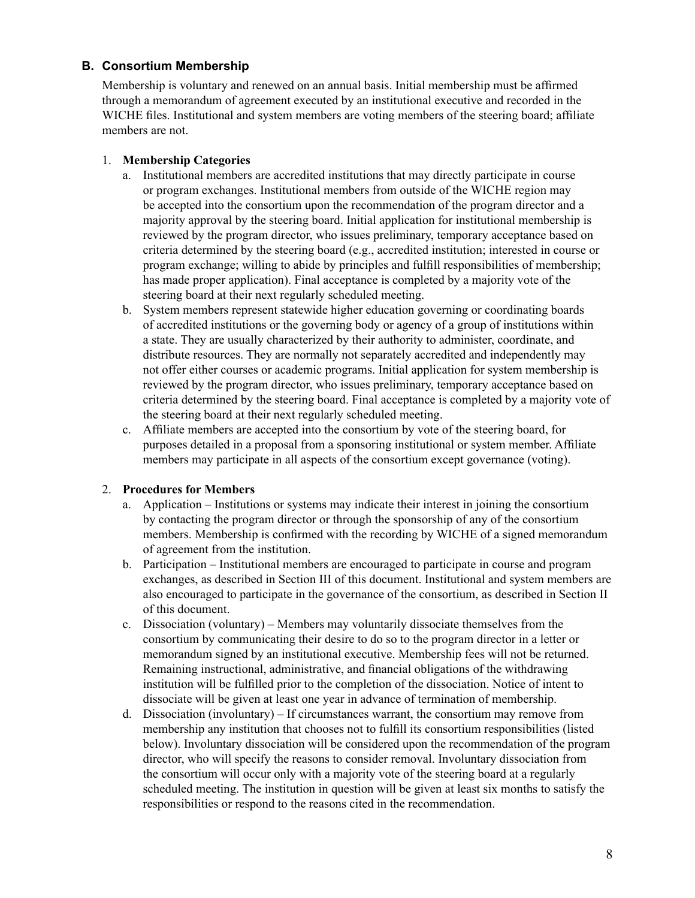## B. Consortium Membership

Membership is voluntary and renewed on an annual basis. Initial membership must be affirmed through a memorandum of agreement executed by an institutional executive and recorded in the WICHE files. Institutional and system members are voting members of the steering board; affiliate members are not.

1. **Membership Categories**
   a. Institutional members are accredited institutions that may directly participate in course or program exchanges. Institutional members from outside of the WICHE region may be accepted into the consortium upon the recommendation of the program director and a majority approval by the steering board. Initial application for institutional membership is reviewed by the program director, who issues preliminary, temporary acceptance based on criteria determined by the steering board (e.g., accredited institution; interested in course or program exchange; willing to abide by principles and fulfill responsibilities of membership; has made proper application). Final acceptance is completed by a majority vote of the steering board at their next regularly scheduled meeting.
   b. System members represent statewide higher education governing or coordinating boards of accredited institutions or the governing body or agency of a group of institutions within a state. They are usually characterized by their authority to administer, coordinate, and distribute resources. They are normally not separately accredited and independently may not offer either courses or academic programs. Initial application for system membership is reviewed by the program director, who issues preliminary, temporary acceptance based on criteria determined by the steering board. Final acceptance is completed by a majority vote of the steering board at their next regularly scheduled meeting.
   c. Affiliate members are accepted into the consortium by vote of the steering board, for purposes detailed in a proposal from a sponsoring institutional or system member. Affiliate members may participate in all aspects of the consortium except governance (voting).

2. **Procedures for Members**
   a. Application – Institutions or systems may indicate their interest in joining the consortium by contacting the program director or through the sponsorship of any of the consortium members. Membership is confirmed with the recording by WICHE of a signed memorandum of agreement from the institution.
   b. Participation – Institutional members are encouraged to participate in course and program exchanges, as described in Section III of this document. Institutional and system members are also encouraged to participate in the governance of the consortium, as described in Section II of this document.
   c. Dissociation (voluntary) – Members may voluntarily dissociate themselves from the consortium by communicating their desire to do so to the program director in a letter or memorandum signed by an institutional executive. Membership fees will not be returned. Remaining instructional, administrative, and financial obligations of the withdrawing institution will be fulfilled prior to the completion of the dissociation. Notice of intent to dissociate will be given at least one year in advance of termination of membership.
   d. Dissociation (involuntary) – If circumstances warrant, the consortium may remove from membership any institution that chooses not to fulfill its consortium responsibilities (listed below). Involuntary dissociation will be considered upon the recommendation of the program director, who will specify the reasons to consider removal. Involuntary dissociation from the consortium will occur only with a majority vote of the steering board at a regularly scheduled meeting. The institution in question will be given at least six months to satisfy the responsibilities or respond to the reasons cited in the recommendation.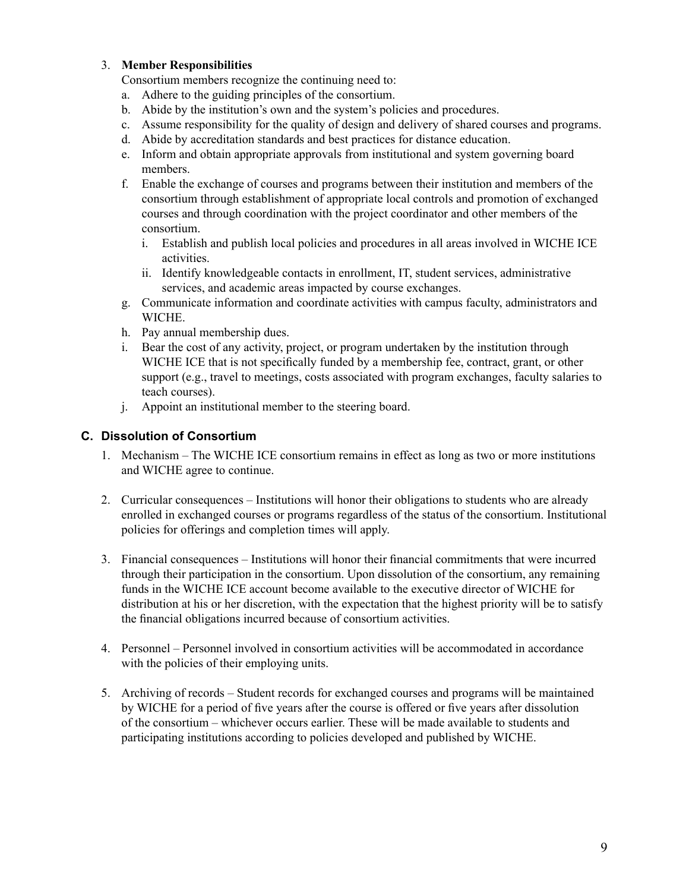3. **Member Responsibilities**

   Consortium members recognize the continuing need to:

   a. Adhere to the guiding principles of the consortium.

   b. Abide by the institution's own and the system's policies and procedures.

   c. Assume responsibility for the quality of design and delivery of shared courses and programs.

   d. Abide by accreditation standards and best practices for distance education.

   e. Inform and obtain appropriate approvals from institutional and system governing board members.

   f. Enable the exchange of courses and programs between their institution and members of the consortium through establishment of appropriate local controls and promotion of exchanged courses and through coordination with the project coordinator and other members of the consortium.

      i. Establish and publish local policies and procedures in all areas involved in WICHE ICE activities.

      ii. Identify knowledgeable contacts in enrollment, IT, student services, administrative services, and academic areas impacted by course exchanges.

   g. Communicate information and coordinate activities with campus faculty, administrators and WICHE.

   h. Pay annual membership dues.

   i. Bear the cost of any activity, project, or program undertaken by the institution through WICHE ICE that is not specifically funded by a membership fee, contract, grant, or other support (e.g., travel to meetings, costs associated with program exchanges, faculty salaries to teach courses).

   j. Appoint an institutional member to the steering board.

## C. Dissolution of Consortium

1. Mechanism – The WICHE ICE consortium remains in effect as long as two or more institutions and WICHE agree to continue.

2. Curricular consequences – Institutions will honor their obligations to students who are already enrolled in exchanged courses or programs regardless of the status of the consortium. Institutional policies for offerings and completion times will apply.

3. Financial consequences – Institutions will honor their financial commitments that were incurred through their participation in the consortium. Upon dissolution of the consortium, any remaining funds in the WICHE ICE account become available to the executive director of WICHE for distribution at his or her discretion, with the expectation that the highest priority will be to satisfy the financial obligations incurred because of consortium activities.

4. Personnel – Personnel involved in consortium activities will be accommodated in accordance with the policies of their employing units.

5. Archiving of records – Student records for exchanged courses and programs will be maintained by WICHE for a period of five years after the course is offered or five years after dissolution of the consortium – whichever occurs earlier. These will be made available to students and participating institutions according to policies developed and published by WICHE.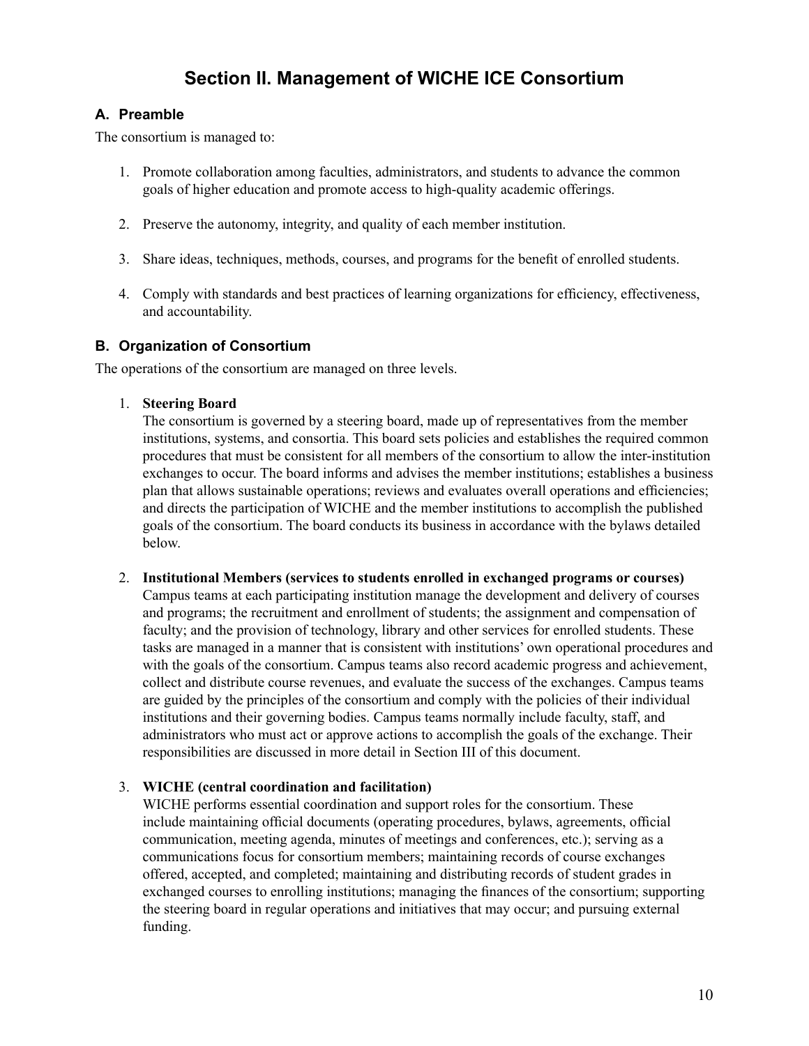# Section II. Management of WICHE ICE Consortium

## A. Preamble

The consortium is managed to:

1. Promote collaboration among faculties, administrators, and students to advance the common goals of higher education and promote access to high-quality academic offerings.

2. Preserve the autonomy, integrity, and quality of each member institution.

3. Share ideas, techniques, methods, courses, and programs for the benefit of enrolled students.

4. Comply with standards and best practices of learning organizations for efficiency, effectiveness, and accountability.

## B. Organization of Consortium

The operations of the consortium are managed on three levels.

1. **Steering Board**
   The consortium is governed by a steering board, made up of representatives from the member institutions, systems, and consortia. This board sets policies and establishes the required common procedures that must be consistent for all members of the consortium to allow the inter-institution exchanges to occur. The board informs and advises the member institutions; establishes a business plan that allows sustainable operations; reviews and evaluates overall operations and efficiencies; and directs the participation of WICHE and the member institutions to accomplish the published goals of the consortium. The board conducts its business in accordance with the bylaws detailed below.

2. **Institutional Members (services to students enrolled in exchanged programs or courses)**
   Campus teams at each participating institution manage the development and delivery of courses and programs; the recruitment and enrollment of students; the assignment and compensation of faculty; and the provision of technology, library and other services for enrolled students. These tasks are managed in a manner that is consistent with institutions' own operational procedures and with the goals of the consortium. Campus teams also record academic progress and achievement, collect and distribute course revenues, and evaluate the success of the exchanges. Campus teams are guided by the principles of the consortium and comply with the policies of their individual institutions and their governing bodies. Campus teams normally include faculty, staff, and administrators who must act or approve actions to accomplish the goals of the exchange. Their responsibilities are discussed in more detail in Section III of this document.

3. **WICHE (central coordination and facilitation)**
   WICHE performs essential coordination and support roles for the consortium. These include maintaining official documents (operating procedures, bylaws, agreements, official communication, meeting agenda, minutes of meetings and conferences, etc.); serving as a communications focus for consortium members; maintaining records of course exchanges offered, accepted, and completed; maintaining and distributing records of student grades in exchanged courses to enrolling institutions; managing the finances of the consortium; supporting the steering board in regular operations and initiatives that may occur; and pursuing external funding.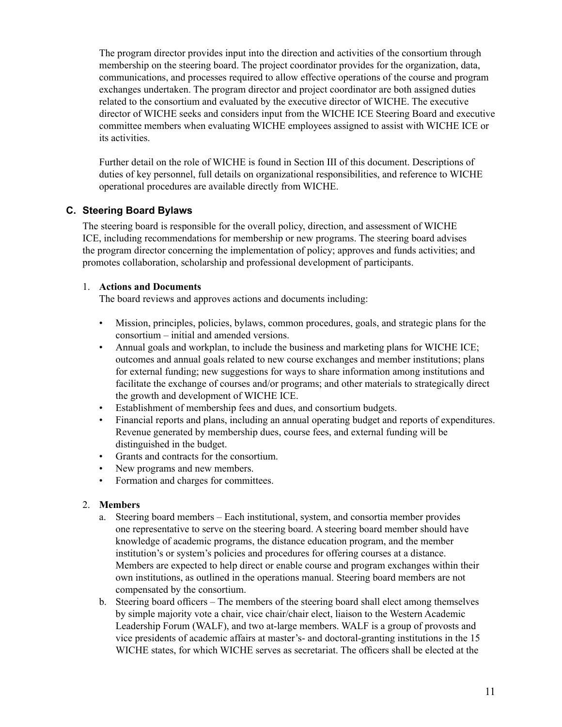The program director provides input into the direction and activities of the consortium through membership on the steering board. The project coordinator provides for the organization, data, communications, and processes required to allow effective operations of the course and program exchanges undertaken. The program director and project coordinator are both assigned duties related to the consortium and evaluated by the executive director of WICHE. The executive director of WICHE seeks and considers input from the WICHE ICE Steering Board and executive committee members when evaluating WICHE employees assigned to assist with WICHE ICE or its activities.

Further detail on the role of WICHE is found in Section III of this document. Descriptions of duties of key personnel, full details on organizational responsibilities, and reference to WICHE operational procedures are available directly from WICHE.

### C. Steering Board Bylaws

The steering board is responsible for the overall policy, direction, and assessment of WICHE ICE, including recommendations for membership or new programs. The steering board advises the program director concerning the implementation of policy; approves and funds activities; and promotes collaboration, scholarship and professional development of participants.

1. **Actions and Documents**
   The board reviews and approves actions and documents including:

   - Mission, principles, policies, bylaws, common procedures, goals, and strategic plans for the consortium – initial and amended versions.
   - Annual goals and workplan, to include the business and marketing plans for WICHE ICE; outcomes and annual goals related to new course exchanges and member institutions; plans for external funding; new suggestions for ways to share information among institutions and facilitate the exchange of courses and/or programs; and other materials to strategically direct the growth and development of WICHE ICE.
   - Establishment of membership fees and dues, and consortium budgets.
   - Financial reports and plans, including an annual operating budget and reports of expenditures. Revenue generated by membership dues, course fees, and external funding will be distinguished in the budget.
   - Grants and contracts for the consortium.
   - New programs and new members.
   - Formation and charges for committees.

2. **Members**
   a. Steering board members – Each institutional, system, and consortia member provides one representative to serve on the steering board. A steering board member should have knowledge of academic programs, the distance education program, and the member institution's or system's policies and procedures for offering courses at a distance. Members are expected to help direct or enable course and program exchanges within their own institutions, as outlined in the operations manual. Steering board members are not compensated by the consortium.
   b. Steering board officers – The members of the steering board shall elect among themselves by simple majority vote a chair, vice chair/chair elect, liaison to the Western Academic Leadership Forum (WALF), and two at-large members. WALF is a group of provosts and vice presidents of academic affairs at master's- and doctoral-granting institutions in the 15 WICHE states, for which WICHE serves as secretariat. The officers shall be elected at the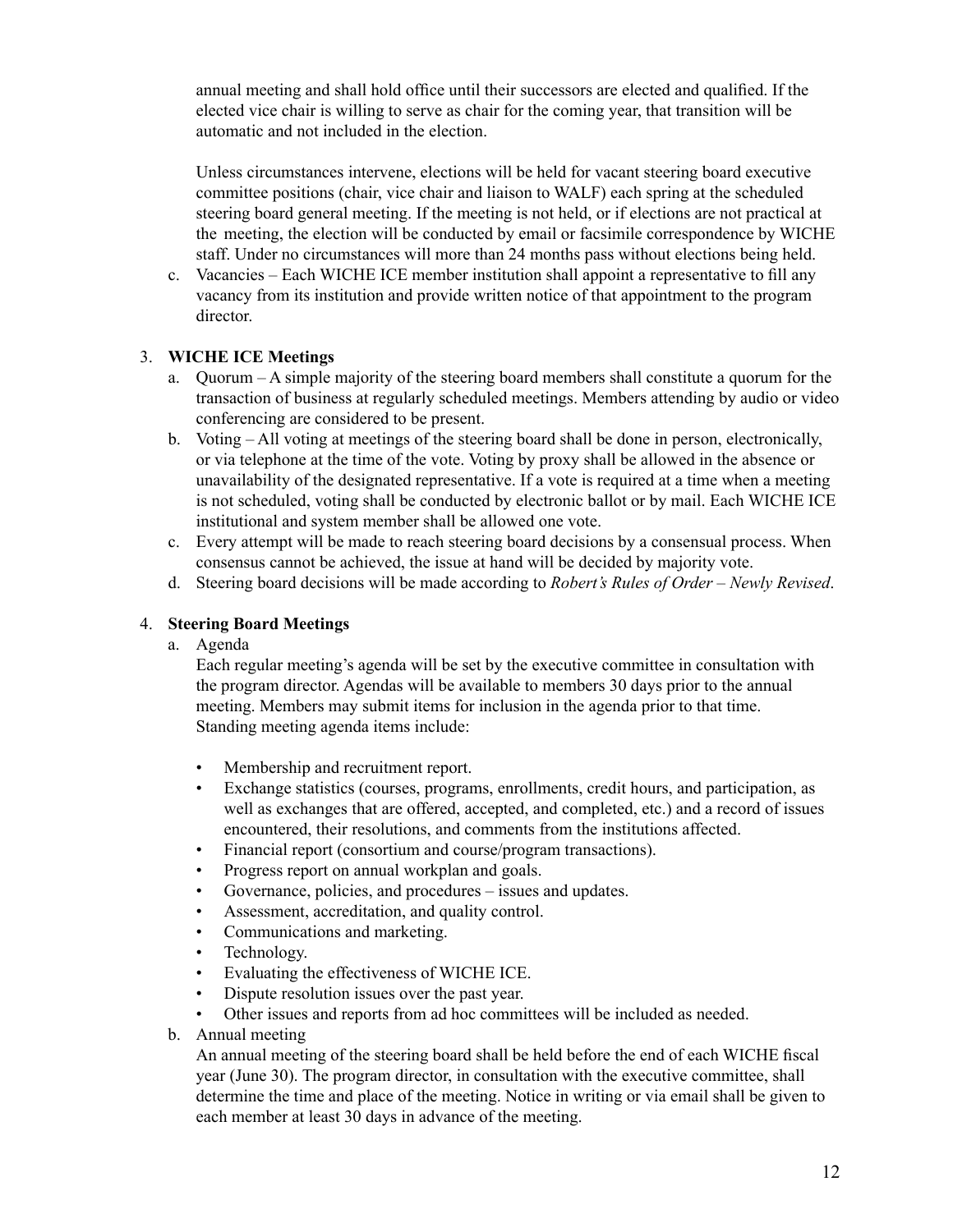annual meeting and shall hold office until their successors are elected and qualified. If the elected vice chair is willing to serve as chair for the coming year, that transition will be automatic and not included in the election.

Unless circumstances intervene, elections will be held for vacant steering board executive committee positions (chair, vice chair and liaison to WALF) each spring at the scheduled steering board general meeting. If the meeting is not held, or if elections are not practical at the meeting, the election will be conducted by email or facsimile correspondence by WICHE staff. Under no circumstances will more than 24 months pass without elections being held.

c. Vacancies – Each WICHE ICE member institution shall appoint a representative to fill any vacancy from its institution and provide written notice of that appointment to the program director.

3. **WICHE ICE Meetings**
   a. Quorum – A simple majority of the steering board members shall constitute a quorum for the transaction of business at regularly scheduled meetings. Members attending by audio or video conferencing are considered to be present.
   b. Voting – All voting at meetings of the steering board shall be done in person, electronically, or via telephone at the time of the vote. Voting by proxy shall be allowed in the absence or unavailability of the designated representative. If a vote is required at a time when a meeting is not scheduled, voting shall be conducted by electronic ballot or by mail. Each WICHE ICE institutional and system member shall be allowed one vote.
   c. Every attempt will be made to reach steering board decisions by a consensual process. When consensus cannot be achieved, the issue at hand will be decided by majority vote.
   d. Steering board decisions will be made according to *Robert's Rules of Order – Newly Revised*.

4. **Steering Board Meetings**
   a. Agenda

      Each regular meeting's agenda will be set by the executive committee in consultation with the program director. Agendas will be available to members 30 days prior to the annual meeting. Members may submit items for inclusion in the agenda prior to that time. Standing meeting agenda items include:

      - Membership and recruitment report.
      - Exchange statistics (courses, programs, enrollments, credit hours, and participation, as well as exchanges that are offered, accepted, and completed, etc.) and a record of issues encountered, their resolutions, and comments from the institutions affected.
      - Financial report (consortium and course/program transactions).
      - Progress report on annual workplan and goals.
      - Governance, policies, and procedures – issues and updates.
      - Assessment, accreditation, and quality control.
      - Communications and marketing.
      - Technology.
      - Evaluating the effectiveness of WICHE ICE.
      - Dispute resolution issues over the past year.
      - Other issues and reports from ad hoc committees will be included as needed.

   b. Annual meeting

      An annual meeting of the steering board shall be held before the end of each WICHE fiscal year (June 30). The program director, in consultation with the executive committee, shall determine the time and place of the meeting. Notice in writing or via email shall be given to each member at least 30 days in advance of the meeting.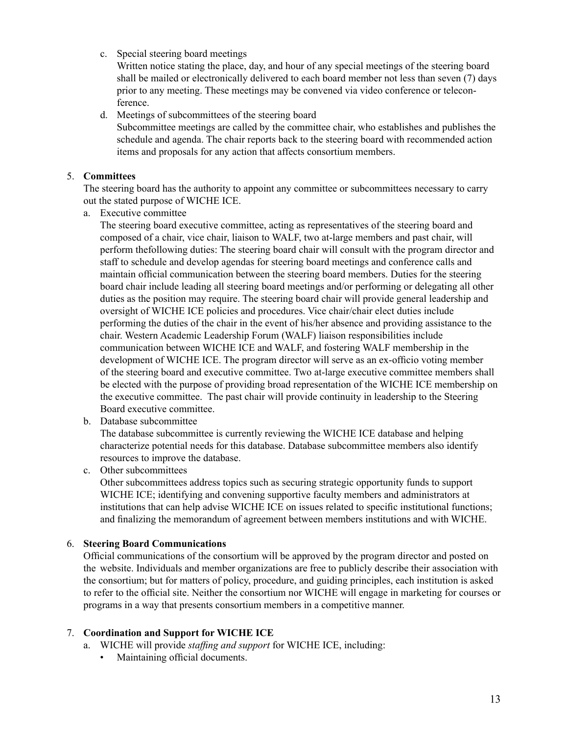c. Special steering board meetings

   Written notice stating the place, day, and hour of any special meetings of the steering board shall be mailed or electronically delivered to each board member not less than seven (7) days prior to any meeting. These meetings may be convened via video conference or teleconference.

d. Meetings of subcommittees of the steering board

   Subcommittee meetings are called by the committee chair, who establishes and publishes the schedule and agenda. The chair reports back to the steering board with recommended action items and proposals for any action that affects consortium members.

5. **Committees**

   The steering board has the authority to appoint any committee or subcommittees necessary to carry out the stated purpose of WICHE ICE.

   a. Executive committee

      The steering board executive committee, acting as representatives of the steering board and composed of a chair, vice chair, liaison to WALF, two at-large members and past chair, will perform thefollowing duties: The steering board chair will consult with the program director and staff to schedule and develop agendas for steering board meetings and conference calls and maintain official communication between the steering board members. Duties for the steering board chair include leading all steering board meetings and/or performing or delegating all other duties as the position may require. The steering board chair will provide general leadership and oversight of WICHE ICE policies and procedures. Vice chair/chair elect duties include performing the duties of the chair in the event of his/her absence and providing assistance to the chair. Western Academic Leadership Forum (WALF) liaison responsibilities include communication between WICHE ICE and WALF, and fostering WALF membership in the development of WICHE ICE. The program director will serve as an ex-officio voting member of the steering board and executive committee. Two at-large executive committee members shall be elected with the purpose of providing broad representation of the WICHE ICE membership on the executive committee. The past chair will provide continuity in leadership to the Steering Board executive committee.

   b. Database subcommittee

      The database subcommittee is currently reviewing the WICHE ICE database and helping characterize potential needs for this database. Database subcommittee members also identify resources to improve the database.

   c. Other subcommittees

      Other subcommittees address topics such as securing strategic opportunity funds to support WICHE ICE; identifying and convening supportive faculty members and administrators at institutions that can help advise WICHE ICE on issues related to specific institutional functions; and finalizing the memorandum of agreement between members institutions and with WICHE.

6. **Steering Board Communications**

   Official communications of the consortium will be approved by the program director and posted on the website. Individuals and member organizations are free to publicly describe their association with the consortium; but for matters of policy, procedure, and guiding principles, each institution is asked to refer to the official site. Neither the consortium nor WICHE will engage in marketing for courses or programs in a way that presents consortium members in a competitive manner.

7. **Coordination and Support for WICHE ICE**

   a. WICHE will provide *staffing and support* for WICHE ICE, including:
      - Maintaining official documents.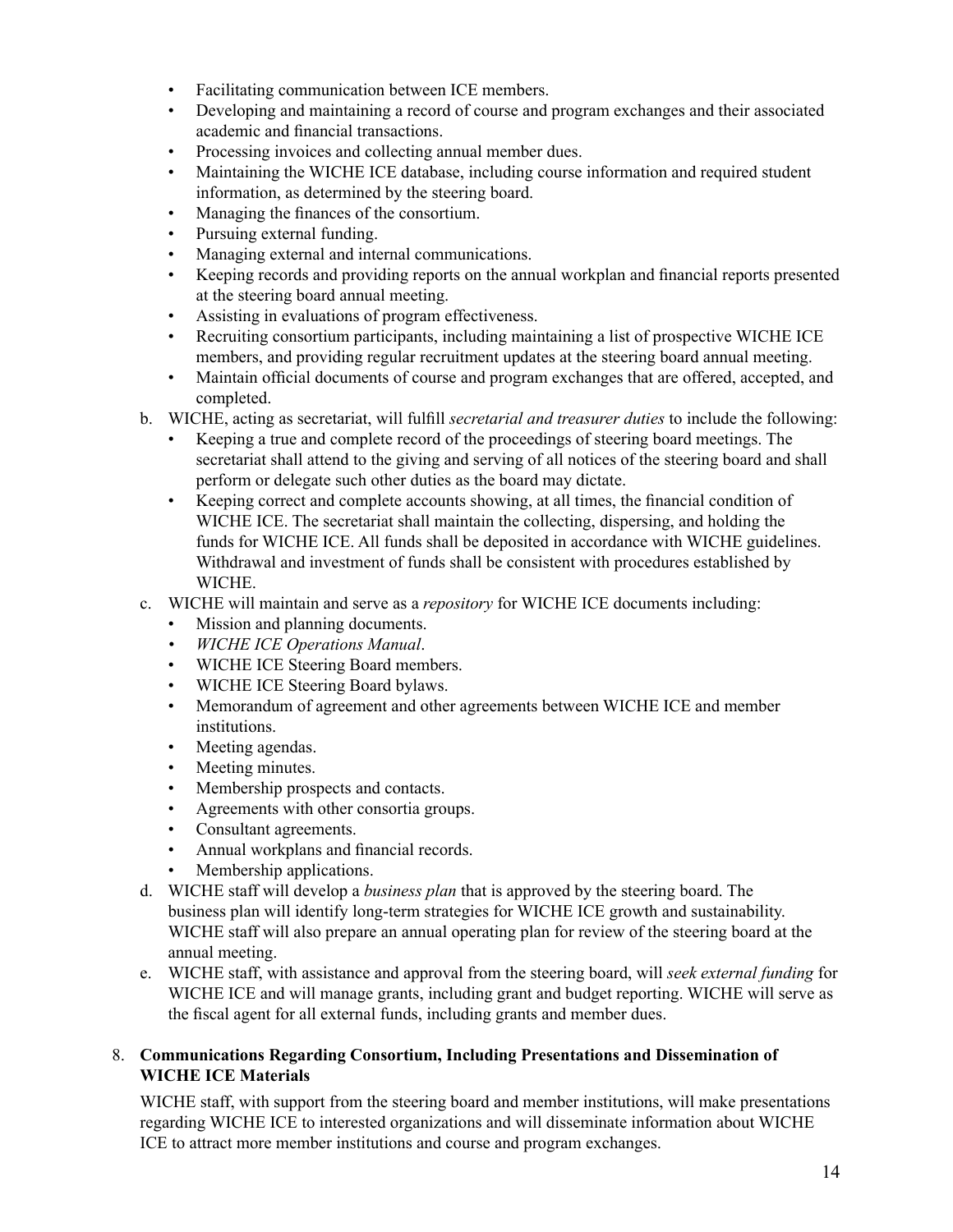- Facilitating communication between ICE members.
- Developing and maintaining a record of course and program exchanges and their associated academic and financial transactions.
- Processing invoices and collecting annual member dues.
- Maintaining the WICHE ICE database, including course information and required student information, as determined by the steering board.
- Managing the finances of the consortium.
- Pursuing external funding.
- Managing external and internal communications.
- Keeping records and providing reports on the annual workplan and financial reports presented at the steering board annual meeting.
- Assisting in evaluations of program effectiveness.
- Recruiting consortium participants, including maintaining a list of prospective WICHE ICE members, and providing regular recruitment updates at the steering board annual meeting.
- Maintain official documents of course and program exchanges that are offered, accepted, and completed.

b. WICHE, acting as secretariat, will fulfill *secretarial and treasurer duties* to include the following:
   - Keeping a true and complete record of the proceedings of steering board meetings. The secretariat shall attend to the giving and serving of all notices of the steering board and shall perform or delegate such other duties as the board may dictate.
   - Keeping correct and complete accounts showing, at all times, the financial condition of WICHE ICE. The secretariat shall maintain the collecting, dispersing, and holding the funds for WICHE ICE. All funds shall be deposited in accordance with WICHE guidelines. Withdrawal and investment of funds shall be consistent with procedures established by WICHE.

c. WICHE will maintain and serve as a *repository* for WICHE ICE documents including:
   - Mission and planning documents.
   - *WICHE ICE Operations Manual*.
   - WICHE ICE Steering Board members.
   - WICHE ICE Steering Board bylaws.
   - Memorandum of agreement and other agreements between WICHE ICE and member institutions.
   - Meeting agendas.
   - Meeting minutes.
   - Membership prospects and contacts.
   - Agreements with other consortia groups.
   - Consultant agreements.
   - Annual workplans and financial records.
   - Membership applications.

d. WICHE staff will develop a *business plan* that is approved by the steering board. The business plan will identify long-term strategies for WICHE ICE growth and sustainability. WICHE staff will also prepare an annual operating plan for review of the steering board at the annual meeting.

e. WICHE staff, with assistance and approval from the steering board, will *seek external funding* for WICHE ICE and will manage grants, including grant and budget reporting. WICHE will serve as the fiscal agent for all external funds, including grants and member dues.

8. **Communications Regarding Consortium, Including Presentations and Dissemination of WICHE ICE Materials**

   WICHE staff, with support from the steering board and member institutions, will make presentations regarding WICHE ICE to interested organizations and will disseminate information about WICHE ICE to attract more member institutions and course and program exchanges.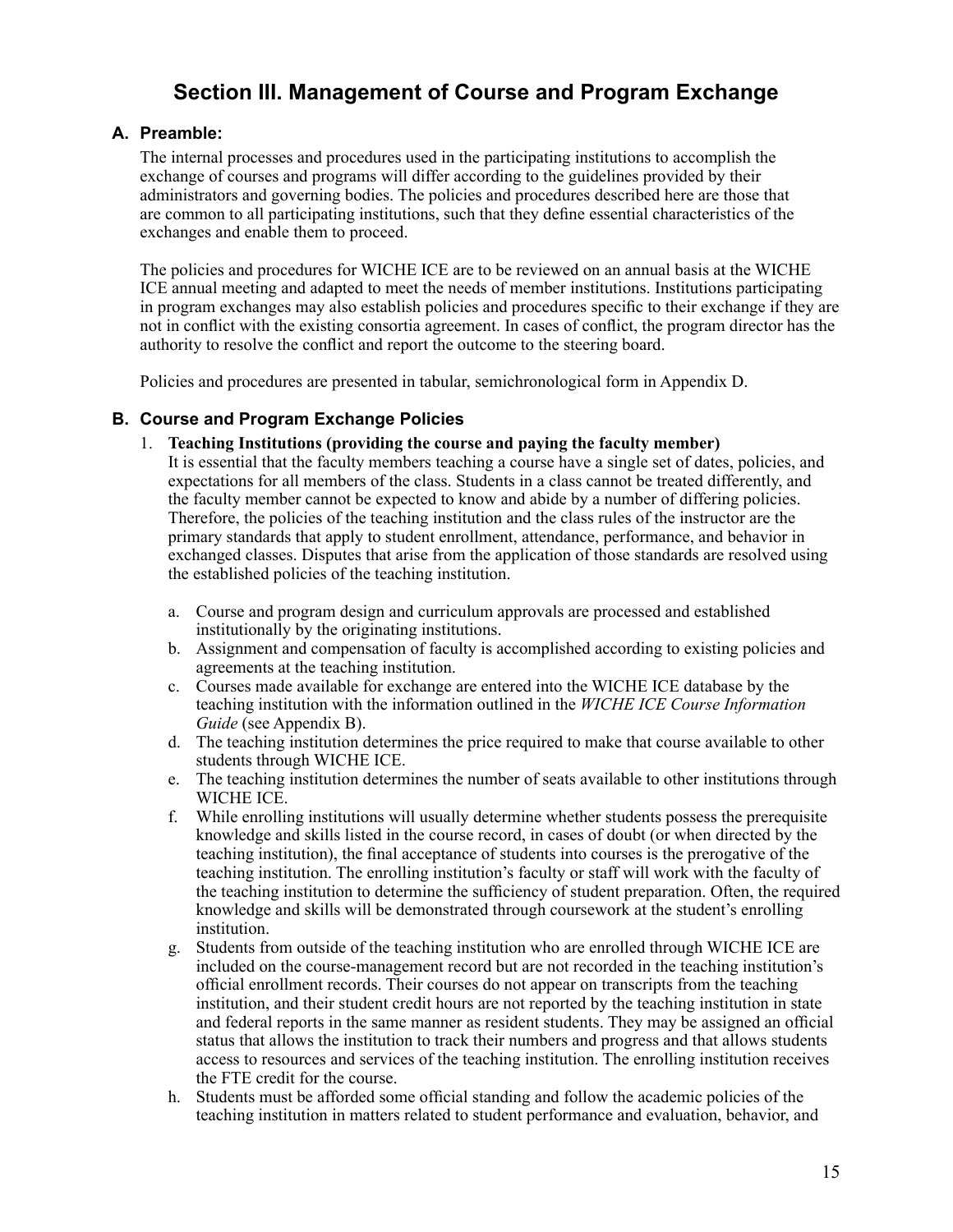# Section III. Management of Course and Program Exchange

## A. Preamble:

The internal processes and procedures used in the participating institutions to accomplish the exchange of courses and programs will differ according to the guidelines provided by their administrators and governing bodies. The policies and procedures described here are those that are common to all participating institutions, such that they define essential characteristics of the exchanges and enable them to proceed.

The policies and procedures for WICHE ICE are to be reviewed on an annual basis at the WICHE ICE annual meeting and adapted to meet the needs of member institutions. Institutions participating in program exchanges may also establish policies and procedures specific to their exchange if they are not in conflict with the existing consortia agreement. In cases of conflict, the program director has the authority to resolve the conflict and report the outcome to the steering board.

Policies and procedures are presented in tabular, semichronological form in Appendix D.

## B. Course and Program Exchange Policies

1. **Teaching Institutions (providing the course and paying the faculty member)**
   It is essential that the faculty members teaching a course have a single set of dates, policies, and expectations for all members of the class. Students in a class cannot be treated differently, and the faculty member cannot be expected to know and abide by a number of differing policies. Therefore, the policies of the teaching institution and the class rules of the instructor are the primary standards that apply to student enrollment, attendance, performance, and behavior in exchanged classes. Disputes that arise from the application of those standards are resolved using the established policies of the teaching institution.

   a. Course and program design and curriculum approvals are processed and established institutionally by the originating institutions.
   b. Assignment and compensation of faculty is accomplished according to existing policies and agreements at the teaching institution.
   c. Courses made available for exchange are entered into the WICHE ICE database by the teaching institution with the information outlined in the *WICHE ICE Course Information Guide* (see Appendix B).
   d. The teaching institution determines the price required to make that course available to other students through WICHE ICE.
   e. The teaching institution determines the number of seats available to other institutions through WICHE ICE.
   f. While enrolling institutions will usually determine whether students possess the prerequisite knowledge and skills listed in the course record, in cases of doubt (or when directed by the teaching institution), the final acceptance of students into courses is the prerogative of the teaching institution. The enrolling institution's faculty or staff will work with the faculty of the teaching institution to determine the sufficiency of student preparation. Often, the required knowledge and skills will be demonstrated through coursework at the student's enrolling institution.
   g. Students from outside of the teaching institution who are enrolled through WICHE ICE are included on the course-management record but are not recorded in the teaching institution's official enrollment records. Their courses do not appear on transcripts from the teaching institution, and their student credit hours are not reported by the teaching institution in state and federal reports in the same manner as resident students. They may be assigned an official status that allows the institution to track their numbers and progress and that allows students access to resources and services of the teaching institution. The enrolling institution receives the FTE credit for the course.
   h. Students must be afforded some official standing and follow the academic policies of the teaching institution in matters related to student performance and evaluation, behavior, and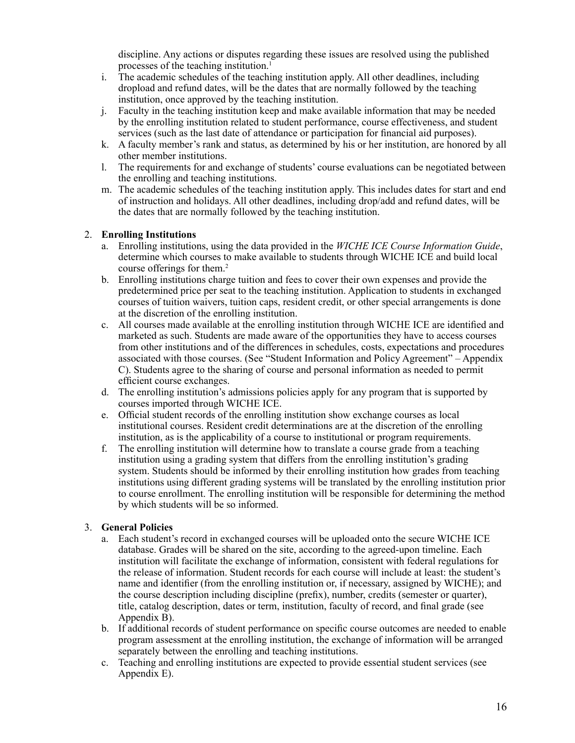discipline. Any actions or disputes regarding these issues are resolved using the published processes of the teaching institution.[1]

i. The academic schedules of the teaching institution apply. All other deadlines, including dropload and refund dates, will be the dates that are normally followed by the teaching institution, once approved by the teaching institution.

j. Faculty in the teaching institution keep and make available information that may be needed by the enrolling institution related to student performance, course effectiveness, and student services (such as the last date of attendance or participation for financial aid purposes).

k. A faculty member's rank and status, as determined by his or her institution, are honored by all other member institutions.

l. The requirements for and exchange of students' course evaluations can be negotiated between the enrolling and teaching institutions.

m. The academic schedules of the teaching institution apply. This includes dates for start and end of instruction and holidays. All other deadlines, including drop/add and refund dates, will be the dates that are normally followed by the teaching institution.

2. **Enrolling Institutions**

   a. Enrolling institutions, using the data provided in the *WICHE ICE Course Information Guide*, determine which courses to make available to students through WICHE ICE and build local course offerings for them.[2]

   b. Enrolling institutions charge tuition and fees to cover their own expenses and provide the predetermined price per seat to the teaching institution. Application to students in exchanged courses of tuition waivers, tuition caps, resident credit, or other special arrangements is done at the discretion of the enrolling institution.

   c. All courses made available at the enrolling institution through WICHE ICE are identified and marketed as such. Students are made aware of the opportunities they have to access courses from other institutions and of the differences in schedules, costs, expectations and procedures associated with those courses. (See "Student Information and Policy Agreement" – Appendix C). Students agree to the sharing of course and personal information as needed to permit efficient course exchanges.

   d. The enrolling institution's admissions policies apply for any program that is supported by courses imported through WICHE ICE.

   e. Official student records of the enrolling institution show exchange courses as local institutional courses. Resident credit determinations are at the discretion of the enrolling institution, as is the applicability of a course to institutional or program requirements.

   f. The enrolling institution will determine how to translate a course grade from a teaching institution using a grading system that differs from the enrolling institution's grading system. Students should be informed by their enrolling institution how grades from teaching institutions using different grading systems will be translated by the enrolling institution prior to course enrollment. The enrolling institution will be responsible for determining the method by which students will be so informed.

3. **General Policies**

   a. Each student's record in exchanged courses will be uploaded onto the secure WICHE ICE database. Grades will be shared on the site, according to the agreed-upon timeline. Each institution will facilitate the exchange of information, consistent with federal regulations for the release of information. Student records for each course will include at least: the student's name and identifier (from the enrolling institution or, if necessary, assigned by WICHE); and the course description including discipline (prefix), number, credits (semester or quarter), title, catalog description, dates or term, institution, faculty of record, and final grade (see Appendix B).

   b. If additional records of student performance on specific course outcomes are needed to enable program assessment at the enrolling institution, the exchange of information will be arranged separately between the enrolling and teaching institutions.

   c. Teaching and enrolling institutions are expected to provide essential student services (see Appendix E).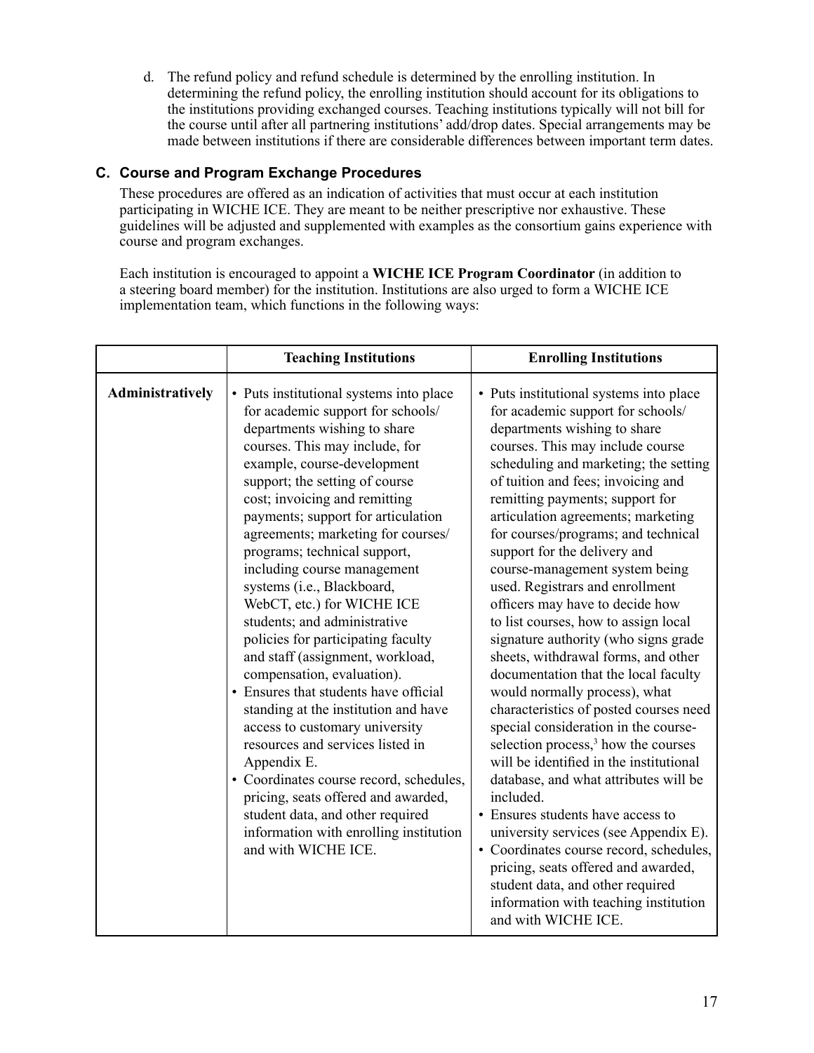d. The refund policy and refund schedule is determined by the enrolling institution. In determining the refund policy, the enrolling institution should account for its obligations to the institutions providing exchanged courses. Teaching institutions typically will not bill for the course until after all partnering institutions' add/drop dates. Special arrangements may be made between institutions if there are considerable differences between important term dates.

### C. Course and Program Exchange Procedures

These procedures are offered as an indication of activities that must occur at each institution participating in WICHE ICE. They are meant to be neither prescriptive nor exhaustive. These guidelines will be adjusted and supplemented with examples as the consortium gains experience with course and program exchanges.

Each institution is encouraged to appoint a **WICHE ICE Program Coordinator** (in addition to a steering board member) for the institution. Institutions are also urged to form a WICHE ICE implementation team, which functions in the following ways:

| | **Teaching Institutions** | **Enrolling Institutions** |
|---|---|---|
| **Administratively** | • Puts institutional systems into place for academic support for schools/departments wishing to share courses. This may include, for example, course-development support; the setting of course cost; invoicing and remitting payments; support for articulation agreements; marketing for courses/programs; technical support, including course management systems (i.e., Blackboard, WebCT, etc.) for WICHE ICE students; and administrative policies for participating faculty and staff (assignment, workload, compensation, evaluation).<br>• Ensures that students have official standing at the institution and have access to customary university resources and services listed in Appendix E.<br>• Coordinates course record, schedules, pricing, seats offered and awarded, student data, and other required information with enrolling institution and with WICHE ICE. | • Puts institutional systems into place for academic support for schools/departments wishing to share courses. This may include course scheduling and marketing; the setting of tuition and fees; invoicing and remitting payments; support for articulation agreements; marketing for courses/programs; and technical support for the delivery and course-management system being used. Registrars and enrollment officers may have to decide how to list courses, how to assign local signature authority (who signs grade sheets, withdrawal forms, and other documentation that the local faculty would normally process), what characteristics of posted courses need special consideration in the course-selection process,[3] how the courses will be identified in the institutional database, and what attributes will be included.<br>• Ensures students have access to university services (see Appendix E).<br>• Coordinates course record, schedules, pricing, seats offered and awarded, student data, and other required information with teaching institution and with WICHE ICE. |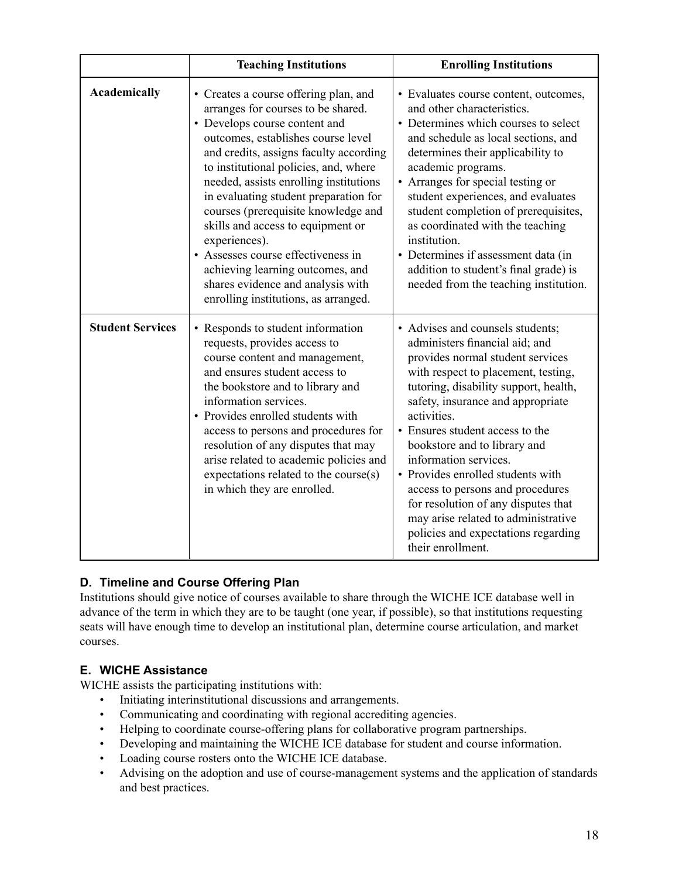| | Teaching Institutions | Enrolling Institutions |
|---|---|---|
| **Academically** | • Creates a course offering plan, and arranges for courses to be shared.<br>• Develops course content and outcomes, establishes course level and credits, assigns faculty according to institutional policies, and, where needed, assists enrolling institutions in evaluating student preparation for courses (prerequisite knowledge and skills and access to equipment or experiences).<br>• Assesses course effectiveness in achieving learning outcomes, and shares evidence and analysis with enrolling institutions, as arranged. | • Evaluates course content, outcomes, and other characteristics.<br>• Determines which courses to select and schedule as local sections, and determines their applicability to academic programs.<br>• Arranges for special testing or student experiences, and evaluates student completion of prerequisites, as coordinated with the teaching institution.<br>• Determines if assessment data (in addition to student's final grade) is needed from the teaching institution. |
| **Student Services** | • Responds to student information requests, provides access to course content and management, and ensures student access to the bookstore and to library and information services.<br>• Provides enrolled students with access to persons and procedures for resolution of any disputes that may arise related to academic policies and expectations related to the course(s) in which they are enrolled. | • Advises and counsels students; administers financial aid; and provides normal student services with respect to placement, testing, tutoring, disability support, health, safety, insurance and appropriate activities.<br>• Ensures student access to the bookstore and to library and information services.<br>• Provides enrolled students with access to persons and procedures for resolution of any disputes that may arise related to administrative policies and expectations regarding their enrollment. |

### D. Timeline and Course Offering Plan

Institutions should give notice of courses available to share through the WICHE ICE database well in advance of the term in which they are to be taught (one year, if possible), so that institutions requesting seats will have enough time to develop an institutional plan, determine course articulation, and market courses.

### E. WICHE Assistance

WICHE assists the participating institutions with:

- Initiating interinstitutional discussions and arrangements.
- Communicating and coordinating with regional accrediting agencies.
- Helping to coordinate course-offering plans for collaborative program partnerships.
- Developing and maintaining the WICHE ICE database for student and course information.
- Loading course rosters onto the WICHE ICE database.
- Advising on the adoption and use of course-management systems and the application of standards and best practices.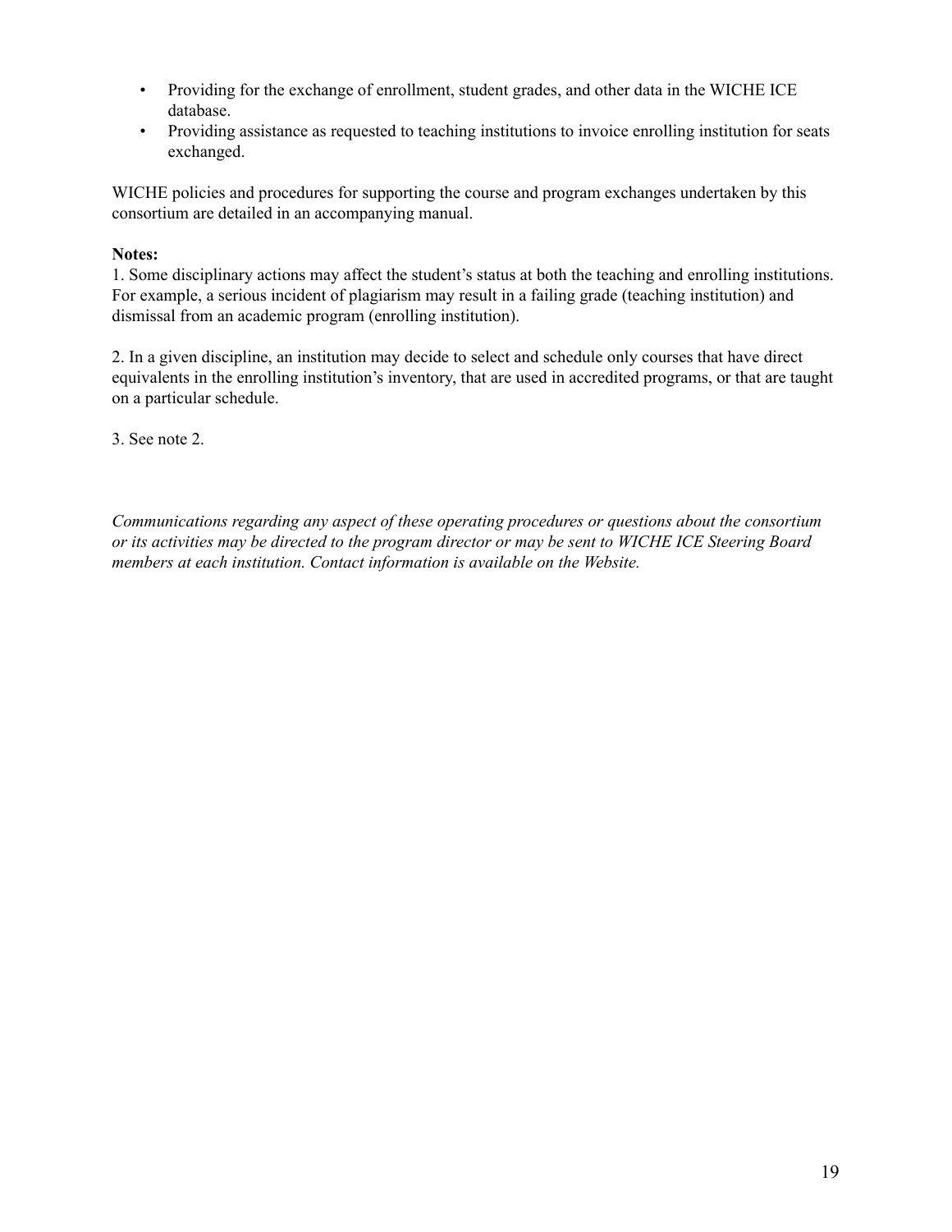- Providing for the exchange of enrollment, student grades, and other data in the WICHE ICE database.
- Providing assistance as requested to teaching institutions to invoice enrolling institution for seats exchanged.

WICHE policies and procedures for supporting the course and program exchanges undertaken by this consortium are detailed in an accompanying manual.

**Notes:**

1. Some disciplinary actions may affect the student's status at both the teaching and enrolling institutions. For example, a serious incident of plagiarism may result in a failing grade (teaching institution) and dismissal from an academic program (enrolling institution).

2. In a given discipline, an institution may decide to select and schedule only courses that have direct equivalents in the enrolling institution's inventory, that are used in accredited programs, or that are taught on a particular schedule.

3. See note 2.

*Communications regarding any aspect of these operating procedures or questions about the consortium or its activities may be directed to the program director or may be sent to WICHE ICE Steering Board members at each institution. Contact information is available on the Website.*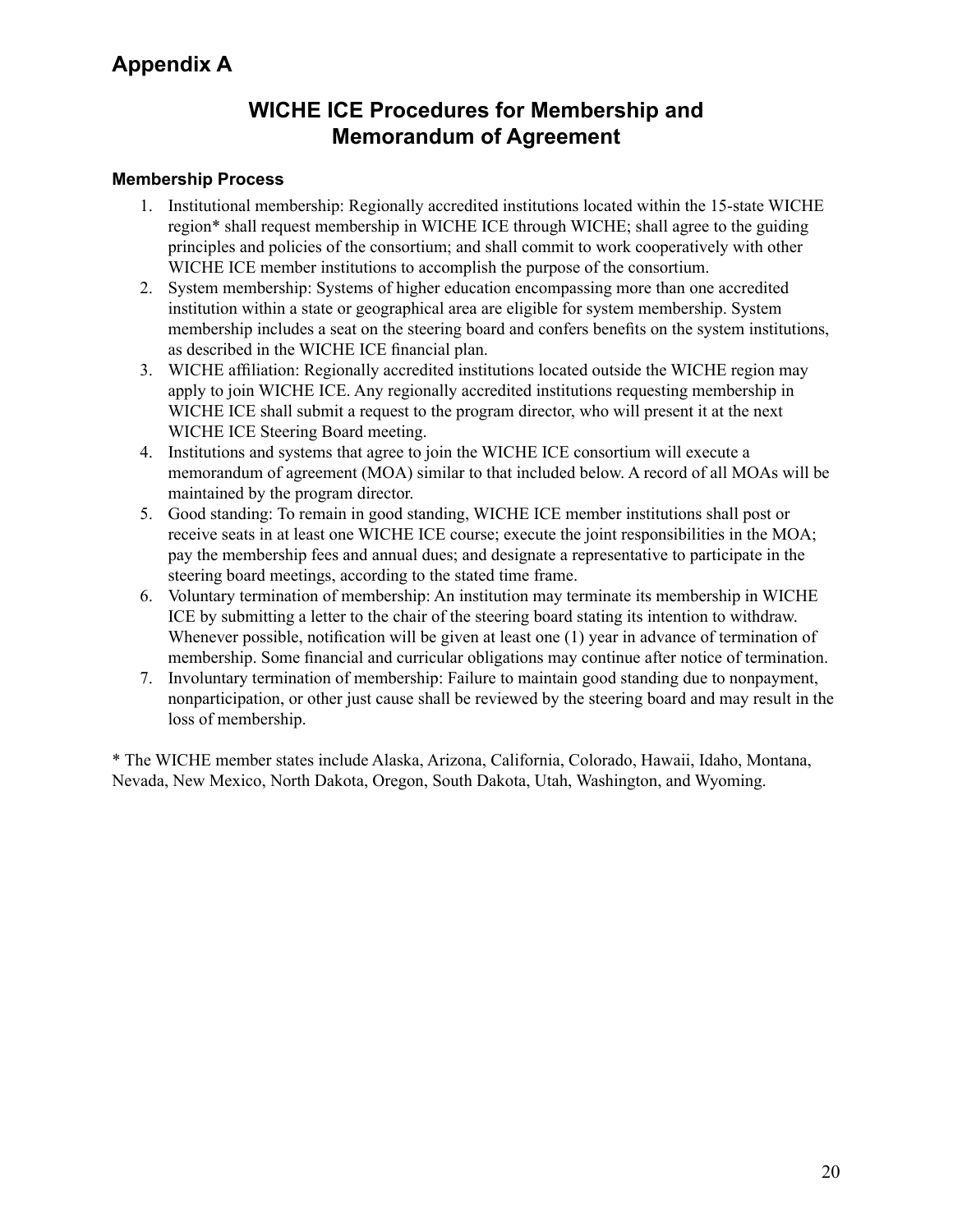# Appendix A

## WICHE ICE Procedures for Membership and Memorandum of Agreement

### Membership Process

1. Institutional membership: Regionally accredited institutions located within the 15-state WICHE region* shall request membership in WICHE ICE through WICHE; shall agree to the guiding principles and policies of the consortium; and shall commit to work cooperatively with other WICHE ICE member institutions to accomplish the purpose of the consortium.
2. System membership: Systems of higher education encompassing more than one accredited institution within a state or geographical area are eligible for system membership. System membership includes a seat on the steering board and confers benefits on the system institutions, as described in the WICHE ICE financial plan.
3. WICHE affiliation: Regionally accredited institutions located outside the WICHE region may apply to join WICHE ICE. Any regionally accredited institutions requesting membership in WICHE ICE shall submit a request to the program director, who will present it at the next WICHE ICE Steering Board meeting.
4. Institutions and systems that agree to join the WICHE ICE consortium will execute a memorandum of agreement (MOA) similar to that included below. A record of all MOAs will be maintained by the program director.
5. Good standing: To remain in good standing, WICHE ICE member institutions shall post or receive seats in at least one WICHE ICE course; execute the joint responsibilities in the MOA; pay the membership fees and annual dues; and designate a representative to participate in the steering board meetings, according to the stated time frame.
6. Voluntary termination of membership: An institution may terminate its membership in WICHE ICE by submitting a letter to the chair of the steering board stating its intention to withdraw. Whenever possible, notification will be given at least one (1) year in advance of termination of membership. Some financial and curricular obligations may continue after notice of termination.
7. Involuntary termination of membership: Failure to maintain good standing due to nonpayment, nonparticipation, or other just cause shall be reviewed by the steering board and may result in the loss of membership.

* The WICHE member states include Alaska, Arizona, California, Colorado, Hawaii, Idaho, Montana, Nevada, New Mexico, North Dakota, Oregon, South Dakota, Utah, Washington, and Wyoming.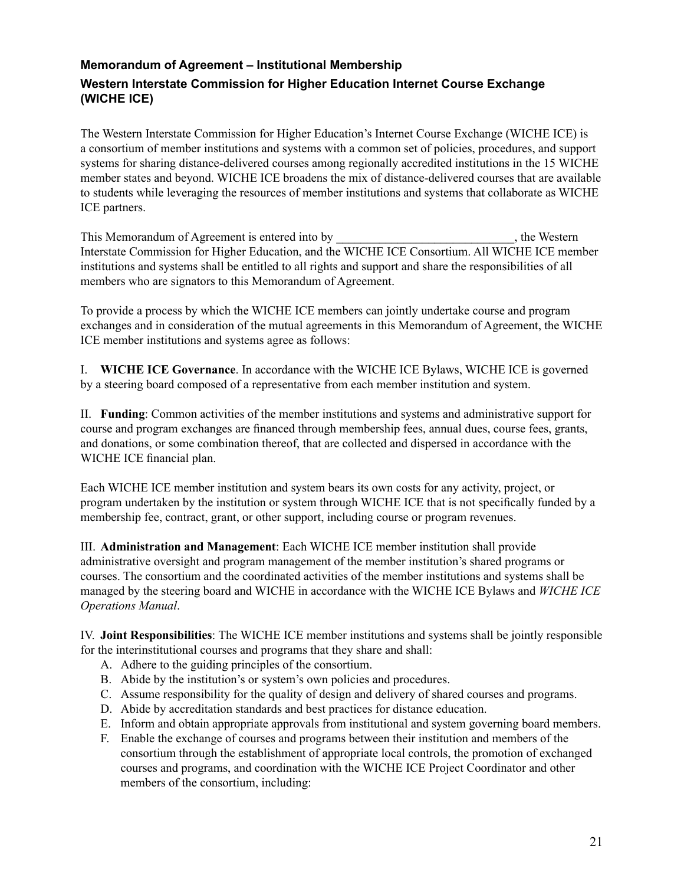## Memorandum of Agreement – Institutional Membership

## Western Interstate Commission for Higher Education Internet Course Exchange (WICHE ICE)

The Western Interstate Commission for Higher Education's Internet Course Exchange (WICHE ICE) is a consortium of member institutions and systems with a common set of policies, procedures, and support systems for sharing distance-delivered courses among regionally accredited institutions in the 15 WICHE member states and beyond. WICHE ICE broadens the mix of distance-delivered courses that are available to students while leveraging the resources of member institutions and systems that collaborate as WICHE ICE partners.

This Memorandum of Agreement is entered into by ______________________________, the Western Interstate Commission for Higher Education, and the WICHE ICE Consortium. All WICHE ICE member institutions and systems shall be entitled to all rights and support and share the responsibilities of all members who are signators to this Memorandum of Agreement.

To provide a process by which the WICHE ICE members can jointly undertake course and program exchanges and in consideration of the mutual agreements in this Memorandum of Agreement, the WICHE ICE member institutions and systems agree as follows:

I. **WICHE ICE Governance**. In accordance with the WICHE ICE Bylaws, WICHE ICE is governed by a steering board composed of a representative from each member institution and system.

II. **Funding**: Common activities of the member institutions and systems and administrative support for course and program exchanges are financed through membership fees, annual dues, course fees, grants, and donations, or some combination thereof, that are collected and dispersed in accordance with the WICHE ICE financial plan.

Each WICHE ICE member institution and system bears its own costs for any activity, project, or program undertaken by the institution or system through WICHE ICE that is not specifically funded by a membership fee, contract, grant, or other support, including course or program revenues.

III. **Administration and Management**: Each WICHE ICE member institution shall provide administrative oversight and program management of the member institution's shared programs or courses. The consortium and the coordinated activities of the member institutions and systems shall be managed by the steering board and WICHE in accordance with the WICHE ICE Bylaws and *WICHE ICE Operations Manual*.

IV. **Joint Responsibilities**: The WICHE ICE member institutions and systems shall be jointly responsible for the interinstitutional courses and programs that they share and shall:

A. Adhere to the guiding principles of the consortium.
B. Abide by the institution's or system's own policies and procedures.
C. Assume responsibility for the quality of design and delivery of shared courses and programs.
D. Abide by accreditation standards and best practices for distance education.
E. Inform and obtain appropriate approvals from institutional and system governing board members.
F. Enable the exchange of courses and programs between their institution and members of the consortium through the establishment of appropriate local controls, the promotion of exchanged courses and programs, and coordination with the WICHE ICE Project Coordinator and other members of the consortium, including: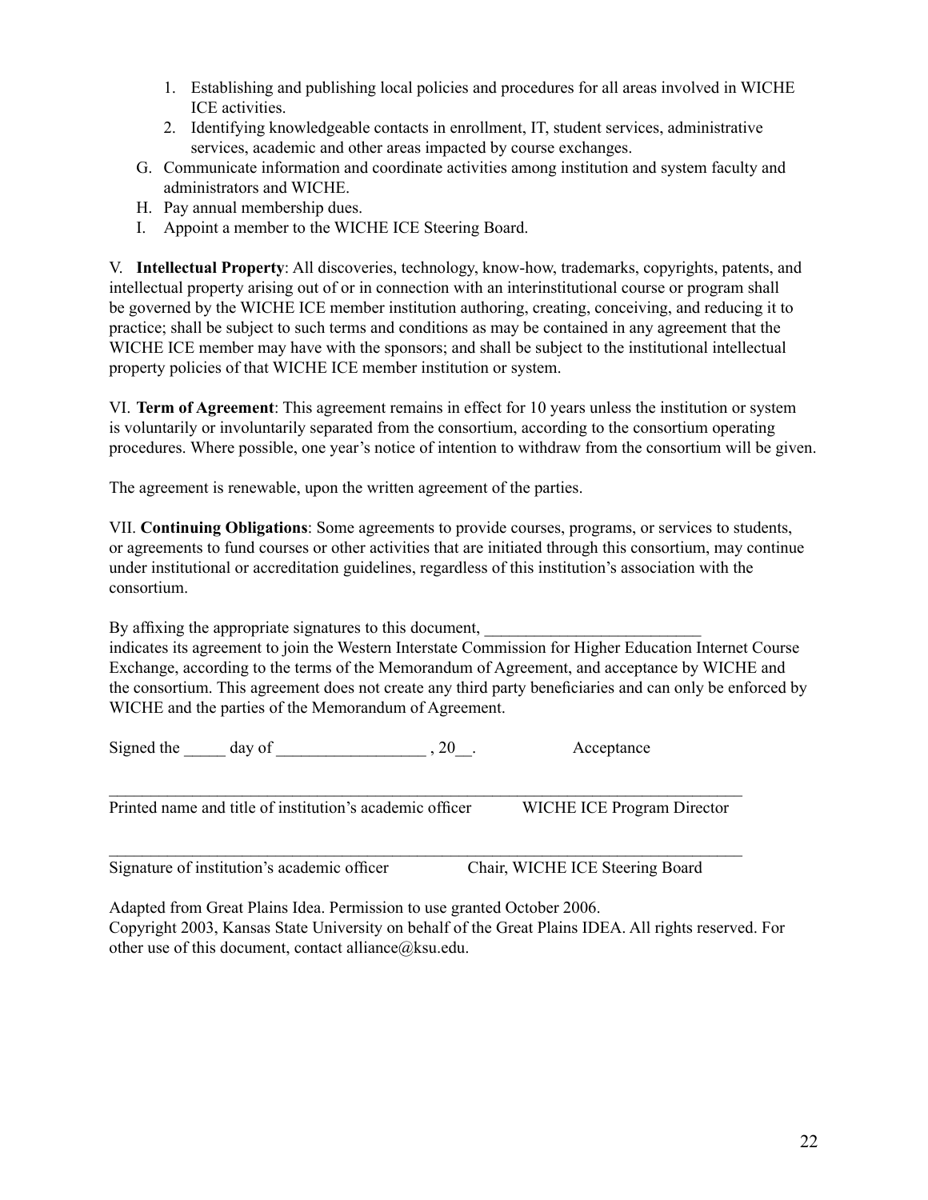1. Establishing and publishing local policies and procedures for all areas involved in WICHE ICE activities.
   2. Identifying knowledgeable contacts in enrollment, IT, student services, administrative services, academic and other areas impacted by course exchanges.

G. Communicate information and coordinate activities among institution and system faculty and administrators and WICHE.

H. Pay annual membership dues.

I. Appoint a member to the WICHE ICE Steering Board.

V. **Intellectual Property**: All discoveries, technology, know-how, trademarks, copyrights, patents, and intellectual property arising out of or in connection with an interinstitutional course or program shall be governed by the WICHE ICE member institution authoring, creating, conceiving, and reducing it to practice; shall be subject to such terms and conditions as may be contained in any agreement that the WICHE ICE member may have with the sponsors; and shall be subject to the institutional intellectual property policies of that WICHE ICE member institution or system.

VI. **Term of Agreement**: This agreement remains in effect for 10 years unless the institution or system is voluntarily or involuntarily separated from the consortium, according to the consortium operating procedures. Where possible, one year's notice of intention to withdraw from the consortium will be given.

The agreement is renewable, upon the written agreement of the parties.

VII. **Continuing Obligations**: Some agreements to provide courses, programs, or services to students, or agreements to fund courses or other activities that are initiated through this consortium, may continue under institutional or accreditation guidelines, regardless of this institution's association with the consortium.

By affixing the appropriate signatures to this document, __________________________ indicates its agreement to join the Western Interstate Commission for Higher Education Internet Course Exchange, according to the terms of the Memorandum of Agreement, and acceptance by WICHE and the consortium. This agreement does not create any third party beneficiaries and can only be enforced by WICHE and the parties of the Memorandum of Agreement.

Signed the _____ day of __________________ , 20__.                    Acceptance

_______________________________________________________________________________

Printed name and title of institution's academic officer          WICHE ICE Program Director

_______________________________________________________________________________

Signature of institution's academic officer               Chair, WICHE ICE Steering Board

Adapted from Great Plains Idea. Permission to use granted October 2006.
Copyright 2003, Kansas State University on behalf of the Great Plains IDEA. All rights reserved. For other use of this document, contact alliance@ksu.edu.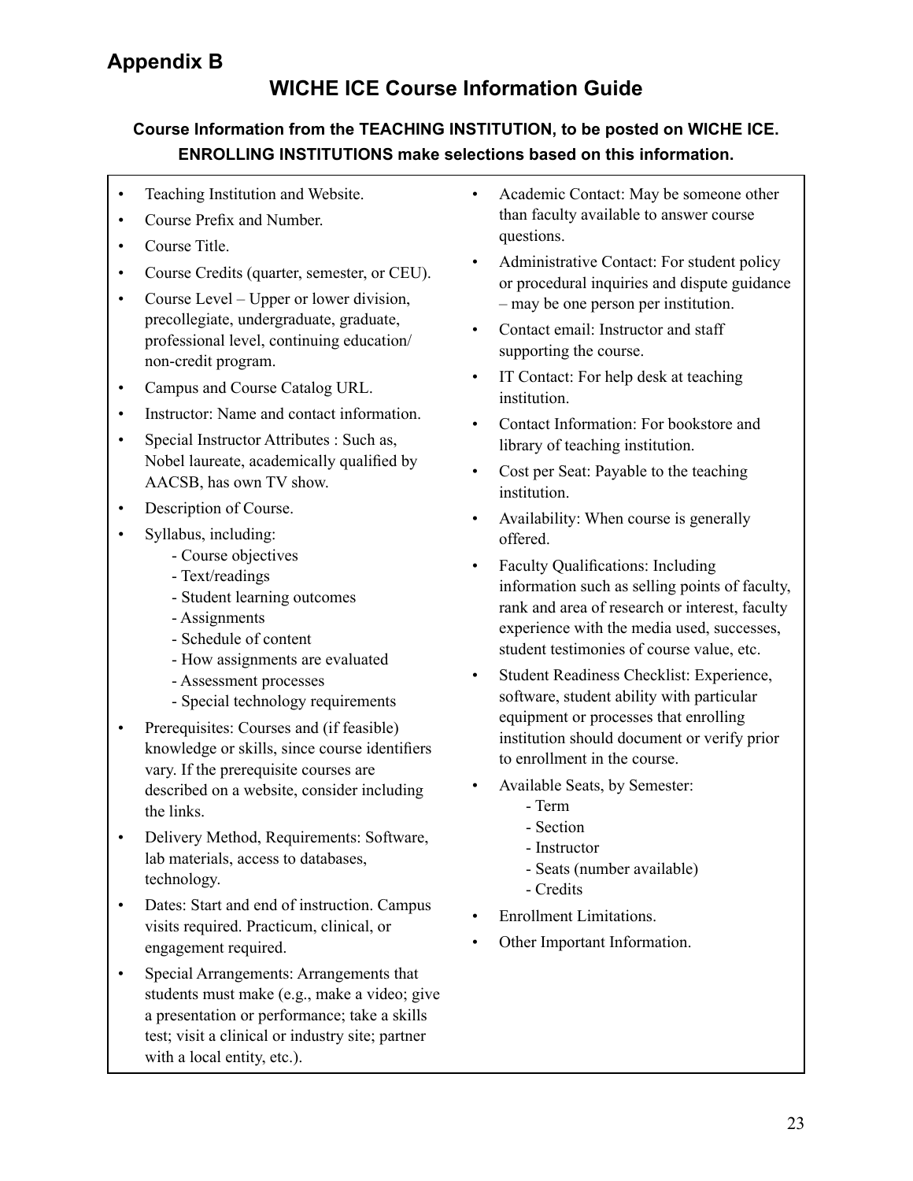# Appendix B

## WICHE ICE Course Information Guide

**Course Information from the TEACHING INSTITUTION, to be posted on WICHE ICE. ENROLLING INSTITUTIONS make selections based on this information.**

- Teaching Institution and Website.
- Course Prefix and Number.
- Course Title.
- Course Credits (quarter, semester, or CEU).
- Course Level – Upper or lower division, precollegiate, undergraduate, graduate, professional level, continuing education/ non-credit program.
- Campus and Course Catalog URL.
- Instructor: Name and contact information.
- Special Instructor Attributes : Such as, Nobel laureate, academically qualified by AACSB, has own TV show.
- Description of Course.
- Syllabus, including:
  - Course objectives
  - Text/readings
  - Student learning outcomes
  - Assignments
  - Schedule of content
  - How assignments are evaluated
  - Assessment processes
  - Special technology requirements
- Prerequisites: Courses and (if feasible) knowledge or skills, since course identifiers vary. If the prerequisite courses are described on a website, consider including the links.
- Delivery Method, Requirements: Software, lab materials, access to databases, technology.
- Dates: Start and end of instruction. Campus visits required. Practicum, clinical, or engagement required.
- Special Arrangements: Arrangements that students must make (e.g., make a video; give a presentation or performance; take a skills test; visit a clinical or industry site; partner with a local entity, etc.).
- Academic Contact: May be someone other than faculty available to answer course questions.
- Administrative Contact: For student policy or procedural inquiries and dispute guidance – may be one person per institution.
- Contact email: Instructor and staff supporting the course.
- IT Contact: For help desk at teaching institution.
- Contact Information: For bookstore and library of teaching institution.
- Cost per Seat: Payable to the teaching institution.
- Availability: When course is generally offered.
- Faculty Qualifications: Including information such as selling points of faculty, rank and area of research or interest, faculty experience with the media used, successes, student testimonies of course value, etc.
- Student Readiness Checklist: Experience, software, student ability with particular equipment or processes that enrolling institution should document or verify prior to enrollment in the course.
- Available Seats, by Semester:
  - Term
  - Section
  - Instructor
  - Seats (number available)
  - Credits
- Enrollment Limitations.
- Other Important Information.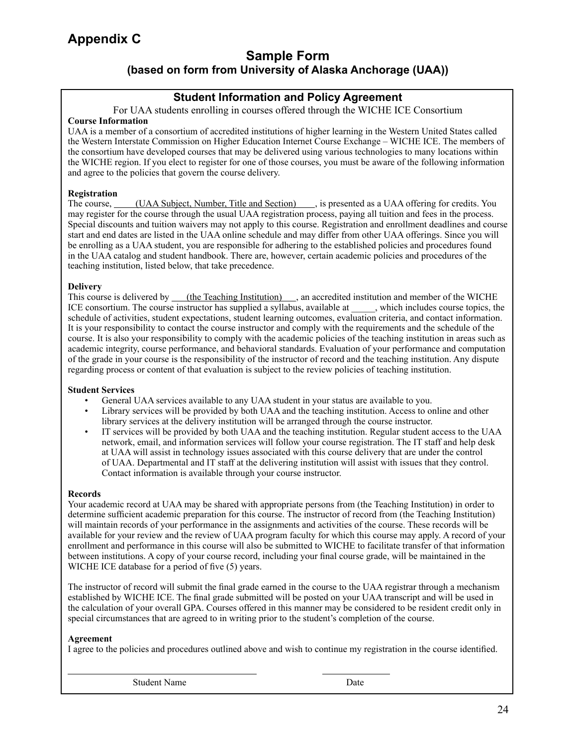# Appendix C

## Sample Form
### (based on form from University of Alaska Anchorage (UAA))

### Student Information and Policy Agreement

For UAA students enrolling in courses offered through the WICHE ICE Consortium

**Course Information**

UAA is a member of a consortium of accredited institutions of higher learning in the Western United States called the Western Interstate Commission on Higher Education Internet Course Exchange – WICHE ICE. The members of the consortium have developed courses that may be delivered using various technologies to many locations within the WICHE region. If you elect to register for one of those courses, you must be aware of the following information and agree to the policies that govern the course delivery.

**Registration**

The course, (UAA Subject, Number, Title and Section), is presented as a UAA offering for credits. You may register for the course through the usual UAA registration process, paying all tuition and fees in the process. Special discounts and tuition waivers may not apply to this course. Registration and enrollment deadlines and course start and end dates are listed in the UAA online schedule and may differ from other UAA offerings. Since you will be enrolling as a UAA student, you are responsible for adhering to the established policies and procedures found in the UAA catalog and student handbook. There are, however, certain academic policies and procedures of the teaching institution, listed below, that take precedence.

**Delivery**

This course is delivered by (the Teaching Institution), an accredited institution and member of the WICHE ICE consortium. The course instructor has supplied a syllabus, available at _____, which includes course topics, the schedule of activities, student expectations, student learning outcomes, evaluation criteria, and contact information. It is your responsibility to contact the course instructor and comply with the requirements and the schedule of the course. It is also your responsibility to comply with the academic policies of the teaching institution in areas such as academic integrity, course performance, and behavioral standards. Evaluation of your performance and computation of the grade in your course is the responsibility of the instructor of record and the teaching institution. Any dispute regarding process or content of that evaluation is subject to the review policies of teaching institution.

**Student Services**

- General UAA services available to any UAA student in your status are available to you.
- Library services will be provided by both UAA and the teaching institution. Access to online and other library services at the delivery institution will be arranged through the course instructor.
- IT services will be provided by both UAA and the teaching institution. Regular student access to the UAA network, email, and information services will follow your course registration. The IT staff and help desk at UAA will assist in technology issues associated with this course delivery that are under the control of UAA. Departmental and IT staff at the delivering institution will assist with issues that they control. Contact information is available through your course instructor.

**Records**

Your academic record at UAA may be shared with appropriate persons from (the Teaching Institution) in order to determine sufficient academic preparation for this course. The instructor of record from (the Teaching Institution) will maintain records of your performance in the assignments and activities of the course. These records will be available for your review and the review of UAA program faculty for which this course may apply. A record of your enrollment and performance in this course will also be submitted to WICHE to facilitate transfer of that information between institutions. A copy of your course record, including your final course grade, will be maintained in the WICHE ICE database for a period of five (5) years.

The instructor of record will submit the final grade earned in the course to the UAA registrar through a mechanism established by WICHE ICE. The final grade submitted will be posted on your UAA transcript and will be used in the calculation of your overall GPA. Courses offered in this manner may be considered to be resident credit only in special circumstances that are agreed to in writing prior to the student's completion of the course.

**Agreement**

I agree to the policies and procedures outlined above and wish to continue my registration in the course identified.

\_\_\_\_\_\_\_\_\_\_\_\_\_\_\_\_\_\_\_\_\_\_\_\_\_\_\_\_\_\_\_\_\_\_\_\_\_\_\_\_ \_\_\_\_\_\_\_\_\_\_\_\_\_\_\_\_

Student Name Date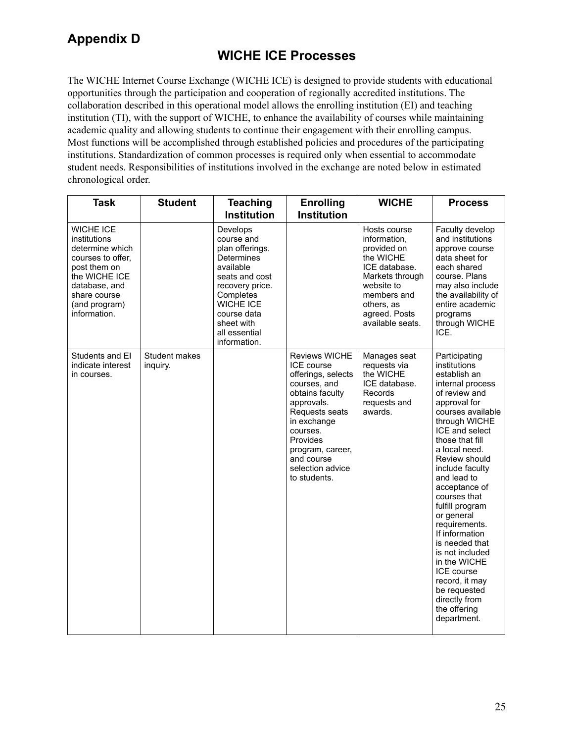# Appendix D

## WICHE ICE Processes

The WICHE Internet Course Exchange (WICHE ICE) is designed to provide students with educational opportunities through the participation and cooperation of regionally accredited institutions. The collaboration described in this operational model allows the enrolling institution (EI) and teaching institution (TI), with the support of WICHE, to enhance the availability of courses while maintaining academic quality and allowing students to continue their engagement with their enrolling campus. Most functions will be accomplished through established policies and procedures of the participating institutions. Standardization of common processes is required only when essential to accommodate student needs. Responsibilities of institutions involved in the exchange are noted below in estimated chronological order.

| Task | Student | Teaching Institution | Enrolling Institution | WICHE | Process |
|---|---|---|---|---|---|
| WICHE ICE institutions determine which courses to offer, post them on the WICHE ICE database, and share course (and program) information. | | Develops course and plan offerings. Determines available seats and cost recovery price. Completes WICHE ICE course data sheet with all essential information. | | Hosts course information, provided on the WICHE ICE database. Markets through website to members and others, as agreed. Posts available seats. | Faculty develop and institutions approve course data sheet for each shared course. Plans may also include the availability of entire academic programs through WICHE ICE. |
| Students and EI indicate interest in courses. | Student makes inquiry. | | Reviews WICHE ICE course offerings, selects courses, and obtains faculty approvals. Requests seats in exchange courses. Provides program, career, and course selection advice to students. | Manages seat requests via the WICHE ICE database. Records requests and awards. | Participating institutions establish an internal process of review and approval for courses available through WICHE ICE and select those that fill a local need. Review should include faculty and lead to acceptance of courses that fulfill program or general requirements. If information is needed that is not included in the WICHE ICE course record, it may be requested directly from the offering department. |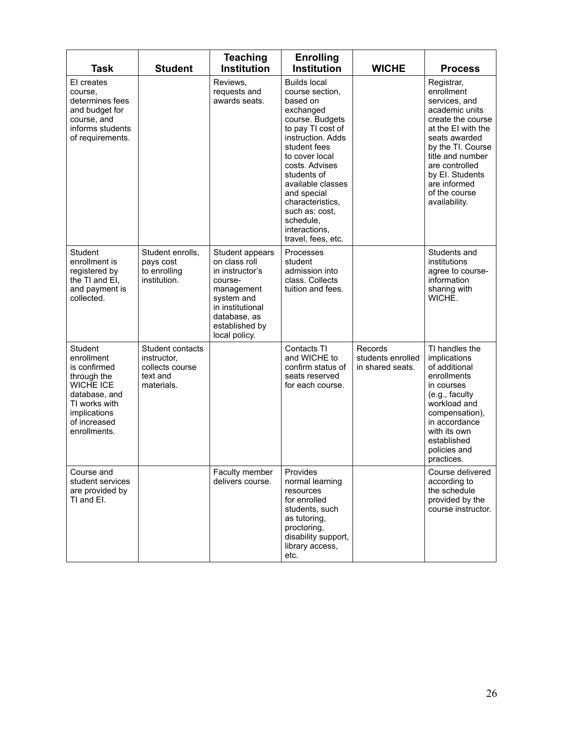| Task | Student | Teaching Institution | Enrolling Institution | WICHE | Process |
|---|---|---|---|---|---|
| EI creates course, determines fees and budget for course, and informs students of requirements. | | Reviews, requests and awards seats. | Builds local course section, based on exchanged course. Budgets to pay TI cost of instruction. Adds student fees to cover local costs. Advises students of available classes and special characteristics, such as: cost, schedule, interactions, travel, fees, etc. | | Registrar, enrollment services, and academic units create the course at the EI with the seats awarded by the TI. Course title and number are controlled by EI. Students are informed of the course availability. |
| Student enrollment is registered by the TI and EI, and payment is collected. | Student enrolls, pays cost to enrolling institution. | Student appears on class roll in instructor's course-management system and in institutional database, as established by local policy. | Processes student admission into class. Collects tuition and fees. | | Students and institutions agree to course-information sharing with WICHE. |
| Student enrollment is confirmed through the WICHE ICE database, and TI works with implications of increased enrollments. | Student contacts instructor, collects course text and materials. | | Contacts TI and WICHE to confirm status of seats reserved for each course. | Records students enrolled in shared seats. | TI handles the implications of additional enrollments in courses (e.g., faculty workload and compensation), in accordance with its own established policies and practices. |
| Course and student services are provided by TI and EI. | | Faculty member delivers course. | Provides normal learning resources for enrolled students, such as tutoring, proctoring, disability support, library access, etc. | | Course delivered according to the schedule provided by the course instructor. |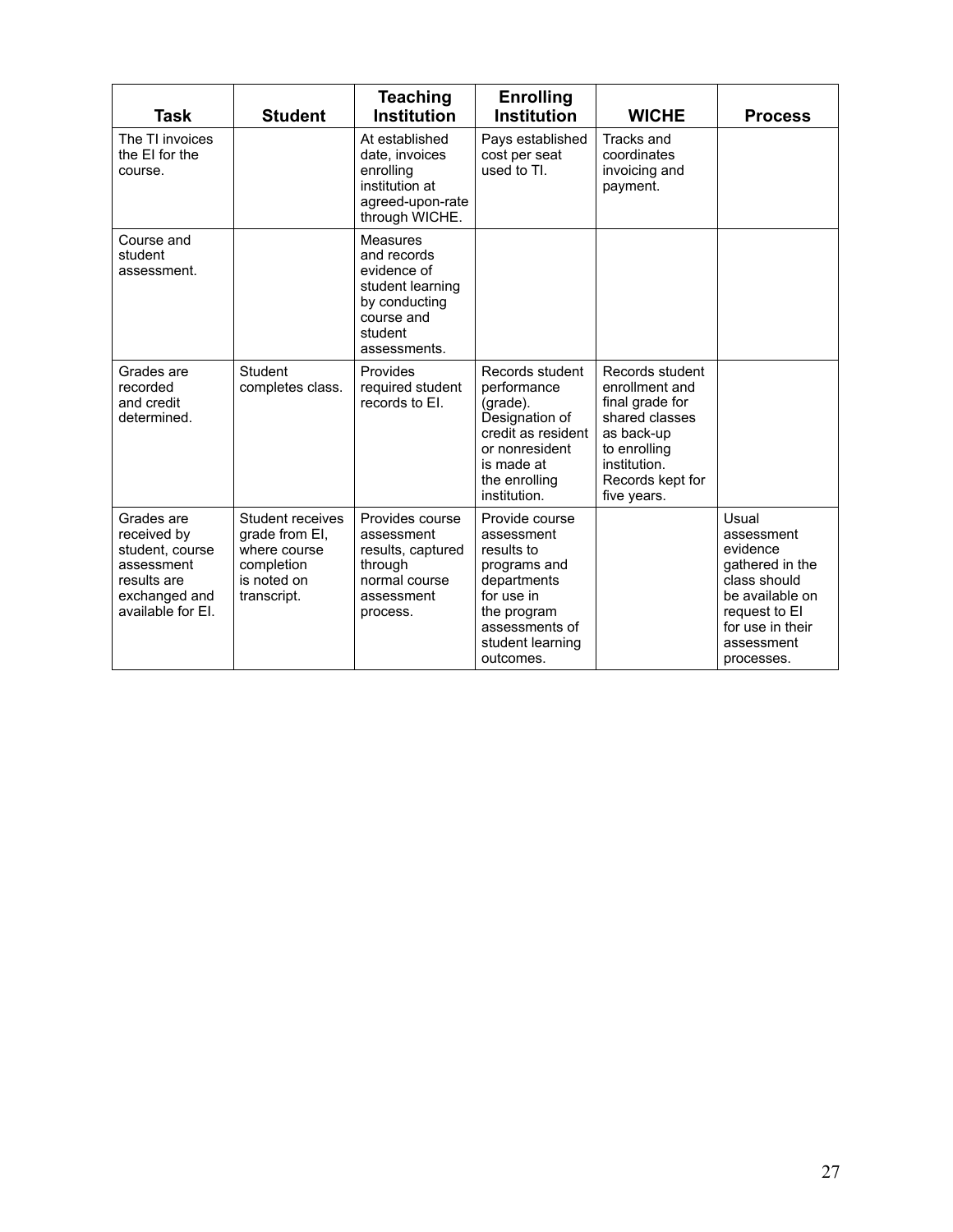| Task | Student | Teaching Institution | Enrolling Institution | WICHE | Process |
|---|---|---|---|---|---|
| The TI invoices the EI for the course. | | At established date, invoices enrolling institution at agreed-upon-rate through WICHE. | Pays established cost per seat used to TI. | Tracks and coordinates invoicing and payment. | |
| Course and student assessment. | | Measures and records evidence of student learning by conducting course and student assessments. | | | |
| Grades are recorded and credit determined. | Student completes class. | Provides required student records to EI. | Records student performance (grade). Designation of credit as resident or nonresident is made at the enrolling institution. | Records student enrollment and final grade for shared classes as back-up to enrolling institution. Records kept for five years. | |
| Grades are received by student, course assessment results are exchanged and available for EI. | Student receives grade from EI, where course completion is noted on transcript. | Provides course assessment results, captured through normal course assessment process. | Provide course assessment results to programs and departments for use in the program assessments of student learning outcomes. | | Usual assessment evidence gathered in the class should be available on request to EI for use in their assessment processes. |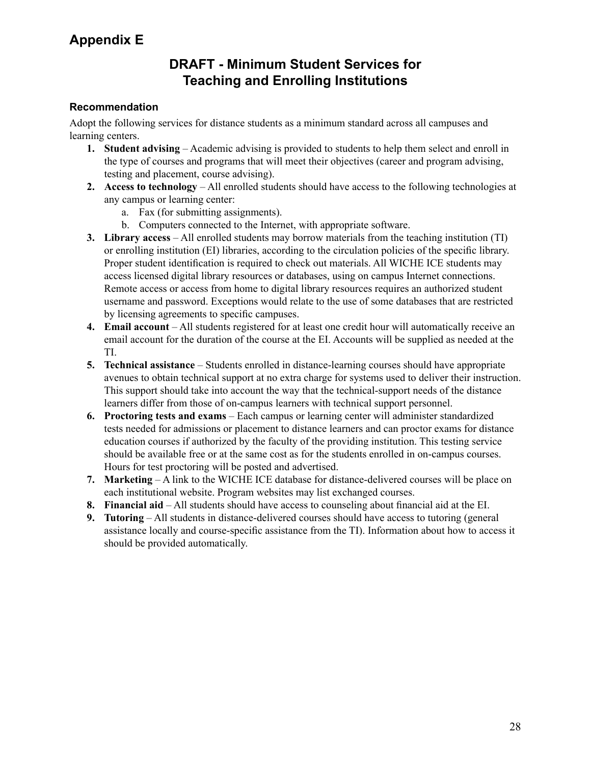# Appendix E

## DRAFT - Minimum Student Services for Teaching and Enrolling Institutions

### Recommendation

Adopt the following services for distance students as a minimum standard across all campuses and learning centers.

1. **Student advising** – Academic advising is provided to students to help them select and enroll in the type of courses and programs that will meet their objectives (career and program advising, testing and placement, course advising).
2. **Access to technology** – All enrolled students should have access to the following technologies at any campus or learning center:
   a. Fax (for submitting assignments).
   b. Computers connected to the Internet, with appropriate software.
3. **Library access** – All enrolled students may borrow materials from the teaching institution (TI) or enrolling institution (EI) libraries, according to the circulation policies of the specific library. Proper student identification is required to check out materials. All WICHE ICE students may access licensed digital library resources or databases, using on campus Internet connections. Remote access or access from home to digital library resources requires an authorized student username and password. Exceptions would relate to the use of some databases that are restricted by licensing agreements to specific campuses.
4. **Email account** – All students registered for at least one credit hour will automatically receive an email account for the duration of the course at the EI. Accounts will be supplied as needed at the TI.
5. **Technical assistance** – Students enrolled in distance-learning courses should have appropriate avenues to obtain technical support at no extra charge for systems used to deliver their instruction. This support should take into account the way that the technical-support needs of the distance learners differ from those of on-campus learners with technical support personnel.
6. **Proctoring tests and exams** – Each campus or learning center will administer standardized tests needed for admissions or placement to distance learners and can proctor exams for distance education courses if authorized by the faculty of the providing institution. This testing service should be available free or at the same cost as for the students enrolled in on-campus courses. Hours for test proctoring will be posted and advertised.
7. **Marketing** – A link to the WICHE ICE database for distance-delivered courses will be place on each institutional website. Program websites may list exchanged courses.
8. **Financial aid** – All students should have access to counseling about financial aid at the EI.
9. **Tutoring** – All students in distance-delivered courses should have access to tutoring (general assistance locally and course-specific assistance from the TI). Information about how to access it should be provided automatically.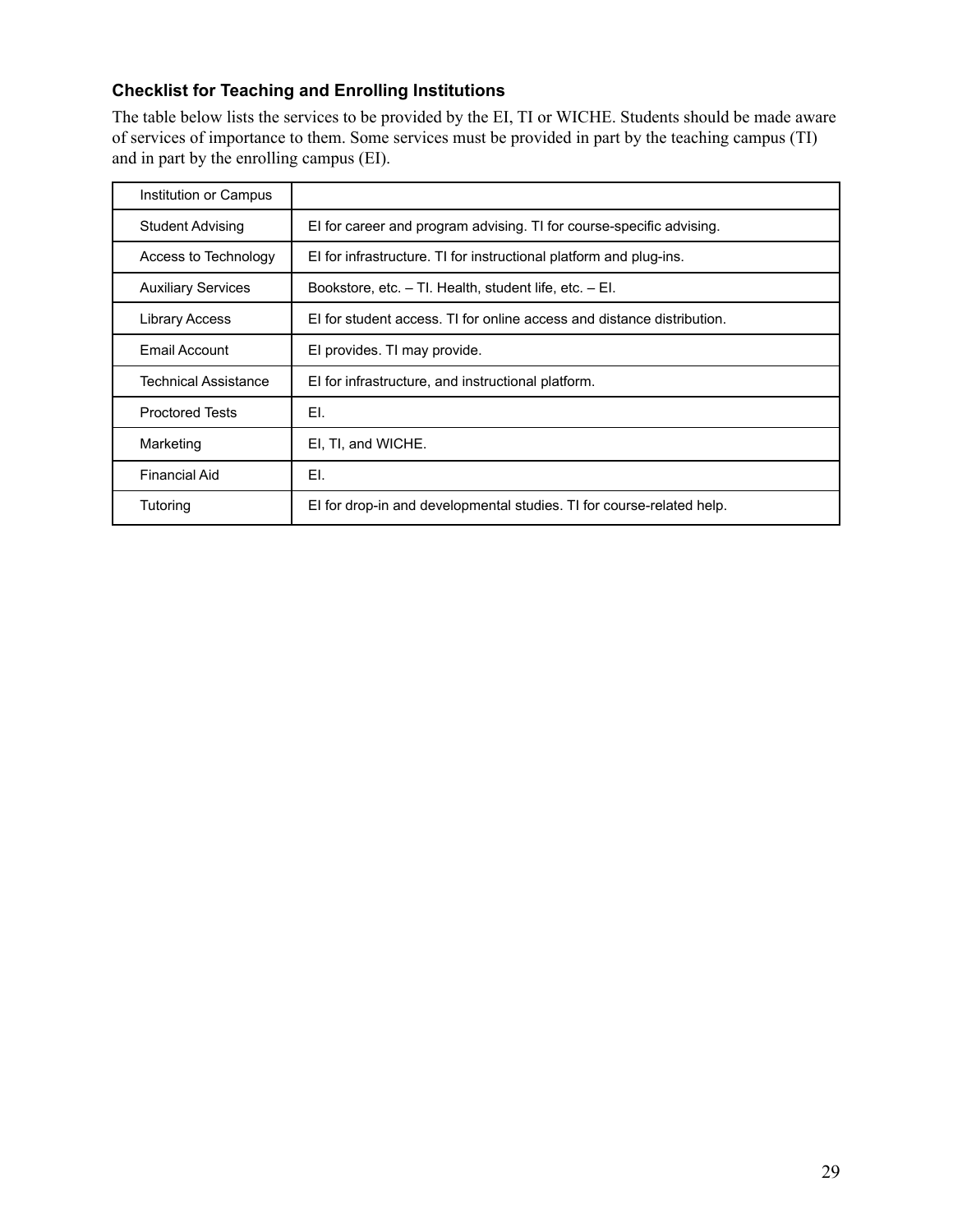### Checklist for Teaching and Enrolling Institutions

The table below lists the services to be provided by the EI, TI or WICHE. Students should be made aware of services of importance to them. Some services must be provided in part by the teaching campus (TI) and in part by the enrolling campus (EI).

| Institution or Campus | |
|---|---|
| Student Advising | EI for career and program advising. TI for course-specific advising. |
| Access to Technology | EI for infrastructure. TI for instructional platform and plug-ins. |
| Auxiliary Services | Bookstore, etc. – TI. Health, student life, etc. – EI. |
| Library Access | EI for student access. TI for online access and distance distribution. |
| Email Account | EI provides. TI may provide. |
| Technical Assistance | EI for infrastructure, and instructional platform. |
| Proctored Tests | EI. |
| Marketing | EI, TI, and WICHE. |
| Financial Aid | EI. |
| Tutoring | EI for drop-in and developmental studies. TI for course-related help. |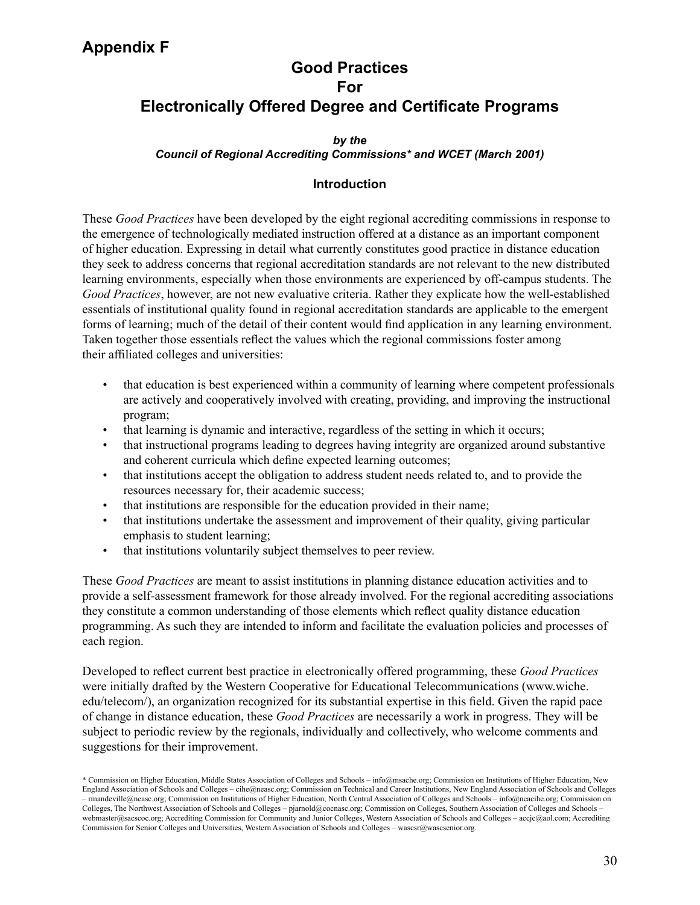# Appendix F

## Good Practices For Electronically Offered Degree and Certificate Programs

***by the Council of Regional Accrediting Commissions* and WCET (March 2001)***

### Introduction

These *Good Practices* have been developed by the eight regional accrediting commissions in response to the emergence of technologically mediated instruction offered at a distance as an important component of higher education. Expressing in detail what currently constitutes good practice in distance education they seek to address concerns that regional accreditation standards are not relevant to the new distributed learning environments, especially when those environments are experienced by off-campus students. The *Good Practices*, however, are not new evaluative criteria. Rather they explicate how the well-established essentials of institutional quality found in regional accreditation standards are applicable to the emergent forms of learning; much of the detail of their content would find application in any learning environment. Taken together those essentials reflect the values which the regional commissions foster among their affiliated colleges and universities:

- that education is best experienced within a community of learning where competent professionals are actively and cooperatively involved with creating, providing, and improving the instructional program;
- that learning is dynamic and interactive, regardless of the setting in which it occurs;
- that instructional programs leading to degrees having integrity are organized around substantive and coherent curricula which define expected learning outcomes;
- that institutions accept the obligation to address student needs related to, and to provide the resources necessary for, their academic success;
- that institutions are responsible for the education provided in their name;
- that institutions undertake the assessment and improvement of their quality, giving particular emphasis to student learning;
- that institutions voluntarily subject themselves to peer review.

These *Good Practices* are meant to assist institutions in planning distance education activities and to provide a self-assessment framework for those already involved. For the regional accrediting associations they constitute a common understanding of those elements which reflect quality distance education programming. As such they are intended to inform and facilitate the evaluation policies and processes of each region.

Developed to reflect current best practice in electronically offered programming, these *Good Practices* were initially drafted by the Western Cooperative for Educational Telecommunications (www.wiche.edu/telecom/), an organization recognized for its substantial expertise in this field. Given the rapid pace of change in distance education, these *Good Practices* are necessarily a work in progress. They will be subject to periodic review by the regionals, individually and collectively, who welcome comments and suggestions for their improvement.

\* Commission on Higher Education, Middle States Association of Colleges and Schools – info@msache.org; Commission on Institutions of Higher Education, New England Association of Schools and Colleges – cihe@neasc.org; Commission on Technical and Career Institutions, New England Association of Schools and Colleges – rmandeville@neasc.org; Commission on Institutions of Higher Education, North Central Association of Colleges and Schools – info@ncacihe.org; Commission on Colleges, The Northwest Association of Schools and Colleges – pjarnold@cocnasc.org; Commission on Colleges, Southern Association of Colleges and Schools – webmaster@sacscoc.org; Accrediting Commission for Community and Junior Colleges, Western Association of Schools and Colleges – accjc@aol.com; Accrediting Commission for Senior Colleges and Universities, Western Association of Schools and Colleges – wascsr@wascsenior.org.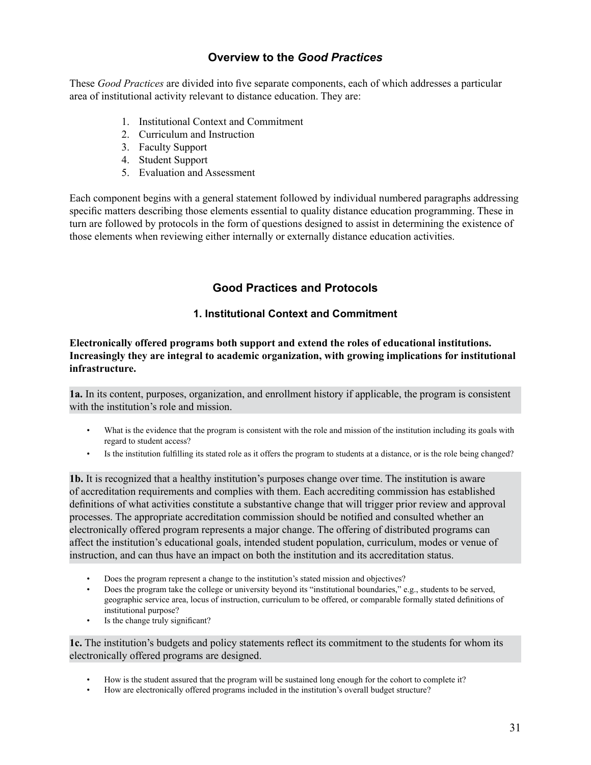## Overview to the *Good Practices*

These *Good Practices* are divided into five separate components, each of which addresses a particular area of institutional activity relevant to distance education. They are:

1. Institutional Context and Commitment
2. Curriculum and Instruction
3. Faculty Support
4. Student Support
5. Evaluation and Assessment

Each component begins with a general statement followed by individual numbered paragraphs addressing specific matters describing those elements essential to quality distance education programming. These in turn are followed by protocols in the form of questions designed to assist in determining the existence of those elements when reviewing either internally or externally distance education activities.

## Good Practices and Protocols

### 1. Institutional Context and Commitment

**Electronically offered programs both support and extend the roles of educational institutions. Increasingly they are integral to academic organization, with growing implications for institutional infrastructure.**

**1a.** In its content, purposes, organization, and enrollment history if applicable, the program is consistent with the institution's role and mission.

- What is the evidence that the program is consistent with the role and mission of the institution including its goals with regard to student access?
- Is the institution fulfilling its stated role as it offers the program to students at a distance, or is the role being changed?

**1b.** It is recognized that a healthy institution's purposes change over time. The institution is aware of accreditation requirements and complies with them. Each accrediting commission has established definitions of what activities constitute a substantive change that will trigger prior review and approval processes. The appropriate accreditation commission should be notified and consulted whether an electronically offered program represents a major change. The offering of distributed programs can affect the institution's educational goals, intended student population, curriculum, modes or venue of instruction, and can thus have an impact on both the institution and its accreditation status.

- Does the program represent a change to the institution's stated mission and objectives?
- Does the program take the college or university beyond its "institutional boundaries," e.g., students to be served, geographic service area, locus of instruction, curriculum to be offered, or comparable formally stated definitions of institutional purpose?
- Is the change truly significant?

**1c.** The institution's budgets and policy statements reflect its commitment to the students for whom its electronically offered programs are designed.

- How is the student assured that the program will be sustained long enough for the cohort to complete it?
- How are electronically offered programs included in the institution's overall budget structure?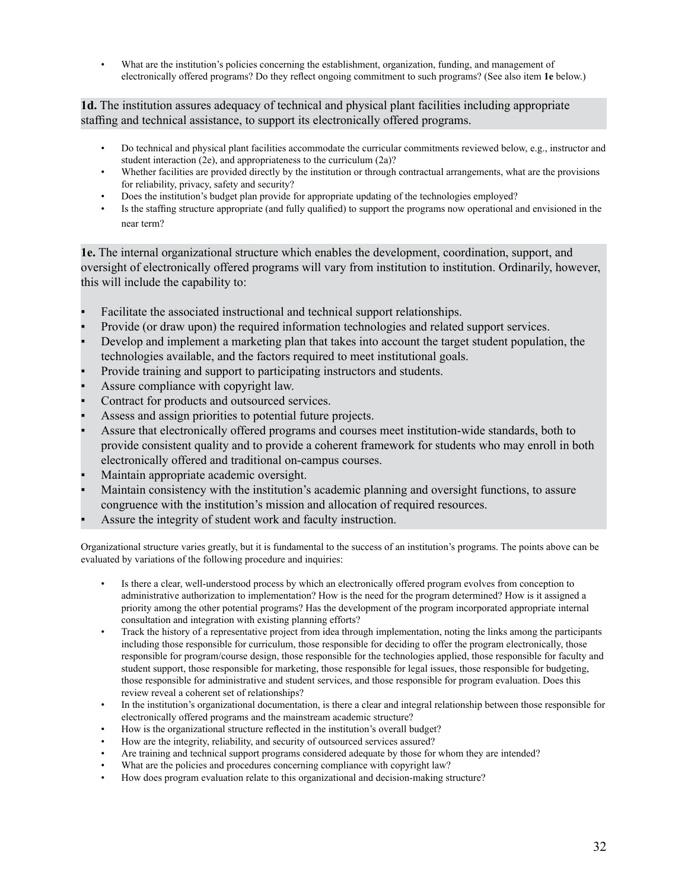- What are the institution's policies concerning the establishment, organization, funding, and management of electronically offered programs? Do they reflect ongoing commitment to such programs? (See also item **1e** below.)

**1d.** The institution assures adequacy of technical and physical plant facilities including appropriate staffing and technical assistance, to support its electronically offered programs.

- Do technical and physical plant facilities accommodate the curricular commitments reviewed below, e.g., instructor and student interaction (2e), and appropriateness to the curriculum (2a)?
- Whether facilities are provided directly by the institution or through contractual arrangements, what are the provisions for reliability, privacy, safety and security?
- Does the institution's budget plan provide for appropriate updating of the technologies employed?
- Is the staffing structure appropriate (and fully qualified) to support the programs now operational and envisioned in the near term?

**1e.** The internal organizational structure which enables the development, coordination, support, and oversight of electronically offered programs will vary from institution to institution. Ordinarily, however, this will include the capability to:

- Facilitate the associated instructional and technical support relationships.
- Provide (or draw upon) the required information technologies and related support services.
- Develop and implement a marketing plan that takes into account the target student population, the technologies available, and the factors required to meet institutional goals.
- Provide training and support to participating instructors and students.
- Assure compliance with copyright law.
- Contract for products and outsourced services.
- Assess and assign priorities to potential future projects.
- Assure that electronically offered programs and courses meet institution-wide standards, both to provide consistent quality and to provide a coherent framework for students who may enroll in both electronically offered and traditional on-campus courses.
- Maintain appropriate academic oversight.
- Maintain consistency with the institution's academic planning and oversight functions, to assure congruence with the institution's mission and allocation of required resources.
- Assure the integrity of student work and faculty instruction.

Organizational structure varies greatly, but it is fundamental to the success of an institution's programs. The points above can be evaluated by variations of the following procedure and inquiries:

- Is there a clear, well-understood process by which an electronically offered program evolves from conception to administrative authorization to implementation? How is the need for the program determined? How is it assigned a priority among the other potential programs? Has the development of the program incorporated appropriate internal consultation and integration with existing planning efforts?
- Track the history of a representative project from idea through implementation, noting the links among the participants including those responsible for curriculum, those responsible for deciding to offer the program electronically, those responsible for program/course design, those responsible for the technologies applied, those responsible for faculty and student support, those responsible for marketing, those responsible for legal issues, those responsible for budgeting, those responsible for administrative and student services, and those responsible for program evaluation. Does this review reveal a coherent set of relationships?
- In the institution's organizational documentation, is there a clear and integral relationship between those responsible for electronically offered programs and the mainstream academic structure?
- How is the organizational structure reflected in the institution's overall budget?
- How are the integrity, reliability, and security of outsourced services assured?
- Are training and technical support programs considered adequate by those for whom they are intended?
- What are the policies and procedures concerning compliance with copyright law?
- How does program evaluation relate to this organizational and decision-making structure?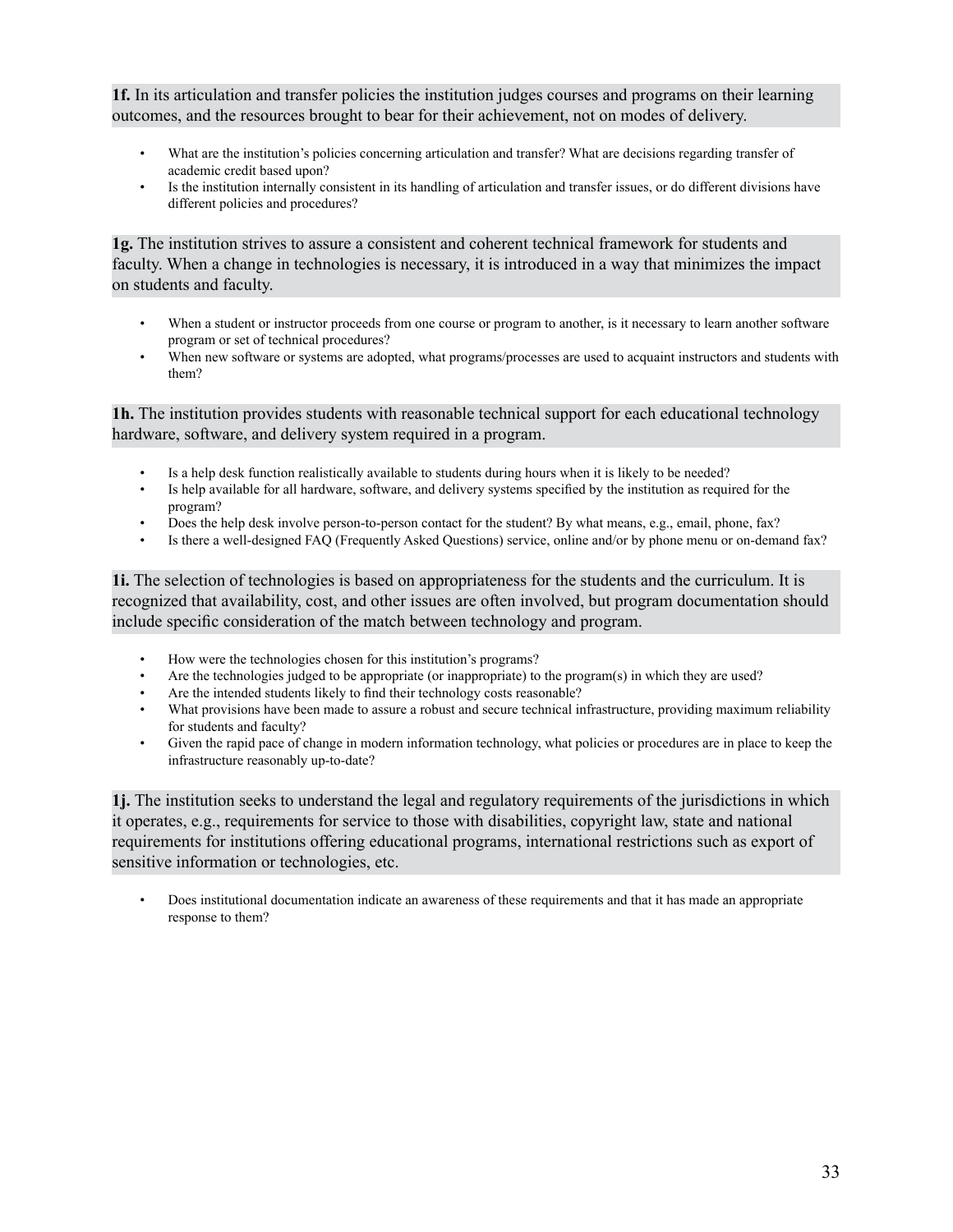**1f.** In its articulation and transfer policies the institution judges courses and programs on their learning outcomes, and the resources brought to bear for their achievement, not on modes of delivery.

- What are the institution's policies concerning articulation and transfer? What are decisions regarding transfer of academic credit based upon?
- Is the institution internally consistent in its handling of articulation and transfer issues, or do different divisions have different policies and procedures?

**1g.** The institution strives to assure a consistent and coherent technical framework for students and faculty. When a change in technologies is necessary, it is introduced in a way that minimizes the impact on students and faculty.

- When a student or instructor proceeds from one course or program to another, is it necessary to learn another software program or set of technical procedures?
- When new software or systems are adopted, what programs/processes are used to acquaint instructors and students with them?

**1h.** The institution provides students with reasonable technical support for each educational technology hardware, software, and delivery system required in a program.

- Is a help desk function realistically available to students during hours when it is likely to be needed?
- Is help available for all hardware, software, and delivery systems specified by the institution as required for the program?
- Does the help desk involve person-to-person contact for the student? By what means, e.g., email, phone, fax?
- Is there a well-designed FAQ (Frequently Asked Questions) service, online and/or by phone menu or on-demand fax?

**1i.** The selection of technologies is based on appropriateness for the students and the curriculum. It is recognized that availability, cost, and other issues are often involved, but program documentation should include specific consideration of the match between technology and program.

- How were the technologies chosen for this institution's programs?
- Are the technologies judged to be appropriate (or inappropriate) to the program(s) in which they are used?
- Are the intended students likely to find their technology costs reasonable?
- What provisions have been made to assure a robust and secure technical infrastructure, providing maximum reliability for students and faculty?
- Given the rapid pace of change in modern information technology, what policies or procedures are in place to keep the infrastructure reasonably up-to-date?

**1j.** The institution seeks to understand the legal and regulatory requirements of the jurisdictions in which it operates, e.g., requirements for service to those with disabilities, copyright law, state and national requirements for institutions offering educational programs, international restrictions such as export of sensitive information or technologies, etc.

- Does institutional documentation indicate an awareness of these requirements and that it has made an appropriate response to them?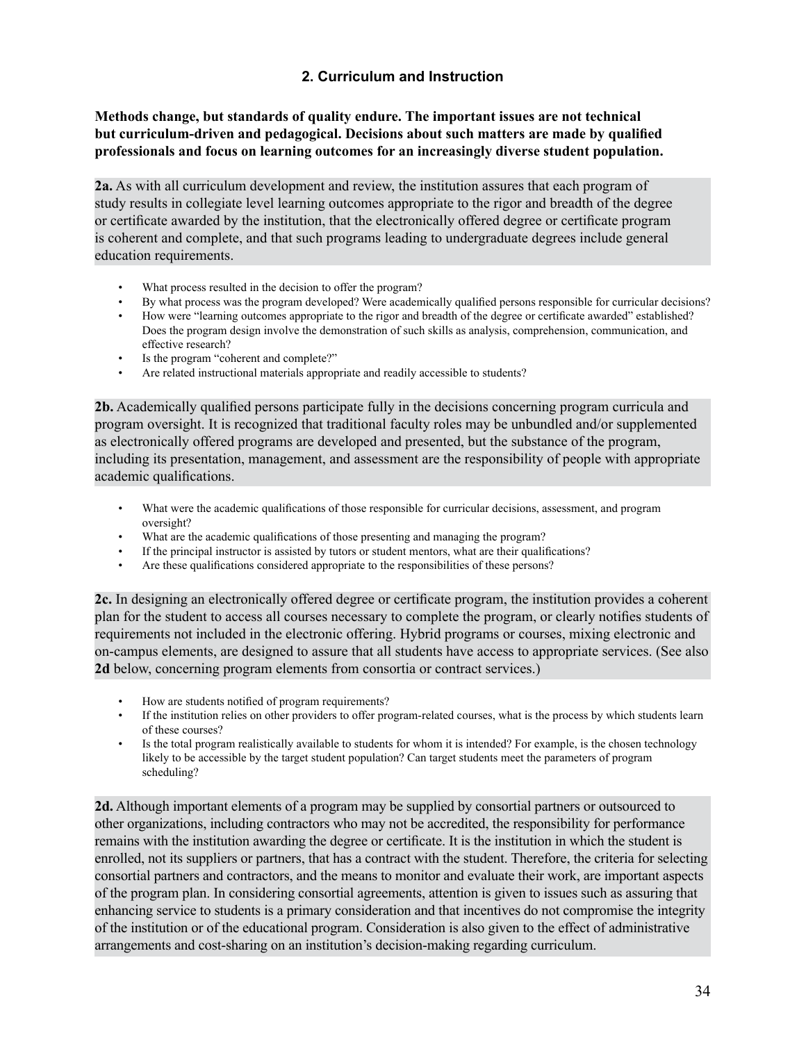## 2. Curriculum and Instruction

**Methods change, but standards of quality endure. The important issues are not technical but curriculum-driven and pedagogical. Decisions about such matters are made by qualified professionals and focus on learning outcomes for an increasingly diverse student population.**

**2a.** As with all curriculum development and review, the institution assures that each program of study results in collegiate level learning outcomes appropriate to the rigor and breadth of the degree or certificate awarded by the institution, that the electronically offered degree or certificate program is coherent and complete, and that such programs leading to undergraduate degrees include general education requirements.

- What process resulted in the decision to offer the program?
- By what process was the program developed? Were academically qualified persons responsible for curricular decisions?
- How were "learning outcomes appropriate to the rigor and breadth of the degree or certificate awarded" established? Does the program design involve the demonstration of such skills as analysis, comprehension, communication, and effective research?
- Is the program "coherent and complete?"
- Are related instructional materials appropriate and readily accessible to students?

**2b.** Academically qualified persons participate fully in the decisions concerning program curricula and program oversight. It is recognized that traditional faculty roles may be unbundled and/or supplemented as electronically offered programs are developed and presented, but the substance of the program, including its presentation, management, and assessment are the responsibility of people with appropriate academic qualifications.

- What were the academic qualifications of those responsible for curricular decisions, assessment, and program oversight?
- What are the academic qualifications of those presenting and managing the program?
- If the principal instructor is assisted by tutors or student mentors, what are their qualifications?
- Are these qualifications considered appropriate to the responsibilities of these persons?

**2c.** In designing an electronically offered degree or certificate program, the institution provides a coherent plan for the student to access all courses necessary to complete the program, or clearly notifies students of requirements not included in the electronic offering. Hybrid programs or courses, mixing electronic and on-campus elements, are designed to assure that all students have access to appropriate services. (See also **2d** below, concerning program elements from consortia or contract services.)

- How are students notified of program requirements?
- If the institution relies on other providers to offer program-related courses, what is the process by which students learn of these courses?
- Is the total program realistically available to students for whom it is intended? For example, is the chosen technology likely to be accessible by the target student population? Can target students meet the parameters of program scheduling?

**2d.** Although important elements of a program may be supplied by consortial partners or outsourced to other organizations, including contractors who may not be accredited, the responsibility for performance remains with the institution awarding the degree or certificate. It is the institution in which the student is enrolled, not its suppliers or partners, that has a contract with the student. Therefore, the criteria for selecting consortial partners and contractors, and the means to monitor and evaluate their work, are important aspects of the program plan. In considering consortial agreements, attention is given to issues such as assuring that enhancing service to students is a primary consideration and that incentives do not compromise the integrity of the institution or of the educational program. Consideration is also given to the effect of administrative arrangements and cost-sharing on an institution's decision-making regarding curriculum.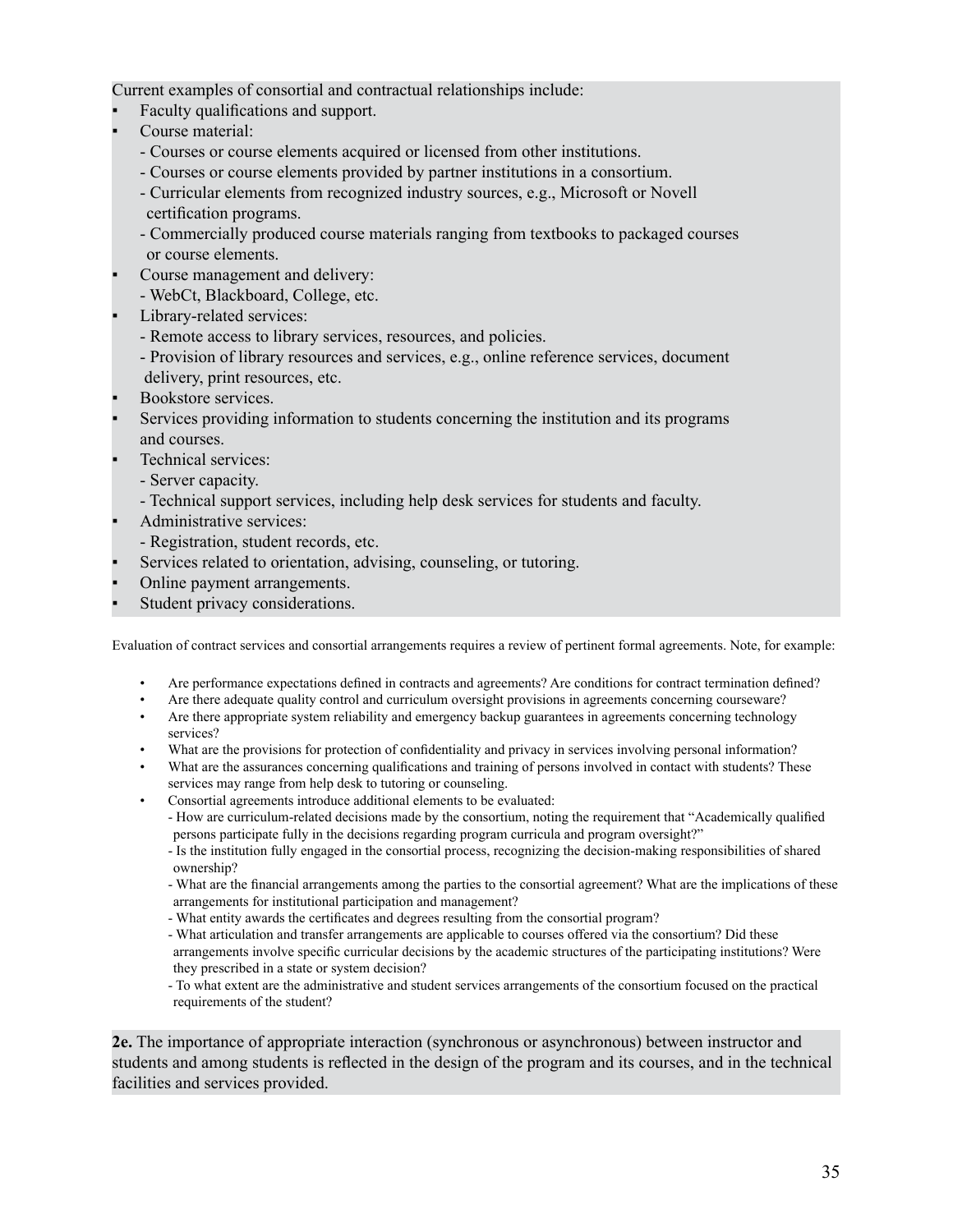Current examples of consortial and contractual relationships include:

- Faculty qualifications and support.
- Course material:
  - Courses or course elements acquired or licensed from other institutions.
  - Courses or course elements provided by partner institutions in a consortium.
  - Curricular elements from recognized industry sources, e.g., Microsoft or Novell certification programs.
  - Commercially produced course materials ranging from textbooks to packaged courses or course elements.
- Course management and delivery:
  - WebCt, Blackboard, College, etc.
- Library-related services:
  - Remote access to library services, resources, and policies.
  - Provision of library resources and services, e.g., online reference services, document delivery, print resources, etc.
- Bookstore services.
- Services providing information to students concerning the institution and its programs and courses.
- Technical services:
  - Server capacity.
  - Technical support services, including help desk services for students and faculty.
- Administrative services:
  - Registration, student records, etc.
- Services related to orientation, advising, counseling, or tutoring.
- Online payment arrangements.
- Student privacy considerations.

Evaluation of contract services and consortial arrangements requires a review of pertinent formal agreements. Note, for example:

- Are performance expectations defined in contracts and agreements? Are conditions for contract termination defined?
- Are there adequate quality control and curriculum oversight provisions in agreements concerning courseware?
- Are there appropriate system reliability and emergency backup guarantees in agreements concerning technology services?
- What are the provisions for protection of confidentiality and privacy in services involving personal information?
- What are the assurances concerning qualifications and training of persons involved in contact with students? These services may range from help desk to tutoring or counseling.
- Consortial agreements introduce additional elements to be evaluated:
  - How are curriculum-related decisions made by the consortium, noting the requirement that "Academically qualified persons participate fully in the decisions regarding program curricula and program oversight?"
  - Is the institution fully engaged in the consortial process, recognizing the decision-making responsibilities of shared ownership?
  - What are the financial arrangements among the parties to the consortial agreement? What are the implications of these arrangements for institutional participation and management?
  - What entity awards the certificates and degrees resulting from the consortial program?
  - What articulation and transfer arrangements are applicable to courses offered via the consortium? Did these arrangements involve specific curricular decisions by the academic structures of the participating institutions? Were they prescribed in a state or system decision?
  - To what extent are the administrative and student services arrangements of the consortium focused on the practical requirements of the student?

**2e.** The importance of appropriate interaction (synchronous or asynchronous) between instructor and students and among students is reflected in the design of the program and its courses, and in the technical facilities and services provided.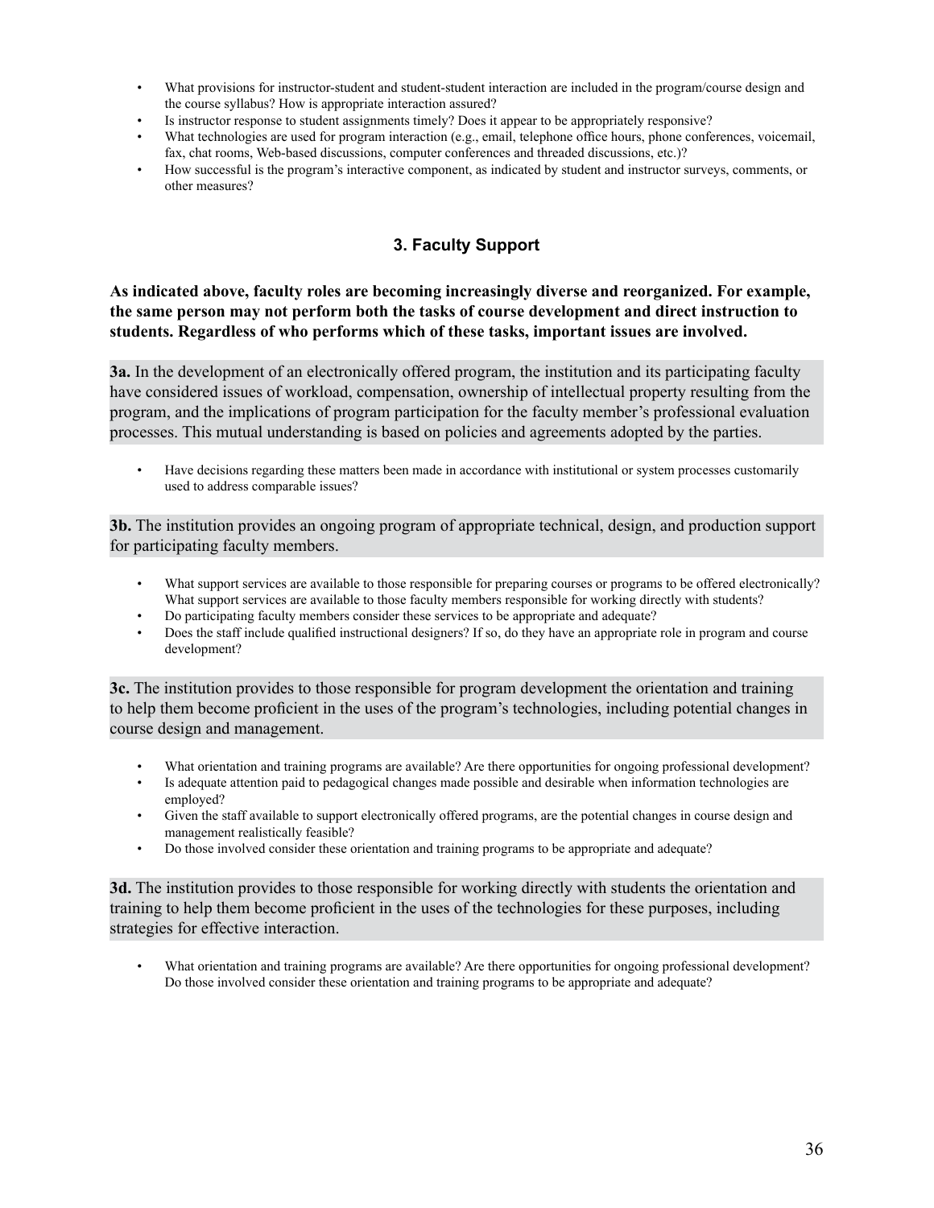- What provisions for instructor-student and student-student interaction are included in the program/course design and the course syllabus? How is appropriate interaction assured?
- Is instructor response to student assignments timely? Does it appear to be appropriately responsive?
- What technologies are used for program interaction (e.g., email, telephone office hours, phone conferences, voicemail, fax, chat rooms, Web-based discussions, computer conferences and threaded discussions, etc.)?
- How successful is the program's interactive component, as indicated by student and instructor surveys, comments, or other measures?

### 3. Faculty Support

**As indicated above, faculty roles are becoming increasingly diverse and reorganized. For example, the same person may not perform both the tasks of course development and direct instruction to students. Regardless of who performs which of these tasks, important issues are involved.**

**3a.** In the development of an electronically offered program, the institution and its participating faculty have considered issues of workload, compensation, ownership of intellectual property resulting from the program, and the implications of program participation for the faculty member's professional evaluation processes. This mutual understanding is based on policies and agreements adopted by the parties.

- Have decisions regarding these matters been made in accordance with institutional or system processes customarily used to address comparable issues?

**3b.** The institution provides an ongoing program of appropriate technical, design, and production support for participating faculty members.

- What support services are available to those responsible for preparing courses or programs to be offered electronically? What support services are available to those faculty members responsible for working directly with students?
- Do participating faculty members consider these services to be appropriate and adequate?
- Does the staff include qualified instructional designers? If so, do they have an appropriate role in program and course development?

**3c.** The institution provides to those responsible for program development the orientation and training to help them become proficient in the uses of the program's technologies, including potential changes in course design and management.

- What orientation and training programs are available? Are there opportunities for ongoing professional development?
- Is adequate attention paid to pedagogical changes made possible and desirable when information technologies are employed?
- Given the staff available to support electronically offered programs, are the potential changes in course design and management realistically feasible?
- Do those involved consider these orientation and training programs to be appropriate and adequate?

**3d.** The institution provides to those responsible for working directly with students the orientation and training to help them become proficient in the uses of the technologies for these purposes, including strategies for effective interaction.

- What orientation and training programs are available? Are there opportunities for ongoing professional development? Do those involved consider these orientation and training programs to be appropriate and adequate?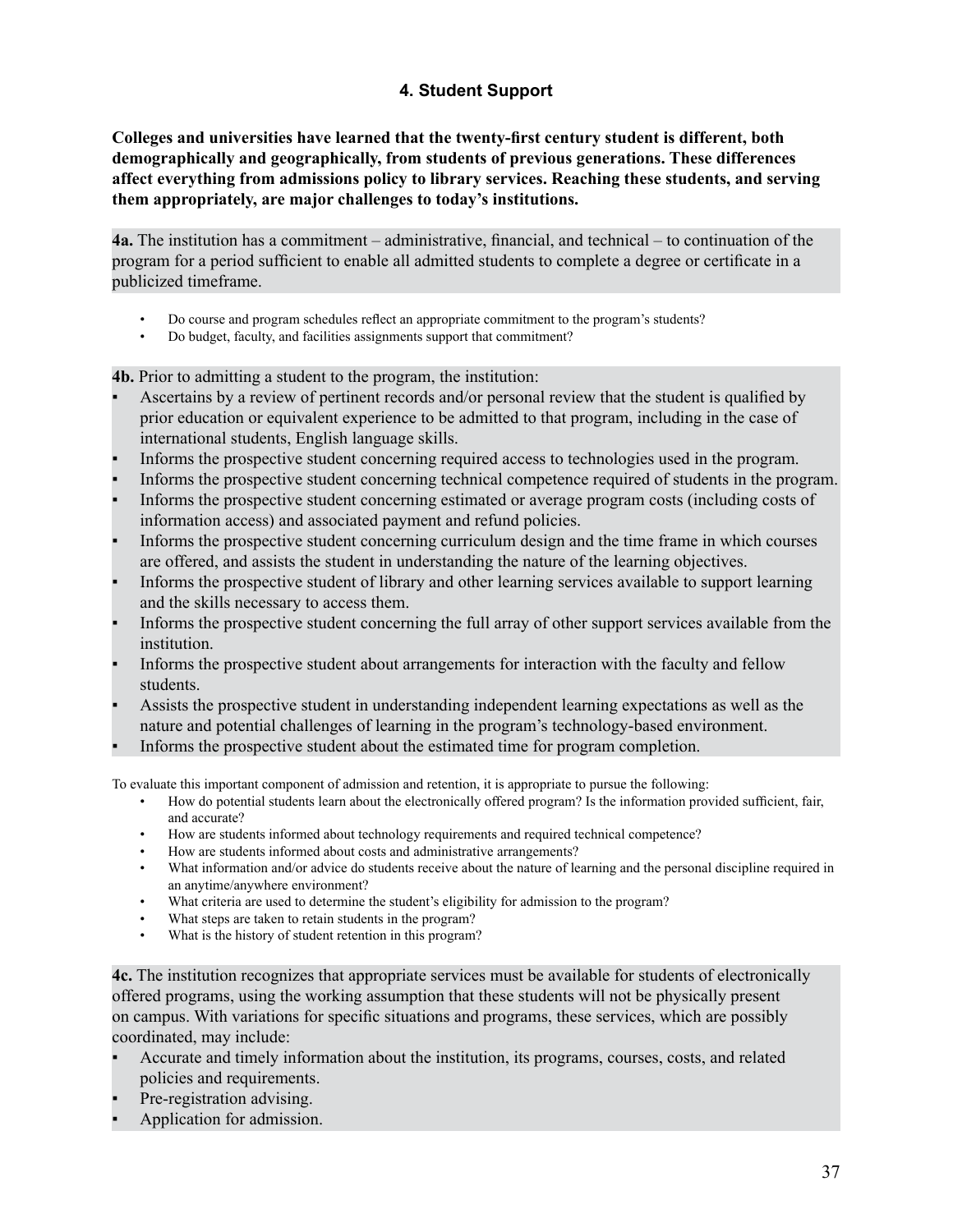## 4. Student Support

**Colleges and universities have learned that the twenty-first century student is different, both demographically and geographically, from students of previous generations. These differences affect everything from admissions policy to library services. Reaching these students, and serving them appropriately, are major challenges to today's institutions.**

**4a.** The institution has a commitment – administrative, financial, and technical – to continuation of the program for a period sufficient to enable all admitted students to complete a degree or certificate in a publicized timeframe.

- Do course and program schedules reflect an appropriate commitment to the program's students?
- Do budget, faculty, and facilities assignments support that commitment?

**4b.** Prior to admitting a student to the program, the institution:

- Ascertains by a review of pertinent records and/or personal review that the student is qualified by prior education or equivalent experience to be admitted to that program, including in the case of international students, English language skills.
- Informs the prospective student concerning required access to technologies used in the program.
- Informs the prospective student concerning technical competence required of students in the program.
- Informs the prospective student concerning estimated or average program costs (including costs of information access) and associated payment and refund policies.
- Informs the prospective student concerning curriculum design and the time frame in which courses are offered, and assists the student in understanding the nature of the learning objectives.
- Informs the prospective student of library and other learning services available to support learning and the skills necessary to access them.
- Informs the prospective student concerning the full array of other support services available from the institution.
- Informs the prospective student about arrangements for interaction with the faculty and fellow students.
- Assists the prospective student in understanding independent learning expectations as well as the nature and potential challenges of learning in the program's technology-based environment.
- Informs the prospective student about the estimated time for program completion.

To evaluate this important component of admission and retention, it is appropriate to pursue the following:

- How do potential students learn about the electronically offered program? Is the information provided sufficient, fair, and accurate?
- How are students informed about technology requirements and required technical competence?
- How are students informed about costs and administrative arrangements?
- What information and/or advice do students receive about the nature of learning and the personal discipline required in an anytime/anywhere environment?
- What criteria are used to determine the student's eligibility for admission to the program?
- What steps are taken to retain students in the program?
- What is the history of student retention in this program?

**4c.** The institution recognizes that appropriate services must be available for students of electronically offered programs, using the working assumption that these students will not be physically present on campus. With variations for specific situations and programs, these services, which are possibly coordinated, may include:

- Accurate and timely information about the institution, its programs, courses, costs, and related policies and requirements.
- Pre-registration advising.
- Application for admission.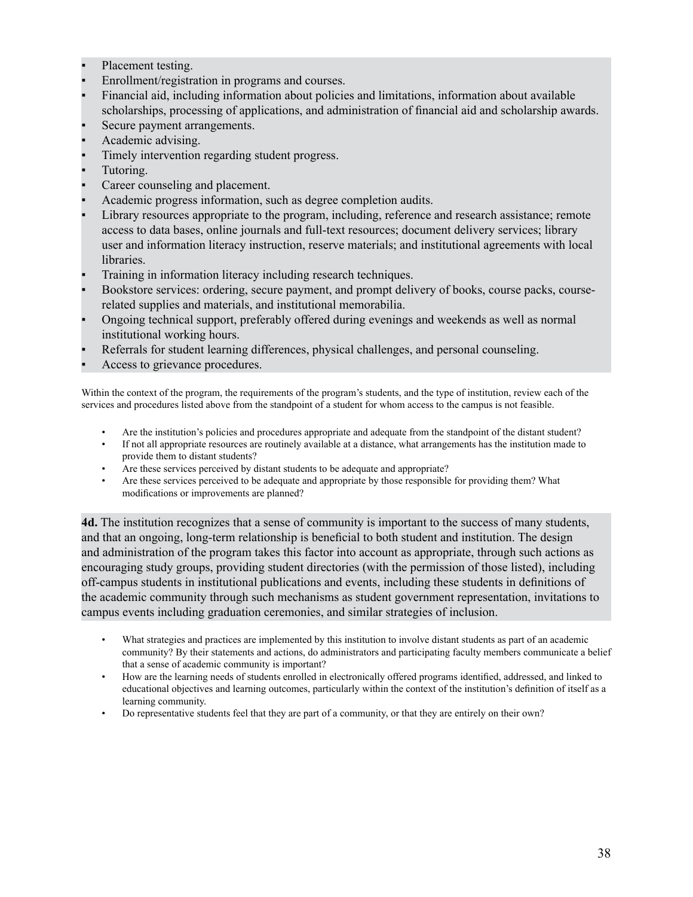- Placement testing.
- Enrollment/registration in programs and courses.
- Financial aid, including information about policies and limitations, information about available scholarships, processing of applications, and administration of financial aid and scholarship awards.
- Secure payment arrangements.
- Academic advising.
- Timely intervention regarding student progress.
- Tutoring.
- Career counseling and placement.
- Academic progress information, such as degree completion audits.
- Library resources appropriate to the program, including, reference and research assistance; remote access to data bases, online journals and full-text resources; document delivery services; library user and information literacy instruction, reserve materials; and institutional agreements with local libraries.
- Training in information literacy including research techniques.
- Bookstore services: ordering, secure payment, and prompt delivery of books, course packs, course-related supplies and materials, and institutional memorabilia.
- Ongoing technical support, preferably offered during evenings and weekends as well as normal institutional working hours.
- Referrals for student learning differences, physical challenges, and personal counseling.
- Access to grievance procedures.

Within the context of the program, the requirements of the program's students, and the type of institution, review each of the services and procedures listed above from the standpoint of a student for whom access to the campus is not feasible.

- Are the institution's policies and procedures appropriate and adequate from the standpoint of the distant student?
- If not all appropriate resources are routinely available at a distance, what arrangements has the institution made to provide them to distant students?
- Are these services perceived by distant students to be adequate and appropriate?
- Are these services perceived to be adequate and appropriate by those responsible for providing them? What modifications or improvements are planned?

**4d.** The institution recognizes that a sense of community is important to the success of many students, and that an ongoing, long-term relationship is beneficial to both student and institution. The design and administration of the program takes this factor into account as appropriate, through such actions as encouraging study groups, providing student directories (with the permission of those listed), including off-campus students in institutional publications and events, including these students in definitions of the academic community through such mechanisms as student government representation, invitations to campus events including graduation ceremonies, and similar strategies of inclusion.

- What strategies and practices are implemented by this institution to involve distant students as part of an academic community? By their statements and actions, do administrators and participating faculty members communicate a belief that a sense of academic community is important?
- How are the learning needs of students enrolled in electronically offered programs identified, addressed, and linked to educational objectives and learning outcomes, particularly within the context of the institution's definition of itself as a learning community.
- Do representative students feel that they are part of a community, or that they are entirely on their own?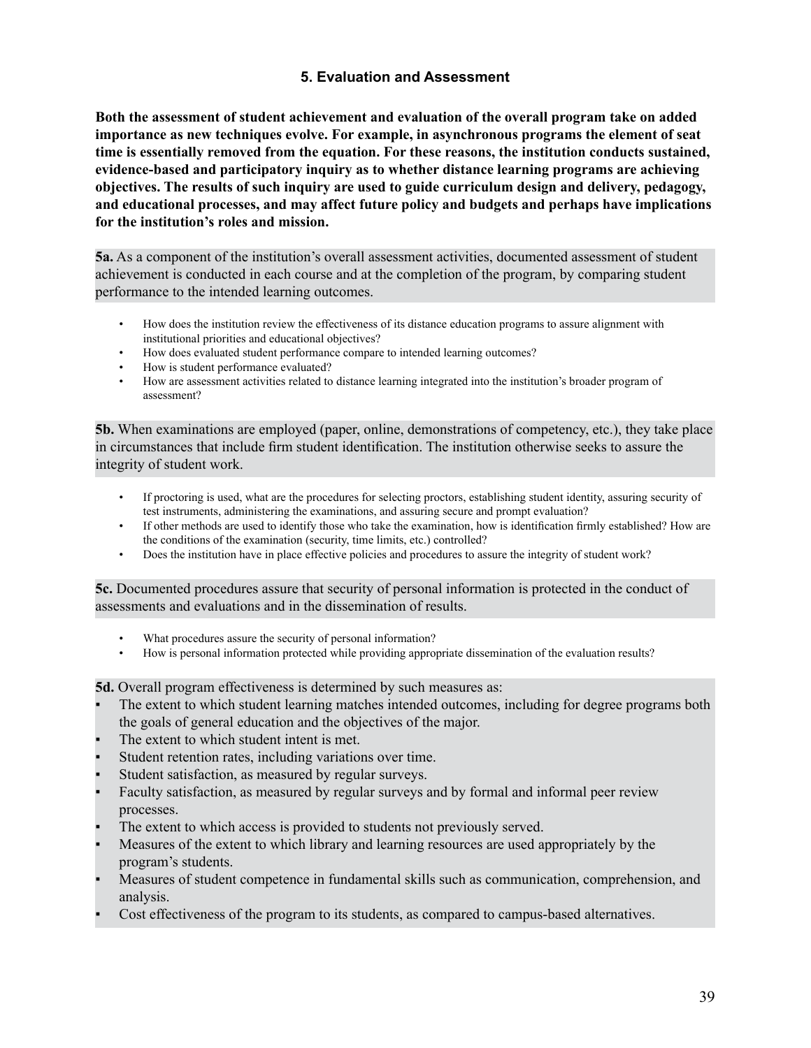## 5. Evaluation and Assessment

**Both the assessment of student achievement and evaluation of the overall program take on added importance as new techniques evolve. For example, in asynchronous programs the element of seat time is essentially removed from the equation. For these reasons, the institution conducts sustained, evidence-based and participatory inquiry as to whether distance learning programs are achieving objectives. The results of such inquiry are used to guide curriculum design and delivery, pedagogy, and educational processes, and may affect future policy and budgets and perhaps have implications for the institution's roles and mission.**

**5a.** As a component of the institution's overall assessment activities, documented assessment of student achievement is conducted in each course and at the completion of the program, by comparing student performance to the intended learning outcomes.

- How does the institution review the effectiveness of its distance education programs to assure alignment with institutional priorities and educational objectives?
- How does evaluated student performance compare to intended learning outcomes?
- How is student performance evaluated?
- How are assessment activities related to distance learning integrated into the institution's broader program of assessment?

**5b.** When examinations are employed (paper, online, demonstrations of competency, etc.), they take place in circumstances that include firm student identification. The institution otherwise seeks to assure the integrity of student work.

- If proctoring is used, what are the procedures for selecting proctors, establishing student identity, assuring security of test instruments, administering the examinations, and assuring secure and prompt evaluation?
- If other methods are used to identify those who take the examination, how is identification firmly established? How are the conditions of the examination (security, time limits, etc.) controlled?
- Does the institution have in place effective policies and procedures to assure the integrity of student work?

**5c.** Documented procedures assure that security of personal information is protected in the conduct of assessments and evaluations and in the dissemination of results.

- What procedures assure the security of personal information?
- How is personal information protected while providing appropriate dissemination of the evaluation results?

**5d.** Overall program effectiveness is determined by such measures as:

- The extent to which student learning matches intended outcomes, including for degree programs both the goals of general education and the objectives of the major.
- The extent to which student intent is met.
- Student retention rates, including variations over time.
- Student satisfaction, as measured by regular surveys.
- Faculty satisfaction, as measured by regular surveys and by formal and informal peer review processes.
- The extent to which access is provided to students not previously served.
- Measures of the extent to which library and learning resources are used appropriately by the program's students.
- Measures of student competence in fundamental skills such as communication, comprehension, and analysis.
- Cost effectiveness of the program to its students, as compared to campus-based alternatives.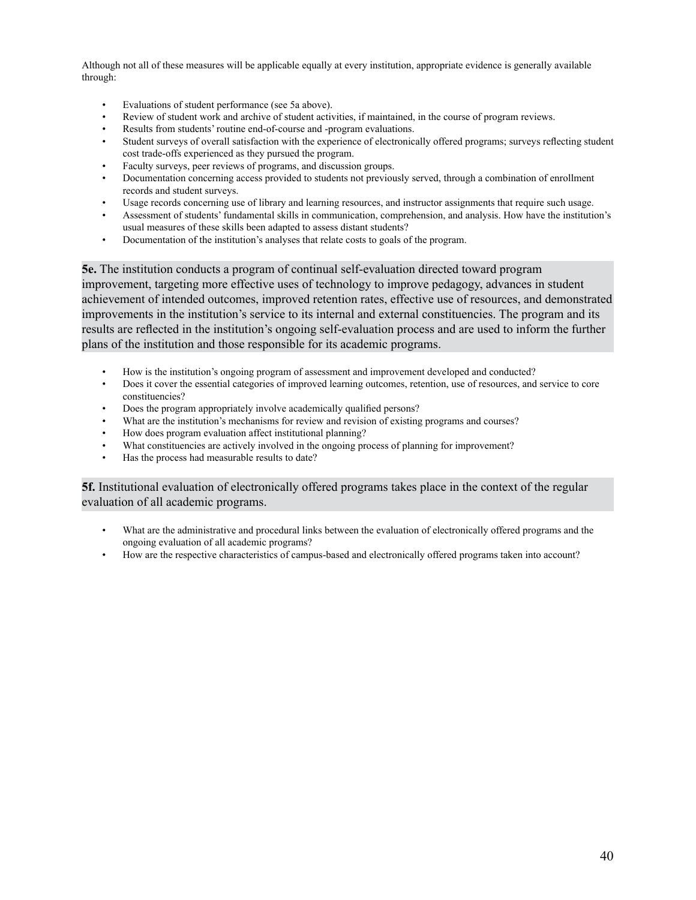Although not all of these measures will be applicable equally at every institution, appropriate evidence is generally available through:

- Evaluations of student performance (see 5a above).
- Review of student work and archive of student activities, if maintained, in the course of program reviews.
- Results from students' routine end-of-course and -program evaluations.
- Student surveys of overall satisfaction with the experience of electronically offered programs; surveys reflecting student cost trade-offs experienced as they pursued the program.
- Faculty surveys, peer reviews of programs, and discussion groups.
- Documentation concerning access provided to students not previously served, through a combination of enrollment records and student surveys.
- Usage records concerning use of library and learning resources, and instructor assignments that require such usage.
- Assessment of students' fundamental skills in communication, comprehension, and analysis. How have the institution's usual measures of these skills been adapted to assess distant students?
- Documentation of the institution's analyses that relate costs to goals of the program.

**5e.** The institution conducts a program of continual self-evaluation directed toward program improvement, targeting more effective uses of technology to improve pedagogy, advances in student achievement of intended outcomes, improved retention rates, effective use of resources, and demonstrated improvements in the institution's service to its internal and external constituencies. The program and its results are reflected in the institution's ongoing self-evaluation process and are used to inform the further plans of the institution and those responsible for its academic programs.

- How is the institution's ongoing program of assessment and improvement developed and conducted?
- Does it cover the essential categories of improved learning outcomes, retention, use of resources, and service to core constituencies?
- Does the program appropriately involve academically qualified persons?
- What are the institution's mechanisms for review and revision of existing programs and courses?
- How does program evaluation affect institutional planning?
- What constituencies are actively involved in the ongoing process of planning for improvement?
- Has the process had measurable results to date?

**5f.** Institutional evaluation of electronically offered programs takes place in the context of the regular evaluation of all academic programs.

- What are the administrative and procedural links between the evaluation of electronically offered programs and the ongoing evaluation of all academic programs?
- How are the respective characteristics of campus-based and electronically offered programs taken into account?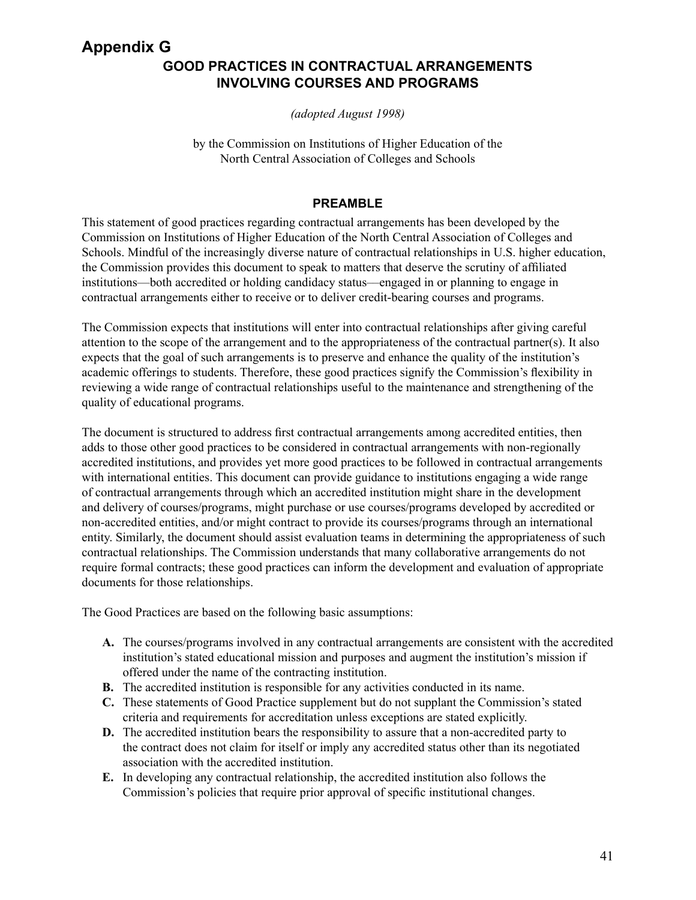# Appendix G

## GOOD PRACTICES IN CONTRACTUAL ARRANGEMENTS INVOLVING COURSES AND PROGRAMS

*(adopted August 1998)*

by the Commission on Institutions of Higher Education of the North Central Association of Colleges and Schools

### PREAMBLE

This statement of good practices regarding contractual arrangements has been developed by the Commission on Institutions of Higher Education of the North Central Association of Colleges and Schools. Mindful of the increasingly diverse nature of contractual relationships in U.S. higher education, the Commission provides this document to speak to matters that deserve the scrutiny of affiliated institutions—both accredited or holding candidacy status—engaged in or planning to engage in contractual arrangements either to receive or to deliver credit-bearing courses and programs.

The Commission expects that institutions will enter into contractual relationships after giving careful attention to the scope of the arrangement and to the appropriateness of the contractual partner(s). It also expects that the goal of such arrangements is to preserve and enhance the quality of the institution's academic offerings to students. Therefore, these good practices signify the Commission's flexibility in reviewing a wide range of contractual relationships useful to the maintenance and strengthening of the quality of educational programs.

The document is structured to address first contractual arrangements among accredited entities, then adds to those other good practices to be considered in contractual arrangements with non-regionally accredited institutions, and provides yet more good practices to be followed in contractual arrangements with international entities. This document can provide guidance to institutions engaging a wide range of contractual arrangements through which an accredited institution might share in the development and delivery of courses/programs, might purchase or use courses/programs developed by accredited or non-accredited entities, and/or might contract to provide its courses/programs through an international entity. Similarly, the document should assist evaluation teams in determining the appropriateness of such contractual relationships. The Commission understands that many collaborative arrangements do not require formal contracts; these good practices can inform the development and evaluation of appropriate documents for those relationships.

The Good Practices are based on the following basic assumptions:

- **A.** The courses/programs involved in any contractual arrangements are consistent with the accredited institution's stated educational mission and purposes and augment the institution's mission if offered under the name of the contracting institution.
- **B.** The accredited institution is responsible for any activities conducted in its name.
- **C.** These statements of Good Practice supplement but do not supplant the Commission's stated criteria and requirements for accreditation unless exceptions are stated explicitly.
- **D.** The accredited institution bears the responsibility to assure that a non-accredited party to the contract does not claim for itself or imply any accredited status other than its negotiated association with the accredited institution.
- **E.** In developing any contractual relationship, the accredited institution also follows the Commission's policies that require prior approval of specific institutional changes.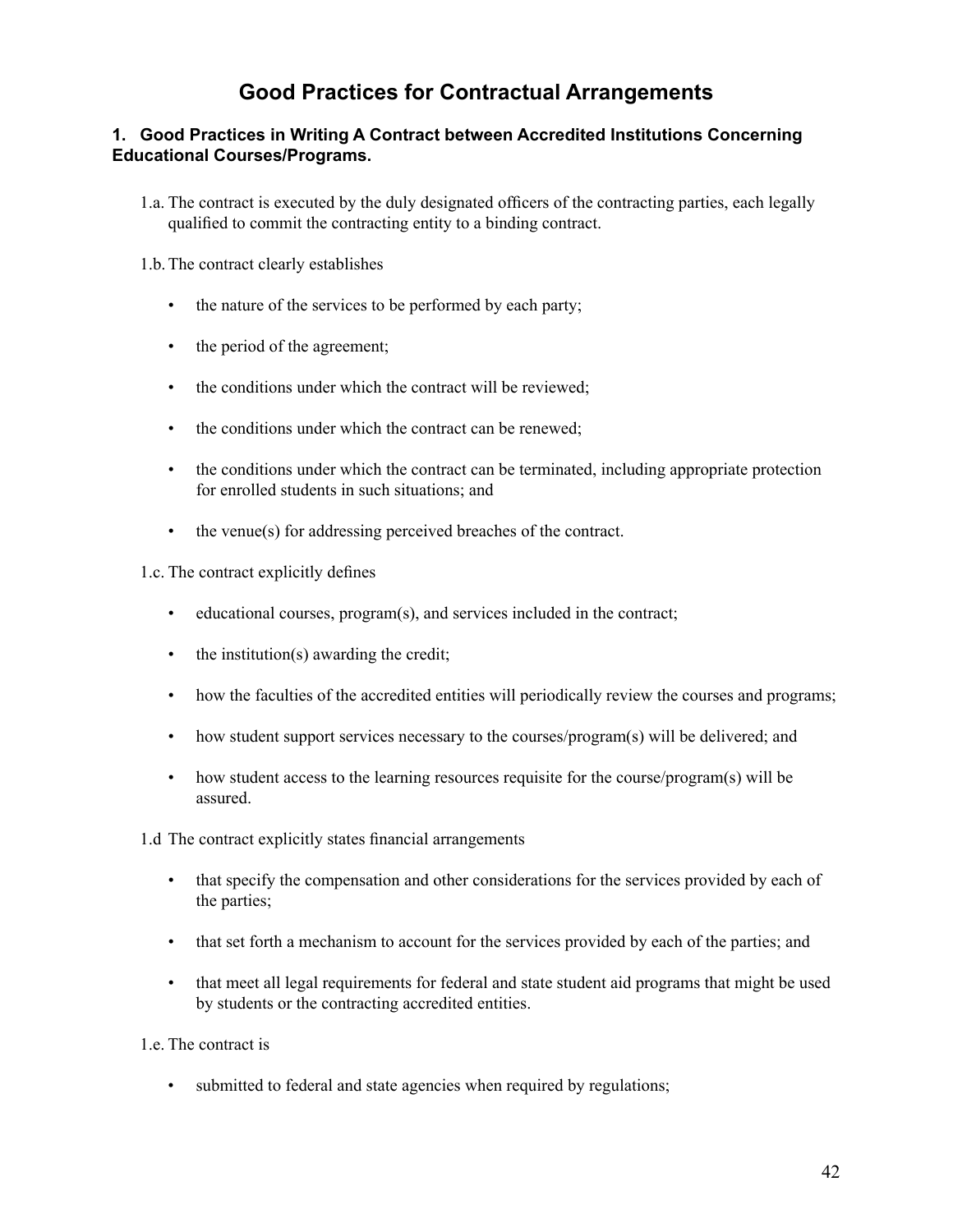# Good Practices for Contractual Arrangements

### 1. Good Practices in Writing A Contract between Accredited Institutions Concerning Educational Courses/Programs.

1.a. The contract is executed by the duly designated officers of the contracting parties, each legally qualified to commit the contracting entity to a binding contract.

1.b. The contract clearly establishes

- the nature of the services to be performed by each party;
- the period of the agreement;
- the conditions under which the contract will be reviewed;
- the conditions under which the contract can be renewed;
- the conditions under which the contract can be terminated, including appropriate protection for enrolled students in such situations; and
- the venue(s) for addressing perceived breaches of the contract.

1.c. The contract explicitly defines

- educational courses, program(s), and services included in the contract;
- the institution(s) awarding the credit;
- how the faculties of the accredited entities will periodically review the courses and programs;
- how student support services necessary to the courses/program(s) will be delivered; and
- how student access to the learning resources requisite for the course/program(s) will be assured.

1.d The contract explicitly states financial arrangements

- that specify the compensation and other considerations for the services provided by each of the parties;
- that set forth a mechanism to account for the services provided by each of the parties; and
- that meet all legal requirements for federal and state student aid programs that might be used by students or the contracting accredited entities.

1.e. The contract is

- submitted to federal and state agencies when required by regulations;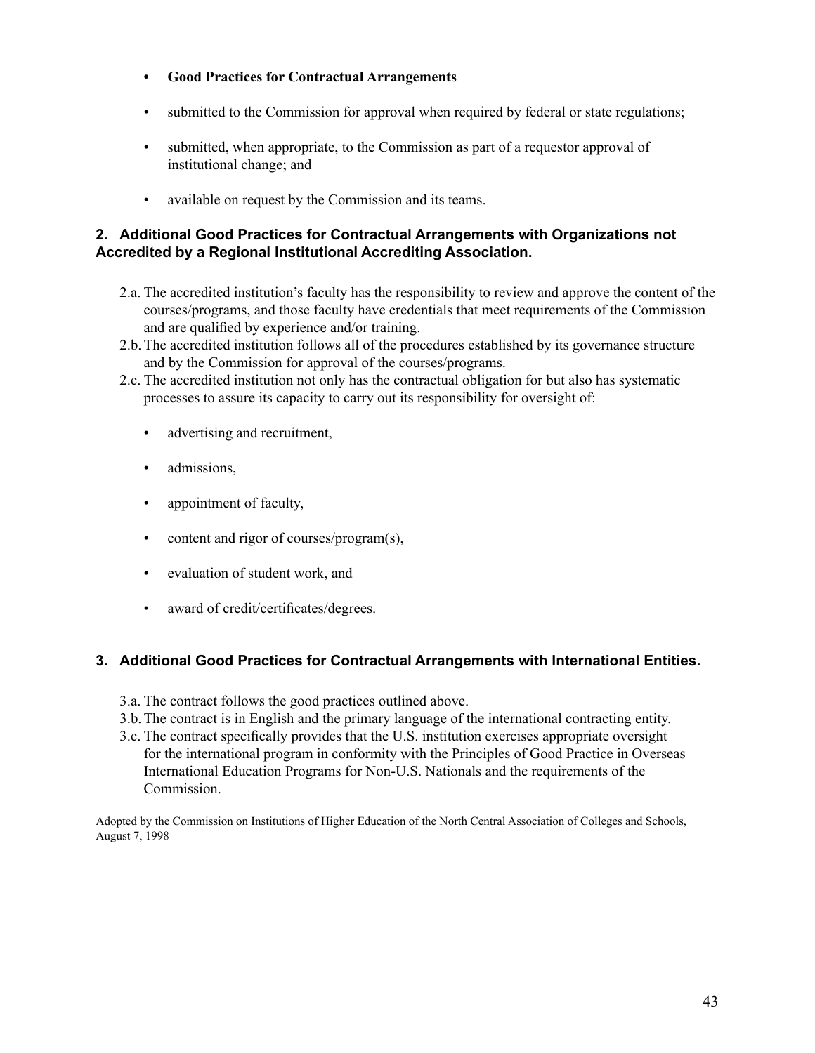- **Good Practices for Contractual Arrangements**

- submitted to the Commission for approval when required by federal or state regulations;

- submitted, when appropriate, to the Commission as part of a requestor approval of institutional change; and

- available on request by the Commission and its teams.

## 2. Additional Good Practices for Contractual Arrangements with Organizations not Accredited by a Regional Institutional Accrediting Association.

2.a. The accredited institution's faculty has the responsibility to review and approve the content of the courses/programs, and those faculty have credentials that meet requirements of the Commission and are qualified by experience and/or training.

2.b. The accredited institution follows all of the procedures established by its governance structure and by the Commission for approval of the courses/programs.

2.c. The accredited institution not only has the contractual obligation for but also has systematic processes to assure its capacity to carry out its responsibility for oversight of:

- advertising and recruitment,

- admissions,

- appointment of faculty,

- content and rigor of courses/program(s),

- evaluation of student work, and

- award of credit/certificates/degrees.

## 3. Additional Good Practices for Contractual Arrangements with International Entities.

3.a. The contract follows the good practices outlined above.

3.b. The contract is in English and the primary language of the international contracting entity.

3.c. The contract specifically provides that the U.S. institution exercises appropriate oversight for the international program in conformity with the Principles of Good Practice in Overseas International Education Programs for Non-U.S. Nationals and the requirements of the Commission.

Adopted by the Commission on Institutions of Higher Education of the North Central Association of Colleges and Schools, August 7, 1998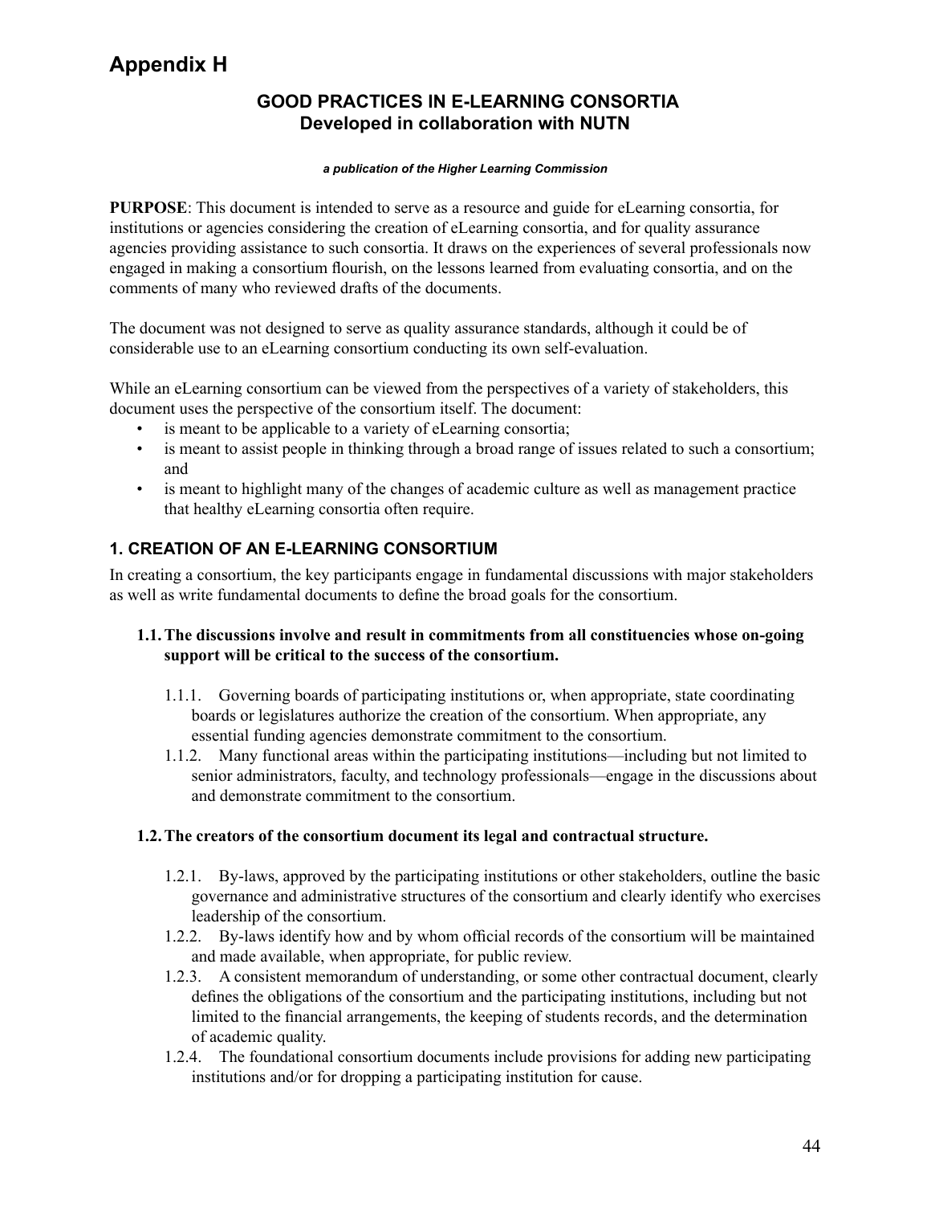# Appendix H

## GOOD PRACTICES IN E-LEARNING CONSORTIA
## Developed in collaboration with NUTN

***a publication of the Higher Learning Commission***

**PURPOSE**: This document is intended to serve as a resource and guide for eLearning consortia, for institutions or agencies considering the creation of eLearning consortia, and for quality assurance agencies providing assistance to such consortia. It draws on the experiences of several professionals now engaged in making a consortium flourish, on the lessons learned from evaluating consortia, and on the comments of many who reviewed drafts of the documents.

The document was not designed to serve as quality assurance standards, although it could be of considerable use to an eLearning consortium conducting its own self-evaluation.

While an eLearning consortium can be viewed from the perspectives of a variety of stakeholders, this document uses the perspective of the consortium itself. The document:

- is meant to be applicable to a variety of eLearning consortia;
- is meant to assist people in thinking through a broad range of issues related to such a consortium; and
- is meant to highlight many of the changes of academic culture as well as management practice that healthy eLearning consortia often require.

### 1. CREATION OF AN E-LEARNING CONSORTIUM

In creating a consortium, the key participants engage in fundamental discussions with major stakeholders as well as write fundamental documents to define the broad goals for the consortium.

**1.1. The discussions involve and result in commitments from all constituencies whose on-going support will be critical to the success of the consortium.**

1.1.1. Governing boards of participating institutions or, when appropriate, state coordinating boards or legislatures authorize the creation of the consortium. When appropriate, any essential funding agencies demonstrate commitment to the consortium.

1.1.2. Many functional areas within the participating institutions—including but not limited to senior administrators, faculty, and technology professionals—engage in the discussions about and demonstrate commitment to the consortium.

**1.2. The creators of the consortium document its legal and contractual structure.**

1.2.1. By-laws, approved by the participating institutions or other stakeholders, outline the basic governance and administrative structures of the consortium and clearly identify who exercises leadership of the consortium.

1.2.2. By-laws identify how and by whom official records of the consortium will be maintained and made available, when appropriate, for public review.

1.2.3. A consistent memorandum of understanding, or some other contractual document, clearly defines the obligations of the consortium and the participating institutions, including but not limited to the financial arrangements, the keeping of students records, and the determination of academic quality.

1.2.4. The foundational consortium documents include provisions for adding new participating institutions and/or for dropping a participating institution for cause.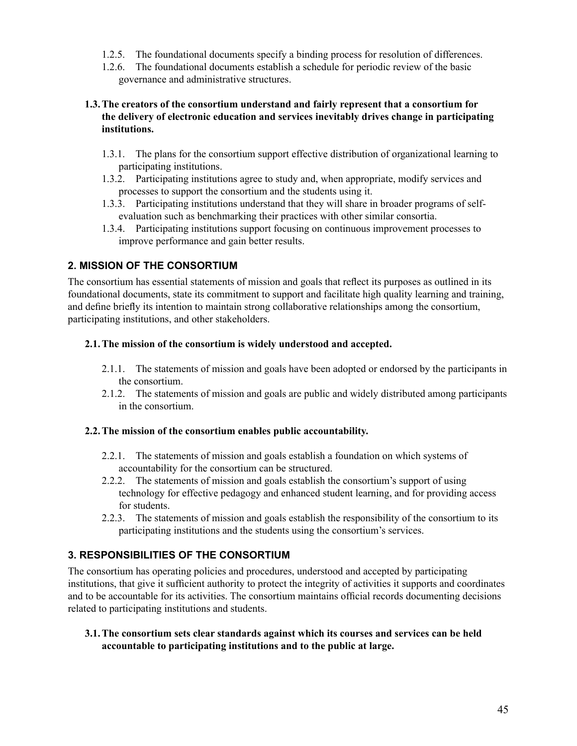- 1.2.5. The foundational documents specify a binding process for resolution of differences.
- 1.2.6. The foundational documents establish a schedule for periodic review of the basic governance and administrative structures.

**1.3. The creators of the consortium understand and fairly represent that a consortium for the delivery of electronic education and services inevitably drives change in participating institutions.**

- 1.3.1. The plans for the consortium support effective distribution of organizational learning to participating institutions.
- 1.3.2. Participating institutions agree to study and, when appropriate, modify services and processes to support the consortium and the students using it.
- 1.3.3. Participating institutions understand that they will share in broader programs of self-evaluation such as benchmarking their practices with other similar consortia.
- 1.3.4. Participating institutions support focusing on continuous improvement processes to improve performance and gain better results.

## 2. MISSION OF THE CONSORTIUM

The consortium has essential statements of mission and goals that reflect its purposes as outlined in its foundational documents, state its commitment to support and facilitate high quality learning and training, and define briefly its intention to maintain strong collaborative relationships among the consortium, participating institutions, and other stakeholders.

**2.1. The mission of the consortium is widely understood and accepted.**

- 2.1.1. The statements of mission and goals have been adopted or endorsed by the participants in the consortium.
- 2.1.2. The statements of mission and goals are public and widely distributed among participants in the consortium.

**2.2. The mission of the consortium enables public accountability.**

- 2.2.1. The statements of mission and goals establish a foundation on which systems of accountability for the consortium can be structured.
- 2.2.2. The statements of mission and goals establish the consortium's support of using technology for effective pedagogy and enhanced student learning, and for providing access for students.
- 2.2.3. The statements of mission and goals establish the responsibility of the consortium to its participating institutions and the students using the consortium's services.

## 3. RESPONSIBILITIES OF THE CONSORTIUM

The consortium has operating policies and procedures, understood and accepted by participating institutions, that give it sufficient authority to protect the integrity of activities it supports and coordinates and to be accountable for its activities. The consortium maintains official records documenting decisions related to participating institutions and students.

**3.1. The consortium sets clear standards against which its courses and services can be held accountable to participating institutions and to the public at large.**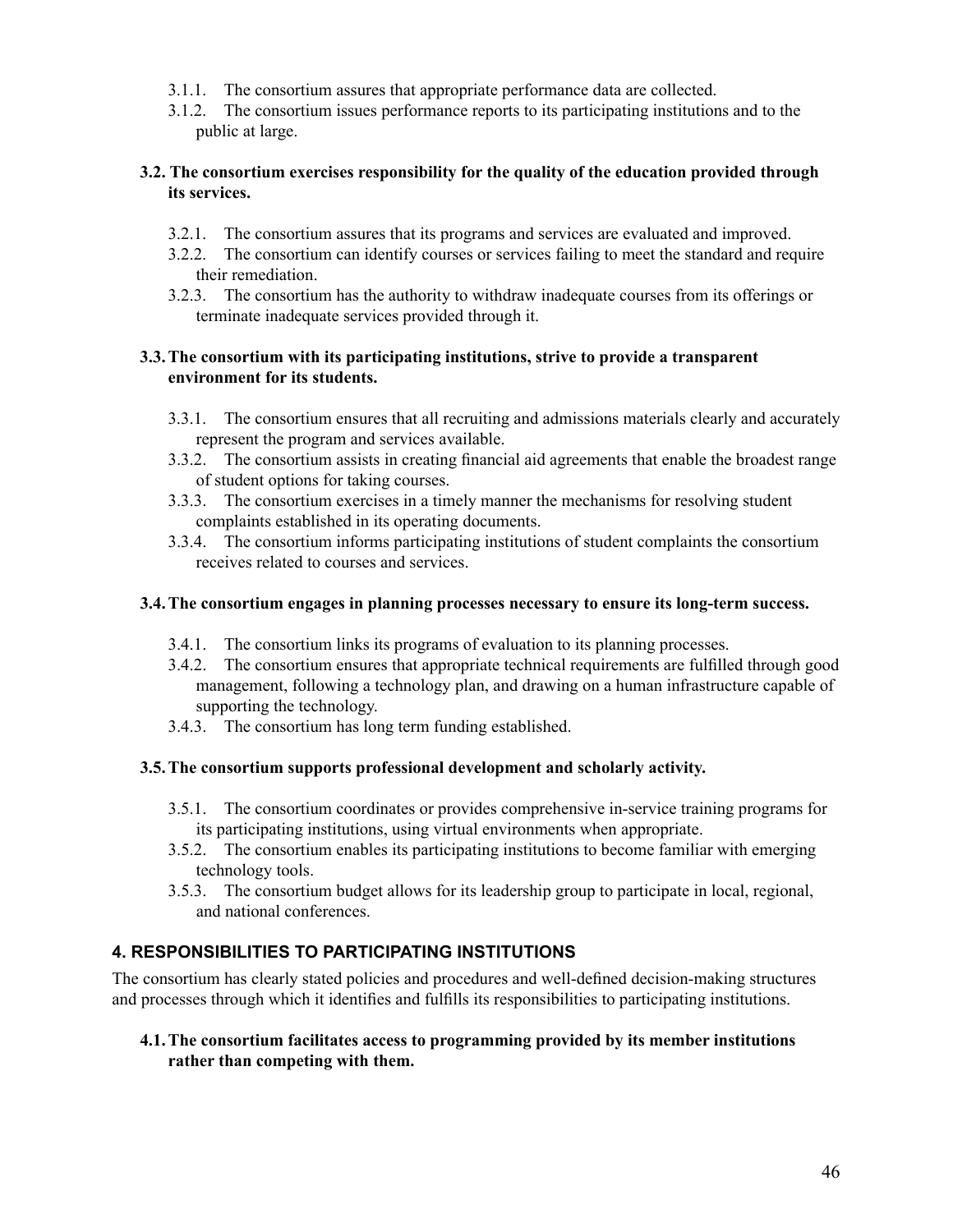- 3.1.1. The consortium assures that appropriate performance data are collected.
- 3.1.2. The consortium issues performance reports to its participating institutions and to the public at large.

**3.2. The consortium exercises responsibility for the quality of the education provided through its services.**

- 3.2.1. The consortium assures that its programs and services are evaluated and improved.
- 3.2.2. The consortium can identify courses or services failing to meet the standard and require their remediation.
- 3.2.3. The consortium has the authority to withdraw inadequate courses from its offerings or terminate inadequate services provided through it.

**3.3. The consortium with its participating institutions, strive to provide a transparent environment for its students.**

- 3.3.1. The consortium ensures that all recruiting and admissions materials clearly and accurately represent the program and services available.
- 3.3.2. The consortium assists in creating financial aid agreements that enable the broadest range of student options for taking courses.
- 3.3.3. The consortium exercises in a timely manner the mechanisms for resolving student complaints established in its operating documents.
- 3.3.4. The consortium informs participating institutions of student complaints the consortium receives related to courses and services.

**3.4. The consortium engages in planning processes necessary to ensure its long-term success.**

- 3.4.1. The consortium links its programs of evaluation to its planning processes.
- 3.4.2. The consortium ensures that appropriate technical requirements are fulfilled through good management, following a technology plan, and drawing on a human infrastructure capable of supporting the technology.
- 3.4.3. The consortium has long term funding established.

**3.5. The consortium supports professional development and scholarly activity.**

- 3.5.1. The consortium coordinates or provides comprehensive in-service training programs for its participating institutions, using virtual environments when appropriate.
- 3.5.2. The consortium enables its participating institutions to become familiar with emerging technology tools.
- 3.5.3. The consortium budget allows for its leadership group to participate in local, regional, and national conferences.

## 4. RESPONSIBILITIES TO PARTICIPATING INSTITUTIONS

The consortium has clearly stated policies and procedures and well-defined decision-making structures and processes through which it identifies and fulfills its responsibilities to participating institutions.

**4.1. The consortium facilitates access to programming provided by its member institutions rather than competing with them.**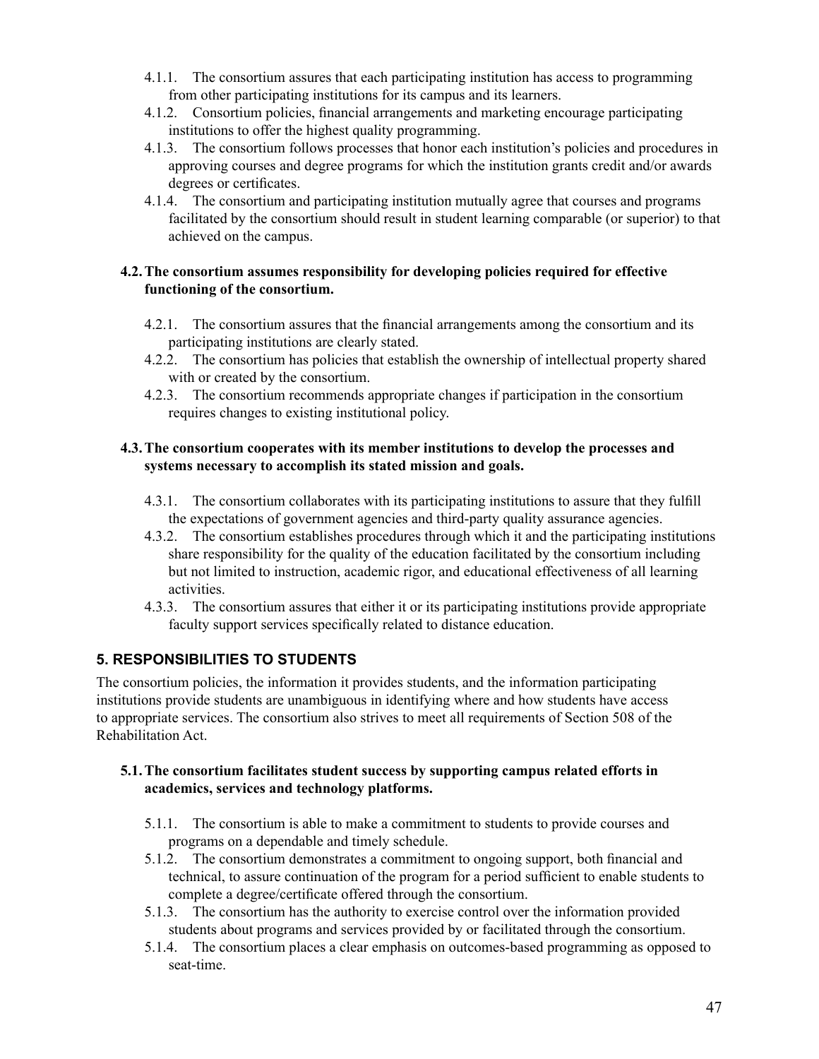4.1.1. The consortium assures that each participating institution has access to programming from other participating institutions for its campus and its learners.

4.1.2. Consortium policies, financial arrangements and marketing encourage participating institutions to offer the highest quality programming.

4.1.3. The consortium follows processes that honor each institution's policies and procedures in approving courses and degree programs for which the institution grants credit and/or awards degrees or certificates.

4.1.4. The consortium and participating institution mutually agree that courses and programs facilitated by the consortium should result in student learning comparable (or superior) to that achieved on the campus.

**4.2. The consortium assumes responsibility for developing policies required for effective functioning of the consortium.**

4.2.1. The consortium assures that the financial arrangements among the consortium and its participating institutions are clearly stated.

4.2.2. The consortium has policies that establish the ownership of intellectual property shared with or created by the consortium.

4.2.3. The consortium recommends appropriate changes if participation in the consortium requires changes to existing institutional policy.

**4.3. The consortium cooperates with its member institutions to develop the processes and systems necessary to accomplish its stated mission and goals.**

4.3.1. The consortium collaborates with its participating institutions to assure that they fulfill the expectations of government agencies and third-party quality assurance agencies.

4.3.2. The consortium establishes procedures through which it and the participating institutions share responsibility for the quality of the education facilitated by the consortium including but not limited to instruction, academic rigor, and educational effectiveness of all learning activities.

4.3.3. The consortium assures that either it or its participating institutions provide appropriate faculty support services specifically related to distance education.

## 5. RESPONSIBILITIES TO STUDENTS

The consortium policies, the information it provides students, and the information participating institutions provide students are unambiguous in identifying where and how students have access to appropriate services. The consortium also strives to meet all requirements of Section 508 of the Rehabilitation Act.

**5.1. The consortium facilitates student success by supporting campus related efforts in academics, services and technology platforms.**

5.1.1. The consortium is able to make a commitment to students to provide courses and programs on a dependable and timely schedule.

5.1.2. The consortium demonstrates a commitment to ongoing support, both financial and technical, to assure continuation of the program for a period sufficient to enable students to complete a degree/certificate offered through the consortium.

5.1.3. The consortium has the authority to exercise control over the information provided students about programs and services provided by or facilitated through the consortium.

5.1.4. The consortium places a clear emphasis on outcomes-based programming as opposed to seat-time.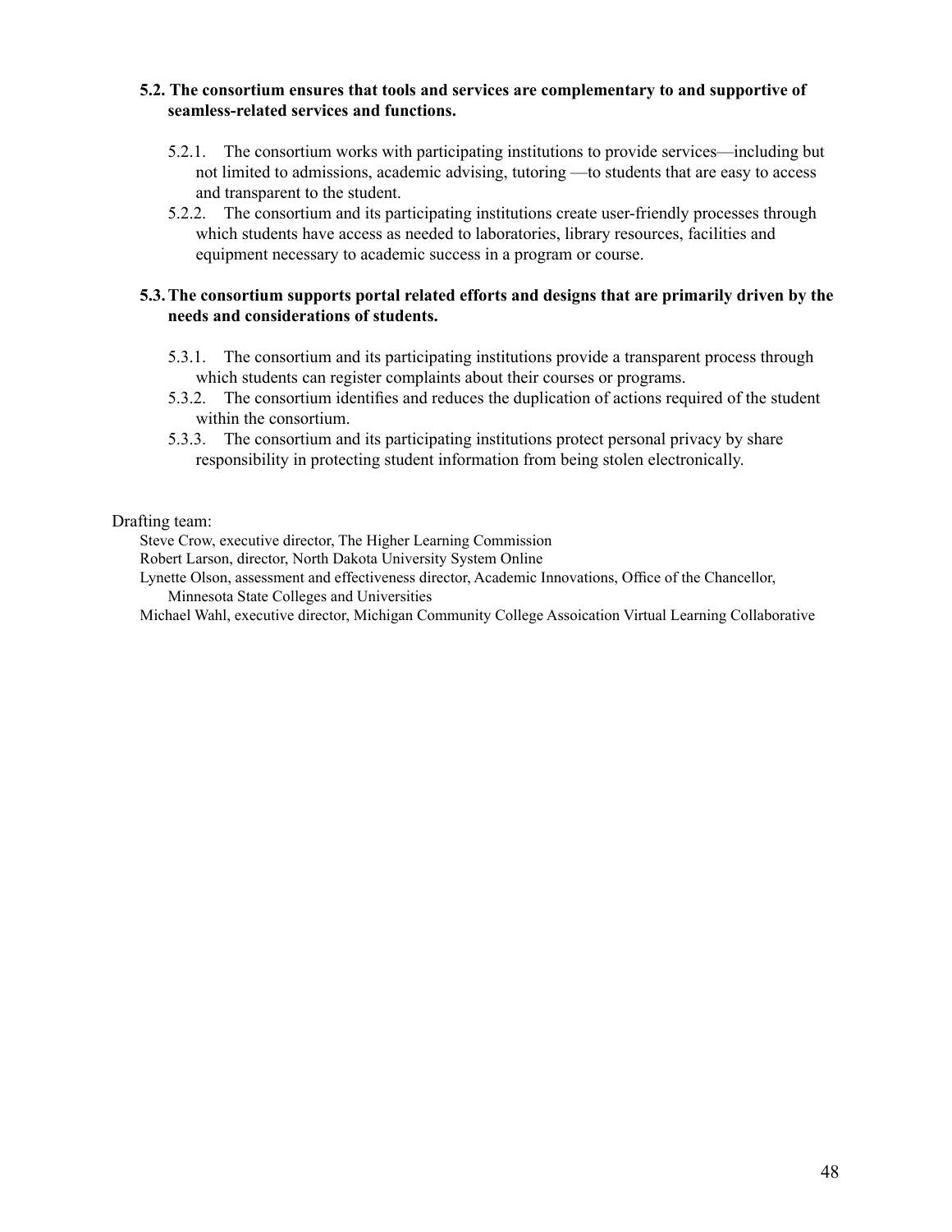**5.2. The consortium ensures that tools and services are complementary to and supportive of seamless-related services and functions.**

- 5.2.1. The consortium works with participating institutions to provide services—including but not limited to admissions, academic advising, tutoring —to students that are easy to access and transparent to the student.
- 5.2.2. The consortium and its participating institutions create user-friendly processes through which students have access as needed to laboratories, library resources, facilities and equipment necessary to academic success in a program or course.

**5.3. The consortium supports portal related efforts and designs that are primarily driven by the needs and considerations of students.**

- 5.3.1. The consortium and its participating institutions provide a transparent process through which students can register complaints about their courses or programs.
- 5.3.2. The consortium identifies and reduces the duplication of actions required of the student within the consortium.
- 5.3.3. The consortium and its participating institutions protect personal privacy by share responsibility in protecting student information from being stolen electronically.

Drafting team:

Steve Crow, executive director, The Higher Learning Commission
Robert Larson, director, North Dakota University System Online
Lynette Olson, assessment and effectiveness director, Academic Innovations, Office of the Chancellor, Minnesota State Colleges and Universities
Michael Wahl, executive director, Michigan Community College Assoication Virtual Learning Collaborative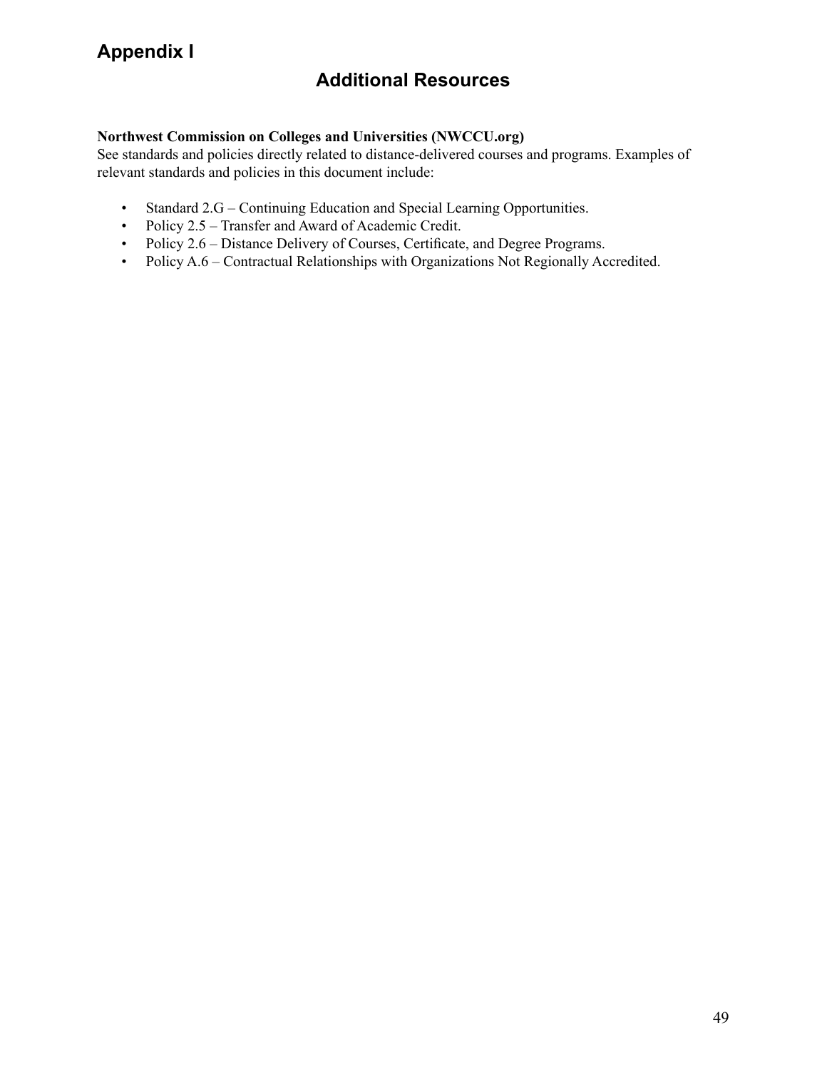# Appendix I

## Additional Resources

**Northwest Commission on Colleges and Universities (NWCCU.org)**
See standards and policies directly related to distance-delivered courses and programs. Examples of relevant standards and policies in this document include:

- Standard 2.G – Continuing Education and Special Learning Opportunities.
- Policy 2.5 – Transfer and Award of Academic Credit.
- Policy 2.6 – Distance Delivery of Courses, Certificate, and Degree Programs.
- Policy A.6 – Contractual Relationships with Organizations Not Regionally Accredited.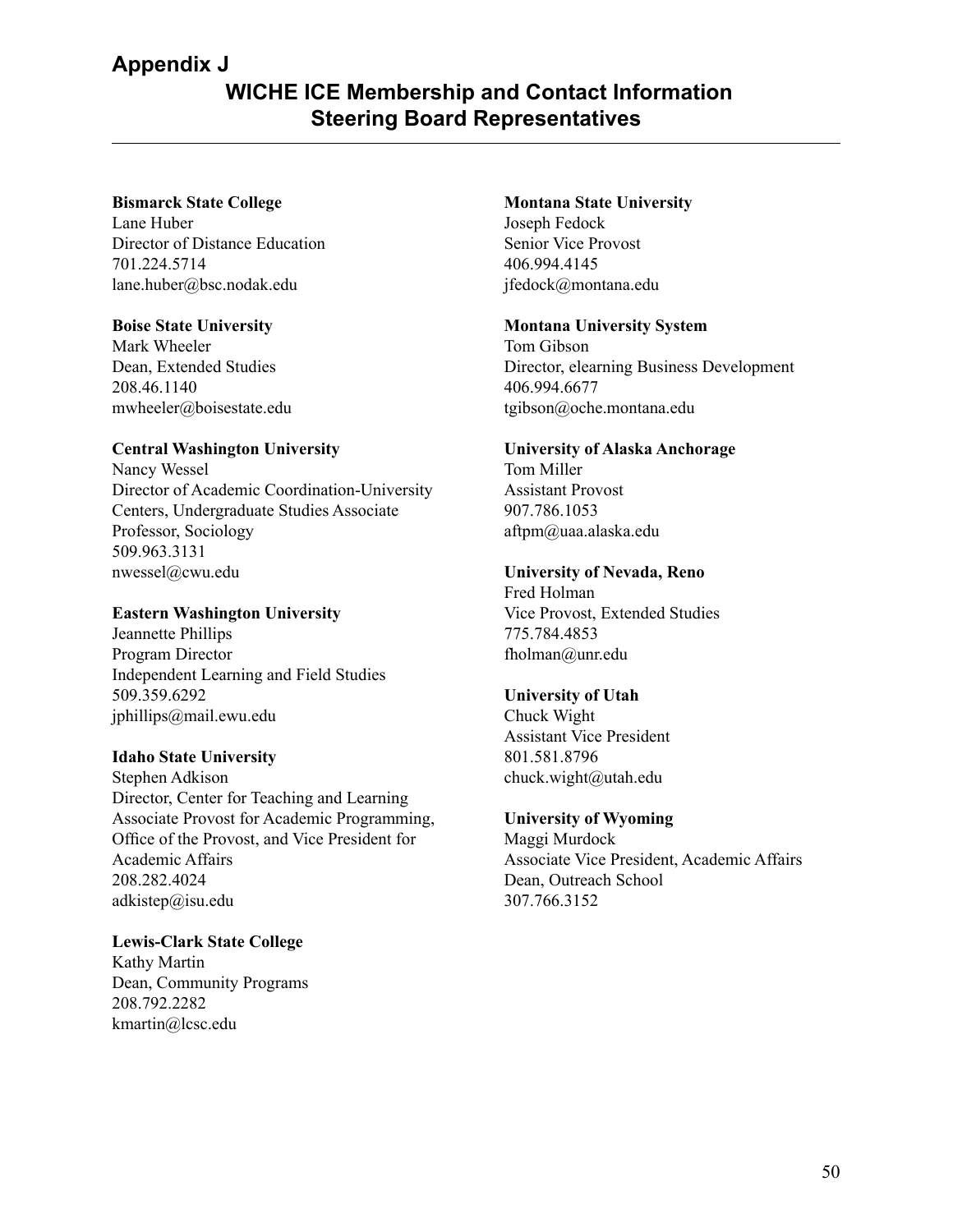# Appendix J

## WICHE ICE Membership and Contact Information
## Steering Board Representatives

**Bismarck State College**
Lane Huber
Director of Distance Education
701.224.5714
lane.huber@bsc.nodak.edu

**Boise State University**
Mark Wheeler
Dean, Extended Studies
208.46.1140
mwheeler@boisestate.edu

**Central Washington University**
Nancy Wessel
Director of Academic Coordination-University Centers, Undergraduate Studies Associate Professor, Sociology
509.963.3131
nwessel@cwu.edu

**Eastern Washington University**
Jeannette Phillips
Program Director
Independent Learning and Field Studies
509.359.6292
jphillips@mail.ewu.edu

**Idaho State University**
Stephen Adkison
Director, Center for Teaching and Learning
Associate Provost for Academic Programming, Office of the Provost, and Vice President for Academic Affairs
208.282.4024
adkistep@isu.edu

**Lewis-Clark State College**
Kathy Martin
Dean, Community Programs
208.792.2282
kmartin@lcsc.edu

**Montana State University**
Joseph Fedock
Senior Vice Provost
406.994.4145
jfedock@montana.edu

**Montana University System**
Tom Gibson
Director, elearning Business Development
406.994.6677
tgibson@oche.montana.edu

**University of Alaska Anchorage**
Tom Miller
Assistant Provost
907.786.1053
aftpm@uaa.alaska.edu

**University of Nevada, Reno**
Fred Holman
Vice Provost, Extended Studies
775.784.4853
fholman@unr.edu

**University of Utah**
Chuck Wight
Assistant Vice President
801.581.8796
chuck.wight@utah.edu

**University of Wyoming**
Maggi Murdock
Associate Vice President, Academic Affairs
Dean, Outreach School
307.766.3152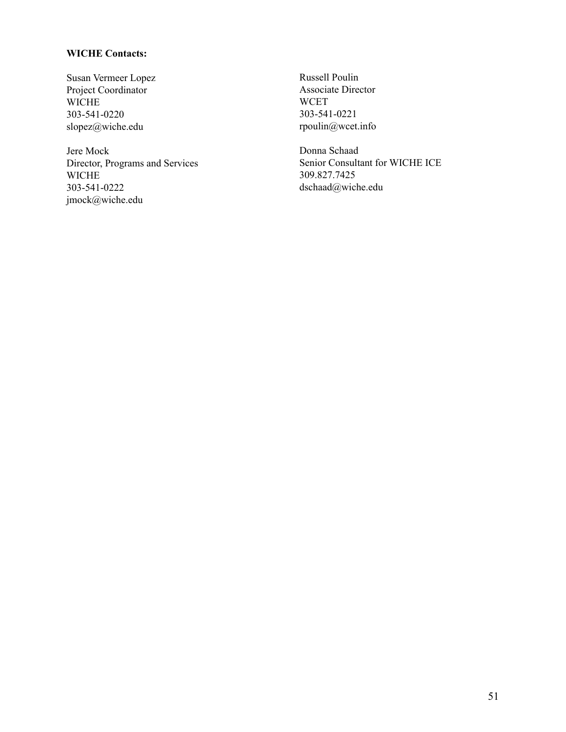**WICHE Contacts:**

Susan Vermeer Lopez
Project Coordinator
WICHE
303-541-0220
slopez@wiche.edu

Jere Mock
Director, Programs and Services
WICHE
303-541-0222
jmock@wiche.edu

Russell Poulin
Associate Director
WCET
303-541-0221
rpoulin@wcet.info

Donna Schaad
Senior Consultant for WICHE ICE
309.827.7425
dschaad@wiche.edu